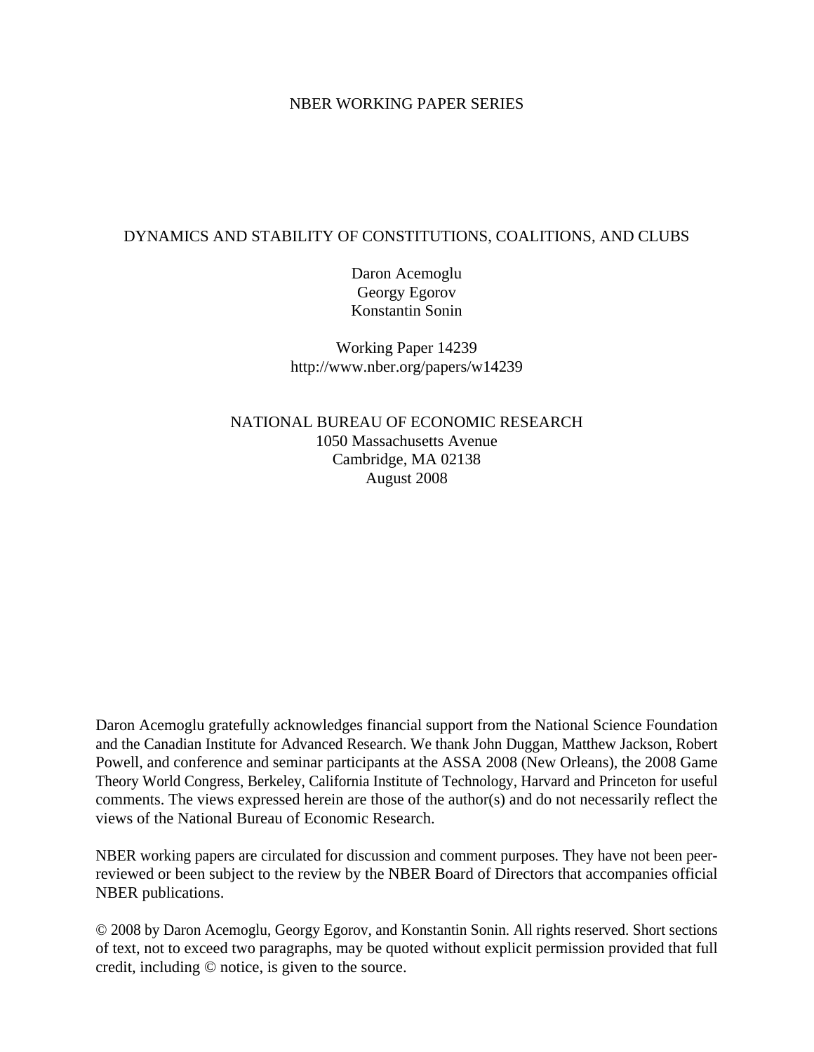NBER WORKING PAPER SERIES

# DYNAMICS AND STABILITY OF CONSTITUTIONS, COALITIONS, AND CLUBS

Daron Acemoglu
Georgy Egorov
Konstantin Sonin

Working Paper 14239
http://www.nber.org/papers/w14239

NATIONAL BUREAU OF ECONOMIC RESEARCH
1050 Massachusetts Avenue
Cambridge, MA 02138
August 2008

Daron Acemoglu gratefully acknowledges financial support from the National Science Foundation and the Canadian Institute for Advanced Research. We thank John Duggan, Matthew Jackson, Robert Powell, and conference and seminar participants at the ASSA 2008 (New Orleans), the 2008 Game Theory World Congress, Berkeley, California Institute of Technology, Harvard and Princeton for useful comments. The views expressed herein are those of the author(s) and do not necessarily reflect the views of the National Bureau of Economic Research.

NBER working papers are circulated for discussion and comment purposes. They have not been peer-reviewed or been subject to the review by the NBER Board of Directors that accompanies official NBER publications.

© 2008 by Daron Acemoglu, Georgy Egorov, and Konstantin Sonin. All rights reserved. Short sections of text, not to exceed two paragraphs, may be quoted without explicit permission provided that full credit, including © notice, is given to the source.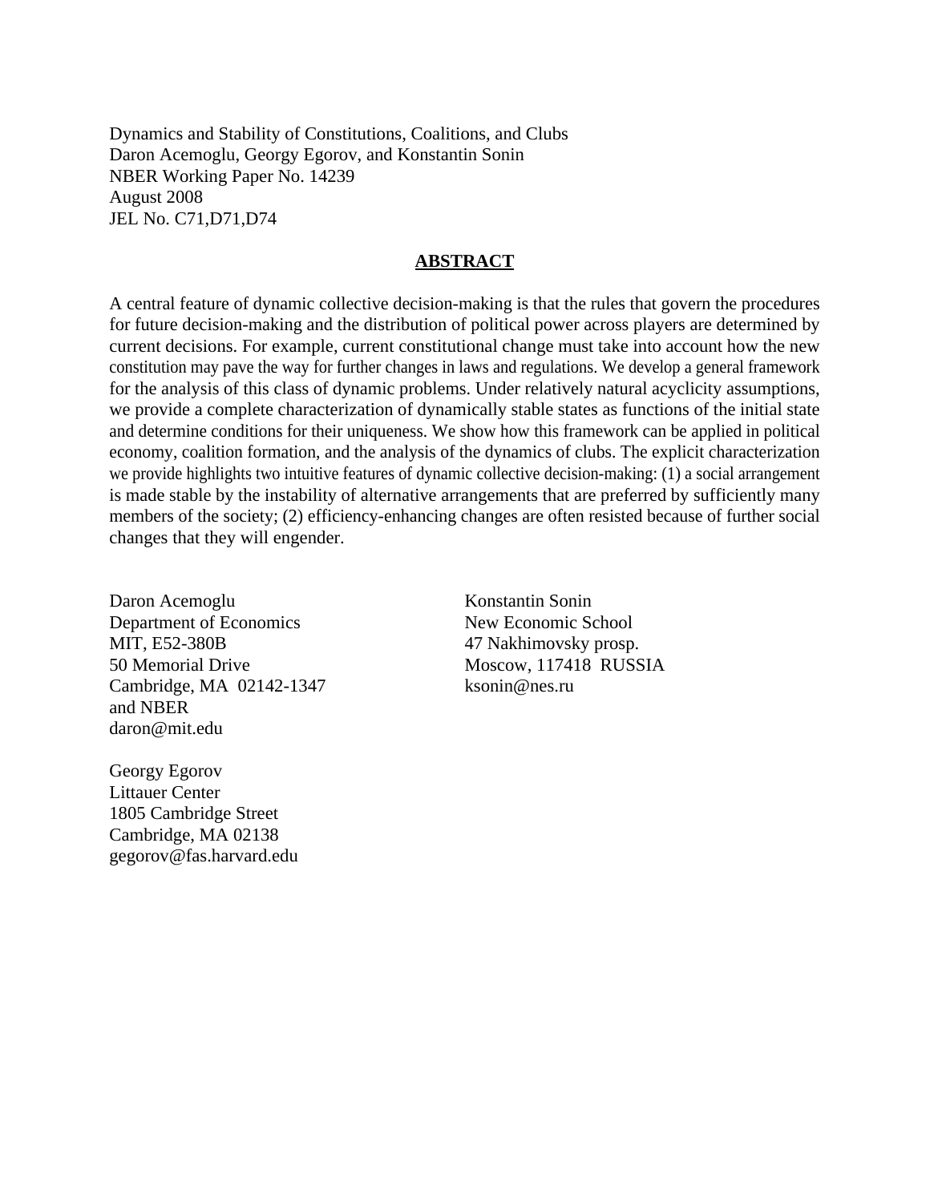Dynamics and Stability of Constitutions, Coalitions, and Clubs
Daron Acemoglu, Georgy Egorov, and Konstantin Sonin
NBER Working Paper No. 14239
August 2008
JEL No. C71,D71,D74

## ABSTRACT

A central feature of dynamic collective decision-making is that the rules that govern the procedures for future decision-making and the distribution of political power across players are determined by current decisions. For example, current constitutional change must take into account how the new constitution may pave the way for further changes in laws and regulations. We develop a general framework for the analysis of this class of dynamic problems. Under relatively natural acyclicity assumptions, we provide a complete characterization of dynamically stable states as functions of the initial state and determine conditions for their uniqueness. We show how this framework can be applied in political economy, coalition formation, and the analysis of the dynamics of clubs. The explicit characterization we provide highlights two intuitive features of dynamic collective decision-making: (1) a social arrangement is made stable by the instability of alternative arrangements that are preferred by sufficiently many members of the society; (2) efficiency-enhancing changes are often resisted because of further social changes that they will engender.

Daron Acemoglu
Department of Economics
MIT, E52-380B
50 Memorial Drive
Cambridge, MA 02142-1347
and NBER
daron@mit.edu

Georgy Egorov
Littauer Center
1805 Cambridge Street
Cambridge, MA 02138
gegorov@fas.harvard.edu

Konstantin Sonin
New Economic School
47 Nakhimovsky prosp.
Moscow, 117418 RUSSIA
ksonin@nes.ru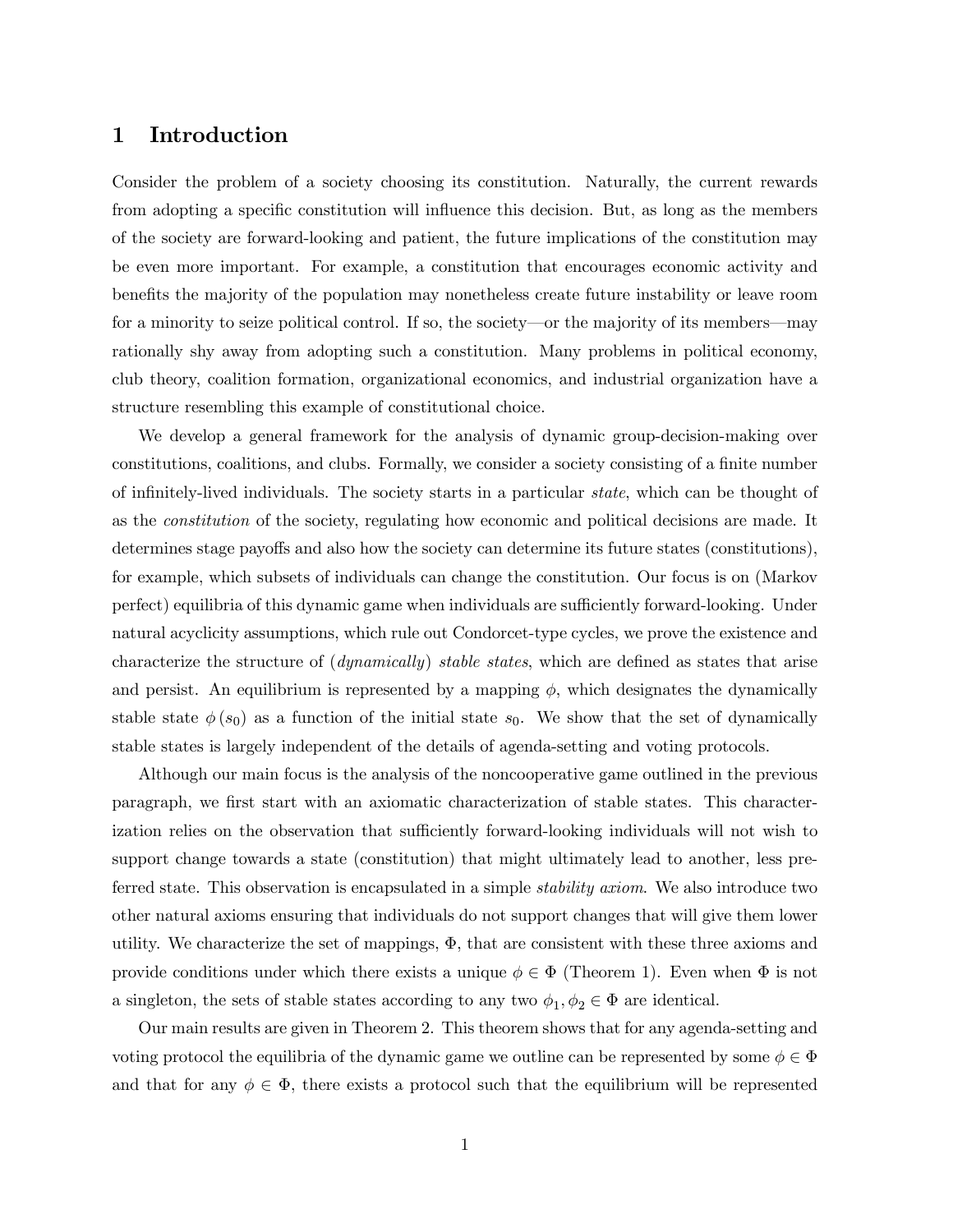# 1 Introduction

Consider the problem of a society choosing its constitution. Naturally, the current rewards from adopting a specific constitution will influence this decision. But, as long as the members of the society are forward-looking and patient, the future implications of the constitution may be even more important. For example, a constitution that encourages economic activity and benefits the majority of the population may nonetheless create future instability or leave room for a minority to seize political control. If so, the society—or the majority of its members—may rationally shy away from adopting such a constitution. Many problems in political economy, club theory, coalition formation, organizational economics, and industrial organization have a structure resembling this example of constitutional choice.

We develop a general framework for the analysis of dynamic group-decision-making over constitutions, coalitions, and clubs. Formally, we consider a society consisting of a finite number of infinitely-lived individuals. The society starts in a particular *state*, which can be thought of as the *constitution* of the society, regulating how economic and political decisions are made. It determines stage payoffs and also how the society can determine its future states (constitutions), for example, which subsets of individuals can change the constitution. Our focus is on (Markov perfect) equilibria of this dynamic game when individuals are sufficiently forward-looking. Under natural acyclicity assumptions, which rule out Condorcet-type cycles, we prove the existence and characterize the structure of (*dynamically*) *stable states*, which are defined as states that arise and persist. An equilibrium is represented by a mapping $\phi$, which designates the dynamically stable state $\phi(s_0)$ as a function of the initial state $s_0$. We show that the set of dynamically stable states is largely independent of the details of agenda-setting and voting protocols.

Although our main focus is the analysis of the noncooperative game outlined in the previous paragraph, we first start with an axiomatic characterization of stable states. This characterization relies on the observation that sufficiently forward-looking individuals will not wish to support change towards a state (constitution) that might ultimately lead to another, less preferred state. This observation is encapsulated in a simple *stability axiom*. We also introduce two other natural axioms ensuring that individuals do not support changes that will give them lower utility. We characterize the set of mappings, $\Phi$, that are consistent with these three axioms and provide conditions under which there exists a unique $\phi \in \Phi$ (Theorem 1). Even when $\Phi$ is not a singleton, the sets of stable states according to any two $\phi_1, \phi_2 \in \Phi$ are identical.

Our main results are given in Theorem 2. This theorem shows that for any agenda-setting and voting protocol the equilibria of the dynamic game we outline can be represented by some $\phi \in \Phi$ and that for any $\phi \in \Phi$, there exists a protocol such that the equilibrium will be represented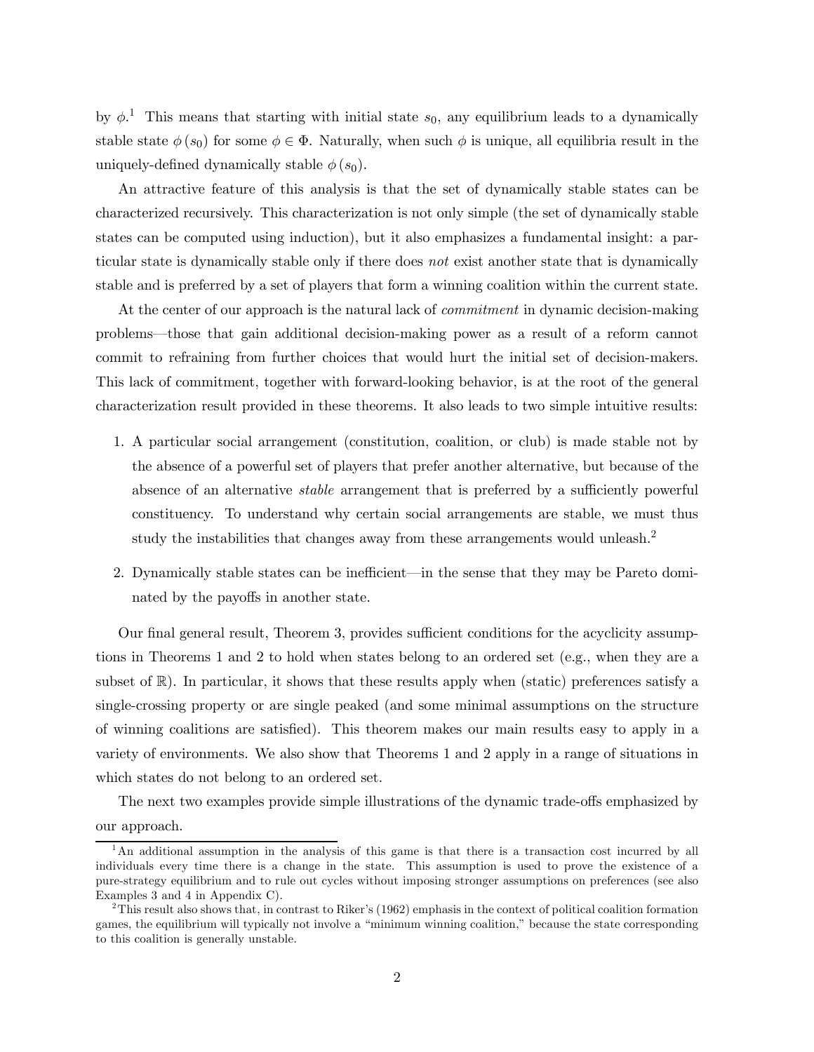by $\phi$.[1] This means that starting with initial state $s_0$, any equilibrium leads to a dynamically stable state $\phi(s_0)$ for some $\phi \in \Phi$. Naturally, when such $\phi$ is unique, all equilibria result in the uniquely-defined dynamically stable $\phi(s_0)$.

An attractive feature of this analysis is that the set of dynamically stable states can be characterized recursively. This characterization is not only simple (the set of dynamically stable states can be computed using induction), but it also emphasizes a fundamental insight: a particular state is dynamically stable only if there does *not* exist another state that is dynamically stable and is preferred by a set of players that form a winning coalition within the current state.

At the center of our approach is the natural lack of *commitment* in dynamic decision-making problems—those that gain additional decision-making power as a result of a reform cannot commit to refraining from further choices that would hurt the initial set of decision-makers. This lack of commitment, together with forward-looking behavior, is at the root of the general characterization result provided in these theorems. It also leads to two simple intuitive results:

1. A particular social arrangement (constitution, coalition, or club) is made stable not by the absence of a powerful set of players that prefer another alternative, but because of the absence of an alternative *stable* arrangement that is preferred by a sufficiently powerful constituency. To understand why certain social arrangements are stable, we must thus study the instabilities that changes away from these arrangements would unleash.[2]

2. Dynamically stable states can be inefficient—in the sense that they may be Pareto dominated by the payoffs in another state.

Our final general result, Theorem 3, provides sufficient conditions for the acyclicity assumptions in Theorems 1 and 2 to hold when states belong to an ordered set (e.g., when they are a subset of $\mathbb{R}$). In particular, it shows that these results apply when (static) preferences satisfy a single-crossing property or are single peaked (and some minimal assumptions on the structure of winning coalitions are satisfied). This theorem makes our main results easy to apply in a variety of environments. We also show that Theorems 1 and 2 apply in a range of situations in which states do not belong to an ordered set.

The next two examples provide simple illustrations of the dynamic trade-offs emphasized by our approach.

---

[1] An additional assumption in the analysis of this game is that there is a transaction cost incurred by all individuals every time there is a change in the state. This assumption is used to prove the existence of a pure-strategy equilibrium and to rule out cycles without imposing stronger assumptions on preferences (see also Examples 3 and 4 in Appendix C).

[2] This result also shows that, in contrast to Riker's (1962) emphasis in the context of political coalition formation games, the equilibrium will typically not involve a "minimum winning coalition," because the state corresponding to this coalition is generally unstable.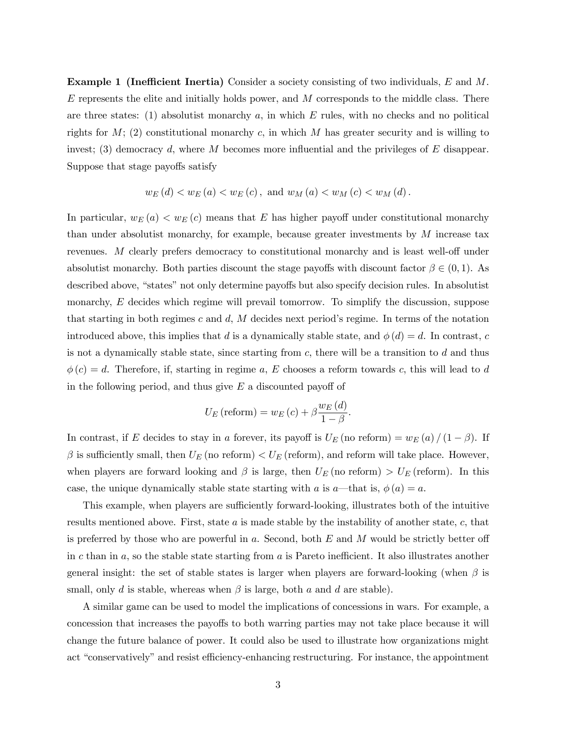**Example 1 (Inefficient Inertia)** Consider a society consisting of two individuals, $E$ and $M$. $E$ represents the elite and initially holds power, and $M$ corresponds to the middle class. There are three states: (1) absolutist monarchy $a$, in which $E$ rules, with no checks and no political rights for $M$; (2) constitutional monarchy $c$, in which $M$ has greater security and is willing to invest; (3) democracy $d$, where $M$ becomes more influential and the privileges of $E$ disappear. Suppose that stage payoffs satisfy

$$w_E(d) < w_E(a) < w_E(c), \text{ and } w_M(a) < w_M(c) < w_M(d).$$

In particular, $w_E(a) < w_E(c)$ means that $E$ has higher payoff under constitutional monarchy than under absolutist monarchy, for example, because greater investments by $M$ increase tax revenues. $M$ clearly prefers democracy to constitutional monarchy and is least well-off under absolutist monarchy. Both parties discount the stage payoffs with discount factor $\beta \in (0,1)$. As described above, "states" not only determine payoffs but also specify decision rules. In absolutist monarchy, $E$ decides which regime will prevail tomorrow. To simplify the discussion, suppose that starting in both regimes $c$ and $d$, $M$ decides next period's regime. In terms of the notation introduced above, this implies that $d$ is a dynamically stable state, and $\phi(d) = d$. In contrast, $c$ is not a dynamically stable state, since starting from $c$, there will be a transition to $d$ and thus $\phi(c) = d$. Therefore, if, starting in regime $a$, $E$ chooses a reform towards $c$, this will lead to $d$ in the following period, and thus give $E$ a discounted payoff of

$$U_E(\text{reform}) = w_E(c) + \beta \frac{w_E(d)}{1-\beta}.$$

In contrast, if $E$ decides to stay in $a$ forever, its payoff is $U_E(\text{no reform}) = w_E(a)/(1-\beta)$. If $\beta$ is sufficiently small, then $U_E(\text{no reform}) < U_E(\text{reform})$, and reform will take place. However, when players are forward looking and $\beta$ is large, then $U_E(\text{no reform}) > U_E(\text{reform})$. In this case, the unique dynamically stable state starting with $a$ is $a$—that is, $\phi(a) = a$.

This example, when players are sufficiently forward-looking, illustrates both of the intuitive results mentioned above. First, state $a$ is made stable by the instability of another state, $c$, that is preferred by those who are powerful in $a$. Second, both $E$ and $M$ would be strictly better off in $c$ than in $a$, so the stable state starting from $a$ is Pareto inefficient. It also illustrates another general insight: the set of stable states is larger when players are forward-looking (when $\beta$ is small, only $d$ is stable, whereas when $\beta$ is large, both $a$ and $d$ are stable).

A similar game can be used to model the implications of concessions in wars. For example, a concession that increases the payoffs to both warring parties may not take place because it will change the future balance of power. It could also be used to illustrate how organizations might act "conservatively" and resist efficiency-enhancing restructuring. For instance, the appointment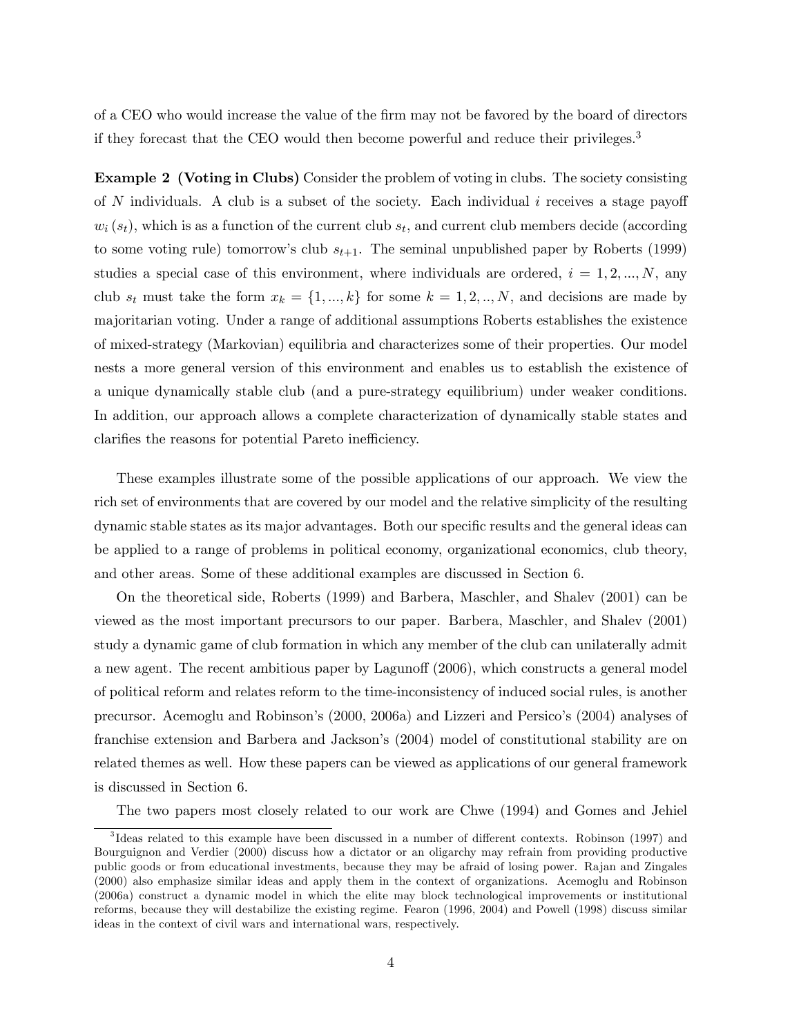of a CEO who would increase the value of the firm may not be favored by the board of directors if they forecast that the CEO would then become powerful and reduce their privileges.[3]

**Example 2 (Voting in Clubs)** Consider the problem of voting in clubs. The society consisting of $N$ individuals. A club is a subset of the society. Each individual $i$ receives a stage payoff $w_i(s_t)$, which is as a function of the current club $s_t$, and current club members decide (according to some voting rule) tomorrow's club $s_{t+1}$. The seminal unpublished paper by Roberts (1999) studies a special case of this environment, where individuals are ordered, $i = 1, 2, ..., N$, any club $s_t$ must take the form $x_k = \{1, ..., k\}$ for some $k = 1, 2, .., N$, and decisions are made by majoritarian voting. Under a range of additional assumptions Roberts establishes the existence of mixed-strategy (Markovian) equilibria and characterizes some of their properties. Our model nests a more general version of this environment and enables us to establish the existence of a unique dynamically stable club (and a pure-strategy equilibrium) under weaker conditions. In addition, our approach allows a complete characterization of dynamically stable states and clarifies the reasons for potential Pareto inefficiency.

These examples illustrate some of the possible applications of our approach. We view the rich set of environments that are covered by our model and the relative simplicity of the resulting dynamic stable states as its major advantages. Both our specific results and the general ideas can be applied to a range of problems in political economy, organizational economics, club theory, and other areas. Some of these additional examples are discussed in Section 6.

On the theoretical side, Roberts (1999) and Barbera, Maschler, and Shalev (2001) can be viewed as the most important precursors to our paper. Barbera, Maschler, and Shalev (2001) study a dynamic game of club formation in which any member of the club can unilaterally admit a new agent. The recent ambitious paper by Lagunoff (2006), which constructs a general model of political reform and relates reform to the time-inconsistency of induced social rules, is another precursor. Acemoglu and Robinson's (2000, 2006a) and Lizzeri and Persico's (2004) analyses of franchise extension and Barbera and Jackson's (2004) model of constitutional stability are on related themes as well. How these papers can be viewed as applications of our general framework is discussed in Section 6.

The two papers most closely related to our work are Chwe (1994) and Gomes and Jehiel

[3]Ideas related to this example have been discussed in a number of different contexts. Robinson (1997) and Bourguignon and Verdier (2000) discuss how a dictator or an oligarchy may refrain from providing productive public goods or from educational investments, because they may be afraid of losing power. Rajan and Zingales (2000) also emphasize similar ideas and apply them in the context of organizations. Acemoglu and Robinson (2006a) construct a dynamic model in which the elite may block technological improvements or institutional reforms, because they will destabilize the existing regime. Fearon (1996, 2004) and Powell (1998) discuss similar ideas in the context of civil wars and international wars, respectively.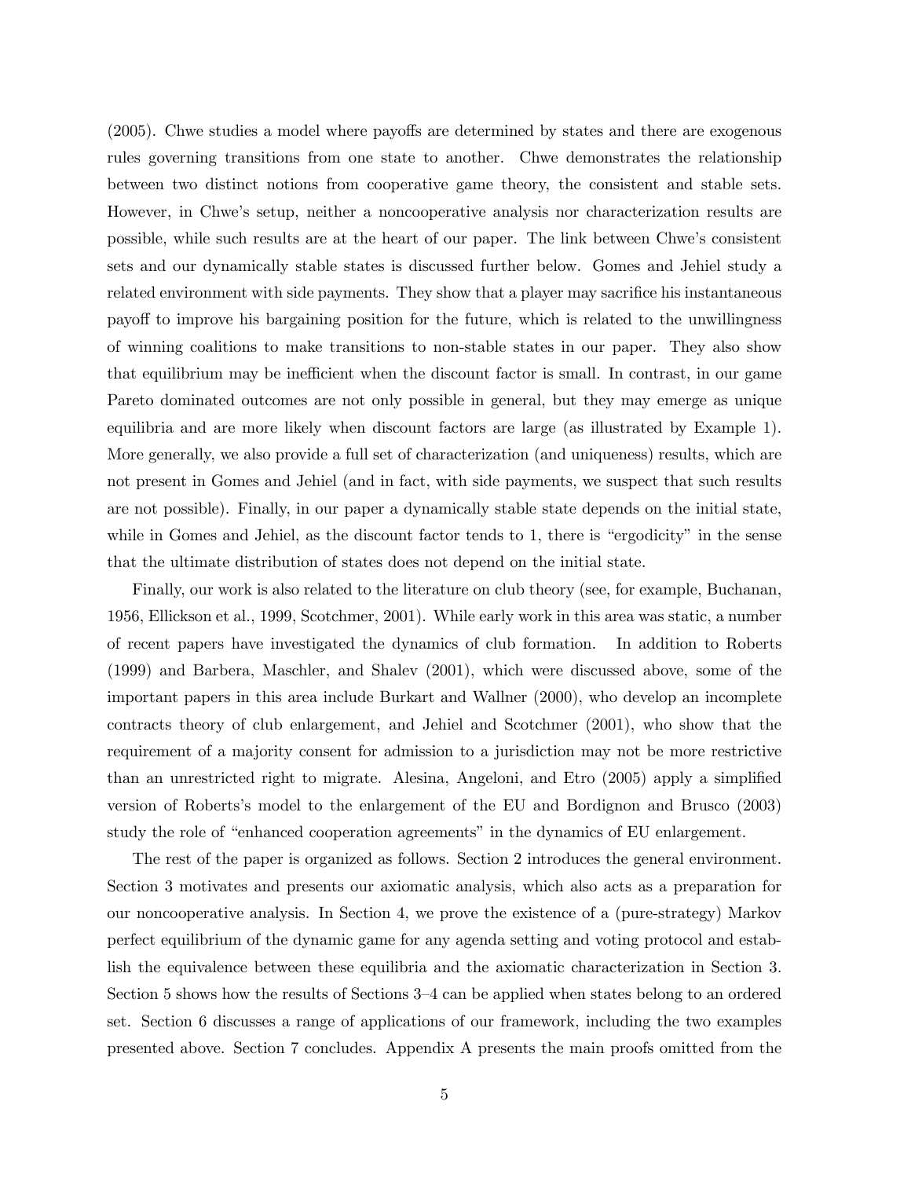(2005). Chwe studies a model where payoffs are determined by states and there are exogenous rules governing transitions from one state to another. Chwe demonstrates the relationship between two distinct notions from cooperative game theory, the consistent and stable sets. However, in Chwe's setup, neither a noncooperative analysis nor characterization results are possible, while such results are at the heart of our paper. The link between Chwe's consistent sets and our dynamically stable states is discussed further below. Gomes and Jehiel study a related environment with side payments. They show that a player may sacrifice his instantaneous payoff to improve his bargaining position for the future, which is related to the unwillingness of winning coalitions to make transitions to non-stable states in our paper. They also show that equilibrium may be inefficient when the discount factor is small. In contrast, in our game Pareto dominated outcomes are not only possible in general, but they may emerge as unique equilibria and are more likely when discount factors are large (as illustrated by Example 1). More generally, we also provide a full set of characterization (and uniqueness) results, which are not present in Gomes and Jehiel (and in fact, with side payments, we suspect that such results are not possible). Finally, in our paper a dynamically stable state depends on the initial state, while in Gomes and Jehiel, as the discount factor tends to 1, there is "ergodicity" in the sense that the ultimate distribution of states does not depend on the initial state.

Finally, our work is also related to the literature on club theory (see, for example, Buchanan, 1956, Ellickson et al., 1999, Scotchmer, 2001). While early work in this area was static, a number of recent papers have investigated the dynamics of club formation. In addition to Roberts (1999) and Barbera, Maschler, and Shalev (2001), which were discussed above, some of the important papers in this area include Burkart and Wallner (2000), who develop an incomplete contracts theory of club enlargement, and Jehiel and Scotchmer (2001), who show that the requirement of a majority consent for admission to a jurisdiction may not be more restrictive than an unrestricted right to migrate. Alesina, Angeloni, and Etro (2005) apply a simplified version of Roberts's model to the enlargement of the EU and Bordignon and Brusco (2003) study the role of "enhanced cooperation agreements" in the dynamics of EU enlargement.

The rest of the paper is organized as follows. Section 2 introduces the general environment. Section 3 motivates and presents our axiomatic analysis, which also acts as a preparation for our noncooperative analysis. In Section 4, we prove the existence of a (pure-strategy) Markov perfect equilibrium of the dynamic game for any agenda setting and voting protocol and establish the equivalence between these equilibria and the axiomatic characterization in Section 3. Section 5 shows how the results of Sections 3–4 can be applied when states belong to an ordered set. Section 6 discusses a range of applications of our framework, including the two examples presented above. Section 7 concludes. Appendix A presents the main proofs omitted from the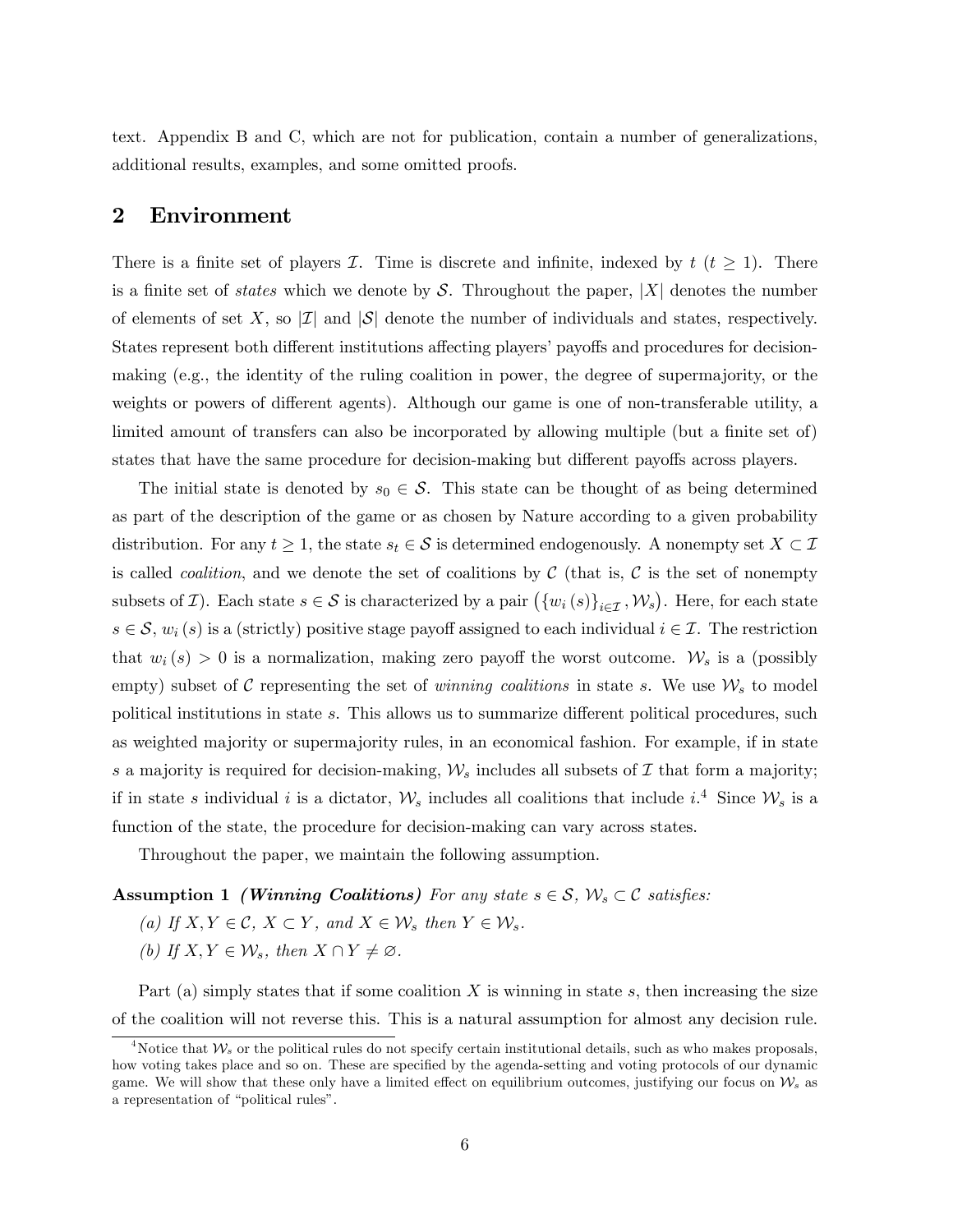text. Appendix B and C, which are not for publication, contain a number of generalizations, additional results, examples, and some omitted proofs.

## 2 Environment

There is a finite set of players $\mathcal{I}$. Time is discrete and infinite, indexed by $t$ ($t \geq 1$). There is a finite set of *states* which we denote by $\mathcal{S}$. Throughout the paper, $|X|$ denotes the number of elements of set $X$, so $|\mathcal{I}|$ and $|\mathcal{S}|$ denote the number of individuals and states, respectively. States represent both different institutions affecting players' payoffs and procedures for decision-making (e.g., the identity of the ruling coalition in power, the degree of supermajority, or the weights or powers of different agents). Although our game is one of non-transferable utility, a limited amount of transfers can also be incorporated by allowing multiple (but a finite set of) states that have the same procedure for decision-making but different payoffs across players.

The initial state is denoted by $s_0 \in \mathcal{S}$. This state can be thought of as being determined as part of the description of the game or as chosen by Nature according to a given probability distribution. For any $t \geq 1$, the state $s_t \in \mathcal{S}$ is determined endogenously. A nonempty set $X \subset \mathcal{I}$ is called *coalition*, and we denote the set of coalitions by $\mathcal{C}$ (that is, $\mathcal{C}$ is the set of nonempty subsets of $\mathcal{I}$). Each state $s \in \mathcal{S}$ is characterized by a pair $\left(\{w_i(s)\}_{i\in\mathcal{I}}, \mathcal{W}_s\right)$. Here, for each state $s \in \mathcal{S}$, $w_i(s)$ is a (strictly) positive stage payoff assigned to each individual $i \in \mathcal{I}$. The restriction that $w_i(s) > 0$ is a normalization, making zero payoff the worst outcome. $\mathcal{W}_s$ is a (possibly empty) subset of $\mathcal{C}$ representing the set of *winning coalitions* in state $s$. We use $\mathcal{W}_s$ to model political institutions in state $s$. This allows us to summarize different political procedures, such as weighted majority or supermajority rules, in an economical fashion. For example, if in state $s$ a majority is required for decision-making, $\mathcal{W}_s$ includes all subsets of $\mathcal{I}$ that form a majority; if in state $s$ individual $i$ is a dictator, $\mathcal{W}_s$ includes all coalitions that include $i$.[4] Since $\mathcal{W}_s$ is a function of the state, the procedure for decision-making can vary across states.

Throughout the paper, we maintain the following assumption.

**Assumption 1** ***(Winning Coalitions)*** *For any state $s \in \mathcal{S}$, $\mathcal{W}_s \subset \mathcal{C}$ satisfies:*

*(a) If $X, Y \in \mathcal{C}$, $X \subset Y$, and $X \in \mathcal{W}_s$ then $Y \in \mathcal{W}_s$.*

*(b) If $X, Y \in \mathcal{W}_s$, then $X \cap Y \neq \varnothing$.*

Part (a) simply states that if some coalition $X$ is winning in state $s$, then increasing the size of the coalition will not reverse this. This is a natural assumption for almost any decision rule.

[4] Notice that $\mathcal{W}_s$ or the political rules do not specify certain institutional details, such as who makes proposals, how voting takes place and so on. These are specified by the agenda-setting and voting protocols of our dynamic game. We will show that these only have a limited effect on equilibrium outcomes, justifying our focus on $\mathcal{W}_s$ as a representation of "political rules".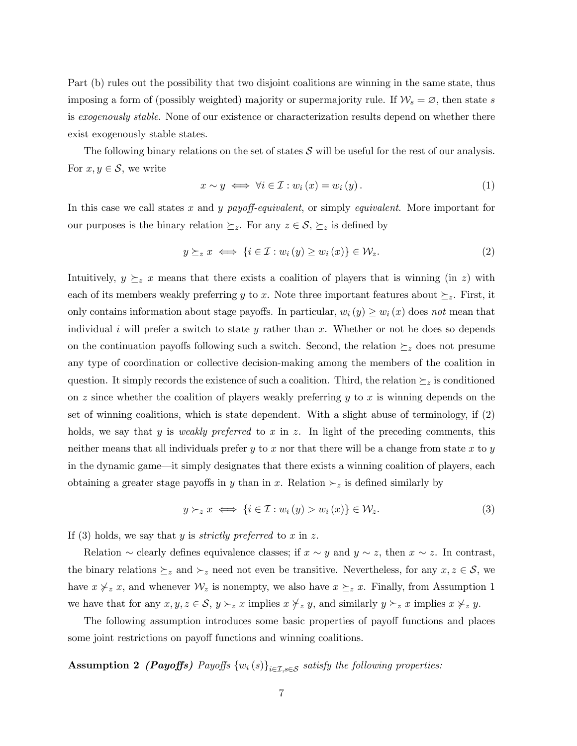Part (b) rules out the possibility that two disjoint coalitions are winning in the same state, thus imposing a form of (possibly weighted) majority or supermajority rule. If $\mathcal{W}_s = \varnothing$, then state $s$ is *exogenously stable*. None of our existence or characterization results depend on whether there exist exogenously stable states.

The following binary relations on the set of states $\mathcal{S}$ will be useful for the rest of our analysis. For $x, y \in \mathcal{S}$, we write

$$x \sim y \iff \forall i \in \mathcal{I} : w_i(x) = w_i(y). \tag{1}$$

In this case we call states $x$ and $y$ *payoff-equivalent*, or simply *equivalent*. More important for our purposes is the binary relation $\succeq_z$. For any $z \in \mathcal{S}$, $\succeq_z$ is defined by

$$y \succeq_z x \iff \{i \in \mathcal{I} : w_i(y) \geq w_i(x)\} \in \mathcal{W}_z. \tag{2}$$

Intuitively, $y \succeq_z x$ means that there exists a coalition of players that is winning (in $z$) with each of its members weakly preferring $y$ to $x$. Note three important features about $\succeq_z$. First, it only contains information about stage payoffs. In particular, $w_i(y) \geq w_i(x)$ does *not* mean that individual $i$ will prefer a switch to state $y$ rather than $x$. Whether or not he does so depends on the continuation payoffs following such a switch. Second, the relation $\succeq_z$ does not presume any type of coordination or collective decision-making among the members of the coalition in question. It simply records the existence of such a coalition. Third, the relation $\succeq_z$ is conditioned on $z$ since whether the coalition of players weakly preferring $y$ to $x$ is winning depends on the set of winning coalitions, which is state dependent. With a slight abuse of terminology, if (2) holds, we say that $y$ is *weakly preferred* to $x$ in $z$. In light of the preceding comments, this neither means that all individuals prefer $y$ to $x$ nor that there will be a change from state $x$ to $y$ in the dynamic game—it simply designates that there exists a winning coalition of players, each obtaining a greater stage payoffs in $y$ than in $x$. Relation $\succ_z$ is defined similarly by

$$y \succ_z x \iff \{i \in \mathcal{I} : w_i(y) > w_i(x)\} \in \mathcal{W}_z. \tag{3}$$

If (3) holds, we say that $y$ is *strictly preferred* to $x$ in $z$.

Relation $\sim$ clearly defines equivalence classes; if $x \sim y$ and $y \sim z$, then $x \sim z$. In contrast, the binary relations $\succeq_z$ and $\succ_z$ need not even be transitive. Nevertheless, for any $x, z \in \mathcal{S}$, we have $x \not\succ_z x$, and whenever $\mathcal{W}_z$ is nonempty, we also have $x \succeq_z x$. Finally, from Assumption 1 we have that for any $x, y, z \in \mathcal{S}$, $y \succ_z x$ implies $x \not\succeq_z y$, and similarly $y \succeq_z x$ implies $x \not\succ_z y$.

The following assumption introduces some basic properties of payoff functions and places some joint restrictions on payoff functions and winning coalitions.

**Assumption 2** ***(Payoffs)*** *Payoffs* $\{w_i(s)\}_{i \in \mathcal{I}, s \in \mathcal{S}}$ *satisfy the following properties:*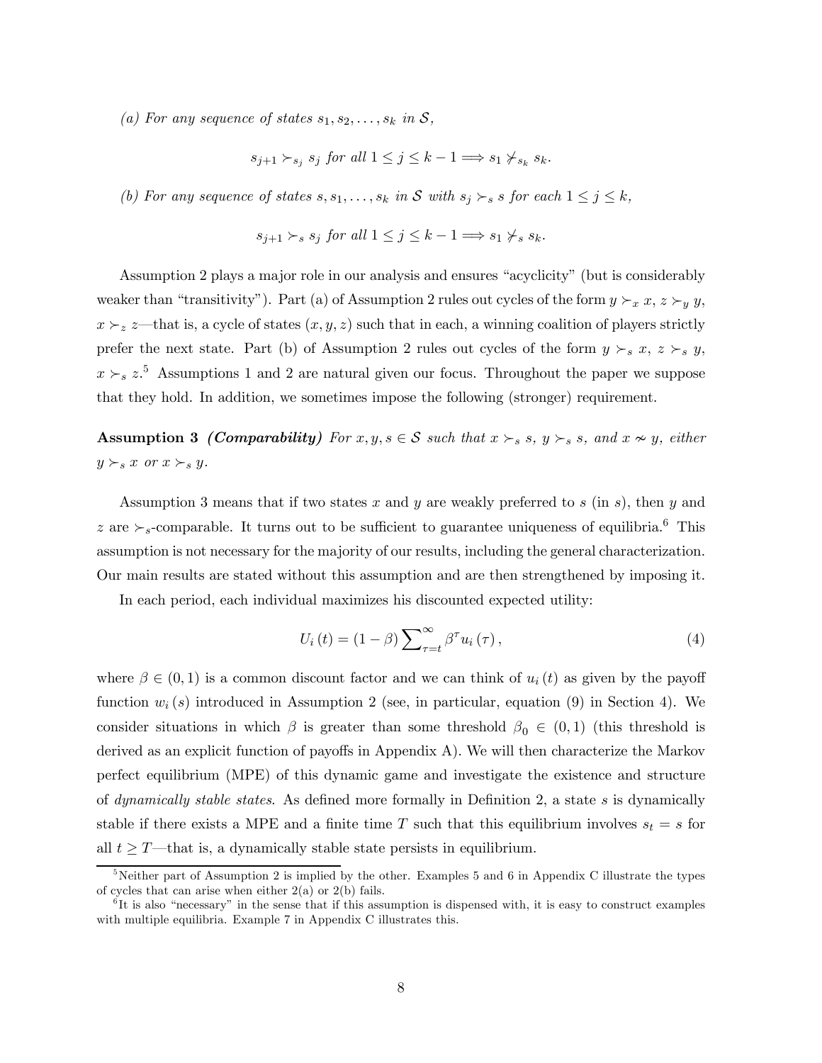*(a) For any sequence of states $s_1, s_2, \ldots, s_k$ in $\mathcal{S}$,*

$$s_{j+1} \succ_{s_j} s_j \text{ for all } 1 \leq j \leq k-1 \Longrightarrow s_1 \not\succ_{s_k} s_k.$$

*(b) For any sequence of states $s, s_1, \ldots, s_k$ in $\mathcal{S}$ with $s_j \succ_s s$ for each $1 \leq j \leq k$,*

$$s_{j+1} \succ_s s_j \text{ for all } 1 \leq j \leq k-1 \Longrightarrow s_1 \not\succ_s s_k.$$

Assumption 2 plays a major role in our analysis and ensures "acyclicity" (but is considerably weaker than "transitivity"). Part (a) of Assumption 2 rules out cycles of the form $y \succ_x x$, $z \succ_y y$, $x \succ_z z$—that is, a cycle of states $(x, y, z)$ such that in each, a winning coalition of players strictly prefer the next state. Part (b) of Assumption 2 rules out cycles of the form $y \succ_s x$, $z \succ_s y$, $x \succ_s z$.[5] Assumptions 1 and 2 are natural given our focus. Throughout the paper we suppose that they hold. In addition, we sometimes impose the following (stronger) requirement.

**Assumption 3** ***(Comparability)*** *For $x, y, s \in \mathcal{S}$ such that $x \succ_s s$, $y \succ_s s$, and $x \nsim y$, either $y \succ_s x$ or $x \succ_s y$.*

Assumption 3 means that if two states $x$ and $y$ are weakly preferred to $s$ (in $s$), then $y$ and $z$ are $\succ_s$-comparable. It turns out to be sufficient to guarantee uniqueness of equilibria.[6] This assumption is not necessary for the majority of our results, including the general characterization. Our main results are stated without this assumption and are then strengthened by imposing it.

In each period, each individual maximizes his discounted expected utility:

$$U_i(t) = (1-\beta) \sum\nolimits_{\tau=t}^{\infty} \beta^{\tau} u_i(\tau), \tag{4}$$

where $\beta \in (0, 1)$ is a common discount factor and we can think of $u_i(t)$ as given by the payoff function $w_i(s)$ introduced in Assumption 2 (see, in particular, equation (9) in Section 4). We consider situations in which $\beta$ is greater than some threshold $\beta_0 \in (0, 1)$ (this threshold is derived as an explicit function of payoffs in Appendix A). We will then characterize the Markov perfect equilibrium (MPE) of this dynamic game and investigate the existence and structure of *dynamically stable states*. As defined more formally in Definition 2, a state $s$ is dynamically stable if there exists a MPE and a finite time $T$ such that this equilibrium involves $s_t = s$ for all $t \geq T$—that is, a dynamically stable state persists in equilibrium.

[5] Neither part of Assumption 2 is implied by the other. Examples 5 and 6 in Appendix C illustrate the types of cycles that can arise when either 2(a) or 2(b) fails.

[6] It is also "necessary" in the sense that if this assumption is dispensed with, it is easy to construct examples with multiple equilibria. Example 7 in Appendix C illustrates this.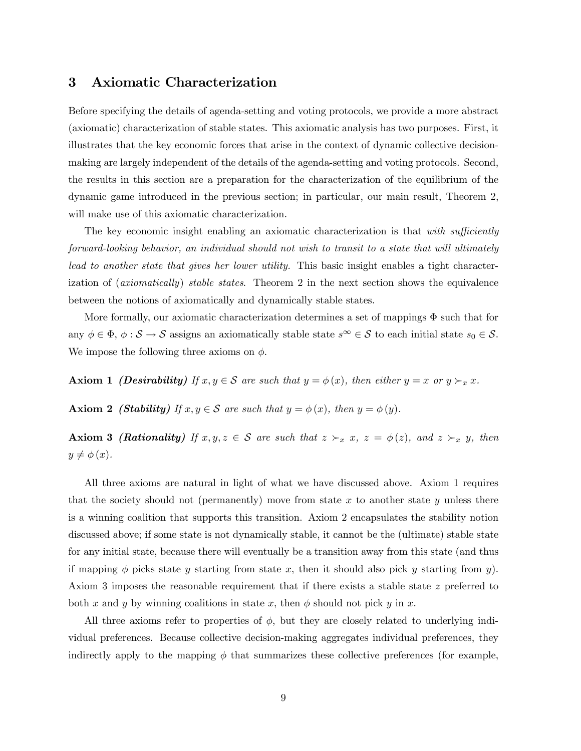## 3 Axiomatic Characterization

Before specifying the details of agenda-setting and voting protocols, we provide a more abstract (axiomatic) characterization of stable states. This axiomatic analysis has two purposes. First, it illustrates that the key economic forces that arise in the context of dynamic collective decision-making are largely independent of the details of the agenda-setting and voting protocols. Second, the results in this section are a preparation for the characterization of the equilibrium of the dynamic game introduced in the previous section; in particular, our main result, Theorem 2, will make use of this axiomatic characterization.

The key economic insight enabling an axiomatic characterization is that *with sufficiently forward-looking behavior, an individual should not wish to transit to a state that will ultimately lead to another state that gives her lower utility.* This basic insight enables a tight characterization of (*axiomatically*) *stable states*. Theorem 2 in the next section shows the equivalence between the notions of axiomatically and dynamically stable states.

More formally, our axiomatic characterization determines a set of mappings $\Phi$ such that for any $\phi \in \Phi$, $\phi : \mathcal{S} \to \mathcal{S}$ assigns an axiomatically stable state $s^{\infty} \in \mathcal{S}$ to each initial state $s_0 \in \mathcal{S}$. We impose the following three axioms on $\phi$.

**Axiom 1** ***(Desirability)*** *If $x, y \in \mathcal{S}$ are such that $y = \phi(x)$, then either $y = x$ or $y \succ_x x$.*

**Axiom 2** ***(Stability)*** *If $x, y \in \mathcal{S}$ are such that $y = \phi(x)$, then $y = \phi(y)$.*

**Axiom 3** ***(Rationality)*** *If $x, y, z \in \mathcal{S}$ are such that $z \succ_x x$, $z = \phi(z)$, and $z \succ_x y$, then $y \neq \phi(x)$.*

All three axioms are natural in light of what we have discussed above. Axiom 1 requires that the society should not (permanently) move from state $x$ to another state $y$ unless there is a winning coalition that supports this transition. Axiom 2 encapsulates the stability notion discussed above; if some state is not dynamically stable, it cannot be the (ultimate) stable state for any initial state, because there will eventually be a transition away from this state (and thus if mapping $\phi$ picks state $y$ starting from state $x$, then it should also pick $y$ starting from $y$). Axiom 3 imposes the reasonable requirement that if there exists a stable state $z$ preferred to both $x$ and $y$ by winning coalitions in state $x$, then $\phi$ should not pick $y$ in $x$.

All three axioms refer to properties of $\phi$, but they are closely related to underlying individual preferences. Because collective decision-making aggregates individual preferences, they indirectly apply to the mapping $\phi$ that summarizes these collective preferences (for example,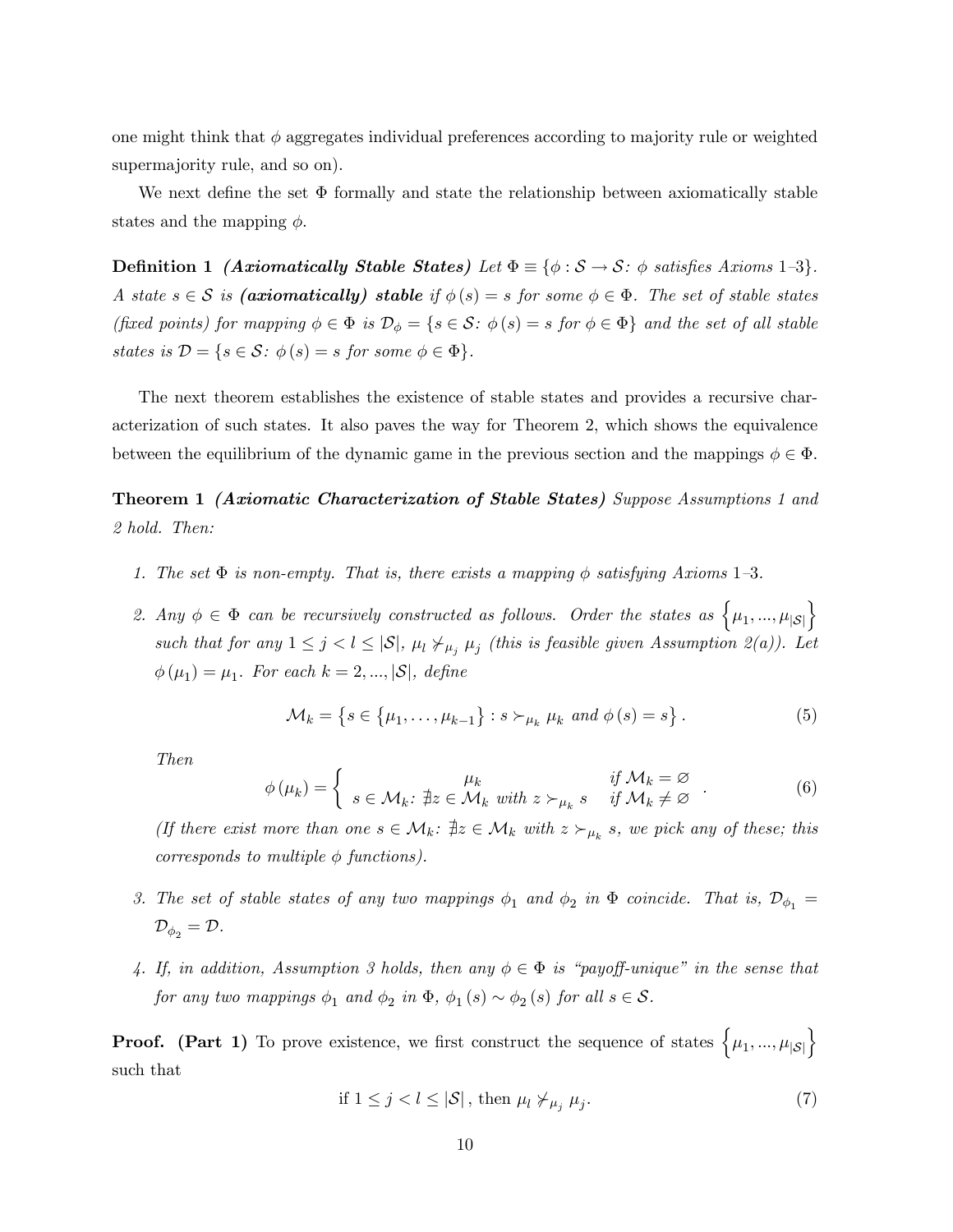one might think that $\phi$ aggregates individual preferences according to majority rule or weighted supermajority rule, and so on).

We next define the set $\Phi$ formally and state the relationship between axiomatically stable states and the mapping $\phi$.

**Definition 1** ***(Axiomatically Stable States)*** *Let $\Phi \equiv \{\phi : \mathcal{S} \to \mathcal{S}$: $\phi$ satisfies Axioms 1–3$\}$. A state $s \in \mathcal{S}$ is **(axiomatically) stable** if $\phi(s) = s$ for some $\phi \in \Phi$. The set of stable states (fixed points) for mapping $\phi \in \Phi$ is $\mathcal{D}_\phi = \{s \in \mathcal{S}\colon \phi(s) = s \text{ for } \phi \in \Phi\}$ and the set of all stable states is $\mathcal{D} = \{s \in \mathcal{S}\colon \phi(s) = s \text{ for some } \phi \in \Phi\}$.*

The next theorem establishes the existence of stable states and provides a recursive characterization of such states. It also paves the way for Theorem 2, which shows the equivalence between the equilibrium of the dynamic game in the previous section and the mappings $\phi \in \Phi$.

**Theorem 1** ***(Axiomatic Characterization of Stable States)*** *Suppose Assumptions 1 and 2 hold. Then:*

1. *The set $\Phi$ is non-empty. That is, there exists a mapping $\phi$ satisfying Axioms 1–3.*
2. *Any $\phi \in \Phi$ can be recursively constructed as follows. Order the states as $\left\{\mu_1, ..., \mu_{|\mathcal{S}|}\right\}$ such that for any $1 \leq j < l \leq |\mathcal{S}|$, $\mu_l \not\succ_{\mu_j} \mu_j$ (this is feasible given Assumption 2(a)). Let $\phi(\mu_1) = \mu_1$. For each $k = 2, ..., |\mathcal{S}|$, define*

$$\mathcal{M}_k = \left\{s \in \{\mu_1, \ldots, \mu_{k-1}\} : s \succ_{\mu_k} \mu_k \text{ and } \phi(s) = s\right\}. \tag{5}$$

   *Then*

$$\phi(\mu_k) = \begin{cases} \mu_k & \text{if } \mathcal{M}_k = \varnothing \\ s \in \mathcal{M}_k\colon \nexists z \in \mathcal{M}_k \text{ with } z \succ_{\mu_k} s & \text{if } \mathcal{M}_k \neq \varnothing \end{cases}. \tag{6}$$

   *(If there exist more than one $s \in \mathcal{M}_k$: $\nexists z \in \mathcal{M}_k$ with $z \succ_{\mu_k} s$, we pick any of these; this corresponds to multiple $\phi$ functions).*
3. *The set of stable states of any two mappings $\phi_1$ and $\phi_2$ in $\Phi$ coincide. That is, $\mathcal{D}_{\phi_1} = \mathcal{D}_{\phi_2} = \mathcal{D}$.*
4. *If, in addition, Assumption 3 holds, then any $\phi \in \Phi$ is "payoff-unique" in the sense that for any two mappings $\phi_1$ and $\phi_2$ in $\Phi$, $\phi_1(s) \sim \phi_2(s)$ for all $s \in \mathcal{S}$.*

**Proof. (Part 1)** To prove existence, we first construct the sequence of states $\left\{\mu_1, ..., \mu_{|\mathcal{S}|}\right\}$ such that

$$\text{if } 1 \leq j < l \leq |\mathcal{S}|, \text{ then } \mu_l \not\succ_{\mu_j} \mu_j. \tag{7}$$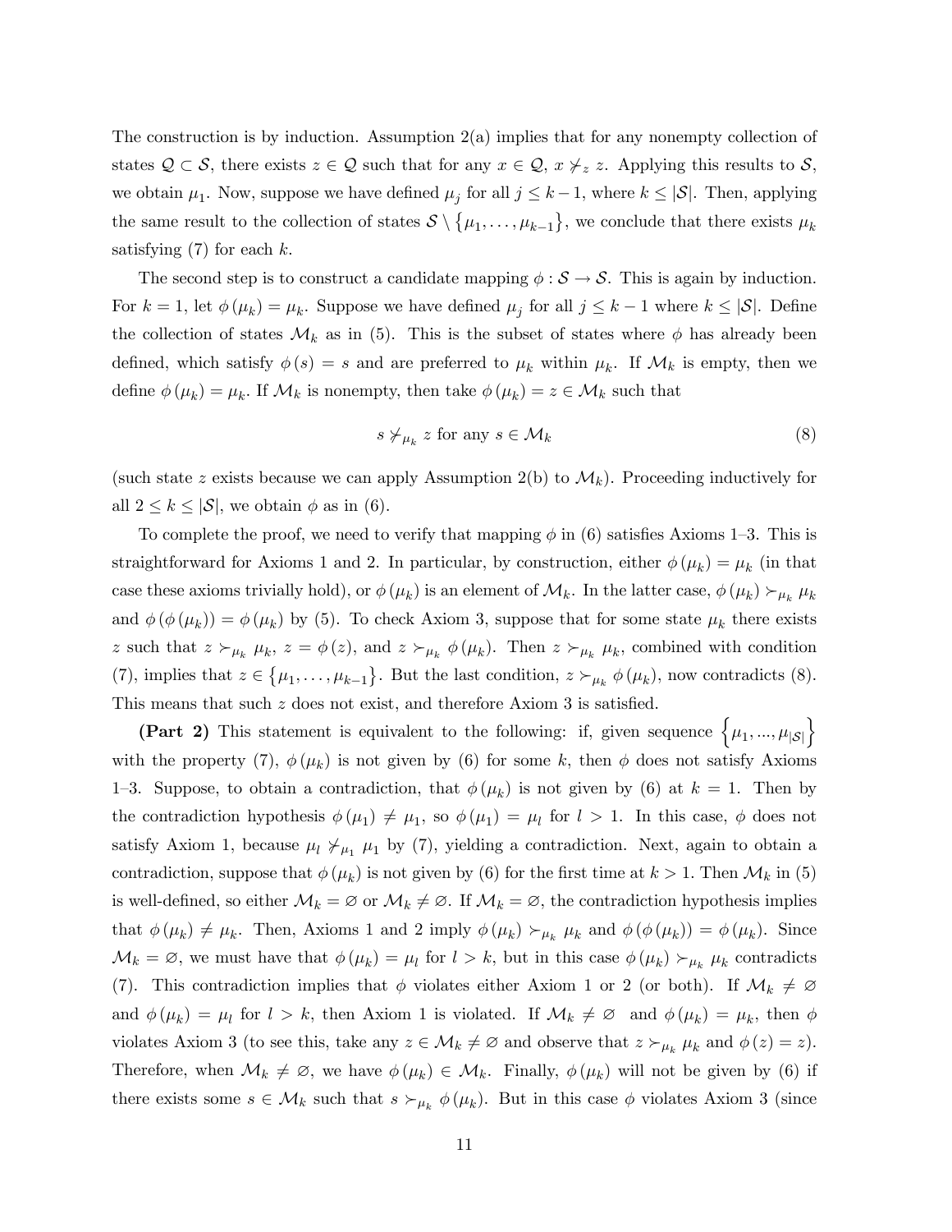The construction is by induction. Assumption 2(a) implies that for any nonempty collection of states $\mathcal{Q} \subset \mathcal{S}$, there exists $z \in \mathcal{Q}$ such that for any $x \in \mathcal{Q}$, $x \not\succ_z z$. Applying this results to $\mathcal{S}$, we obtain $\mu_1$. Now, suppose we have defined $\mu_j$ for all $j \leq k-1$, where $k \leq |\mathcal{S}|$. Then, applying the same result to the collection of states $\mathcal{S} \setminus \{\mu_1, \ldots, \mu_{k-1}\}$, we conclude that there exists $\mu_k$ satisfying (7) for each $k$.

The second step is to construct a candidate mapping $\phi : \mathcal{S} \to \mathcal{S}$. This is again by induction. For $k = 1$, let $\phi(\mu_k) = \mu_k$. Suppose we have defined $\mu_j$ for all $j \leq k-1$ where $k \leq |\mathcal{S}|$. Define the collection of states $\mathcal{M}_k$ as in (5). This is the subset of states where $\phi$ has already been defined, which satisfy $\phi(s) = s$ and are preferred to $\mu_k$ within $\mu_k$. If $\mathcal{M}_k$ is empty, then we define $\phi(\mu_k) = \mu_k$. If $\mathcal{M}_k$ is nonempty, then take $\phi(\mu_k) = z \in \mathcal{M}_k$ such that

$$s \not\succ_{\mu_k} z \text{ for any } s \in \mathcal{M}_k \tag{8}$$

(such state $z$ exists because we can apply Assumption 2(b) to $\mathcal{M}_k$). Proceeding inductively for all $2 \leq k \leq |\mathcal{S}|$, we obtain $\phi$ as in (6).

To complete the proof, we need to verify that mapping $\phi$ in (6) satisfies Axioms 1–3. This is straightforward for Axioms 1 and 2. In particular, by construction, either $\phi(\mu_k) = \mu_k$ (in that case these axioms trivially hold), or $\phi(\mu_k)$ is an element of $\mathcal{M}_k$. In the latter case, $\phi(\mu_k) \succ_{\mu_k} \mu_k$ and $\phi(\phi(\mu_k)) = \phi(\mu_k)$ by (5). To check Axiom 3, suppose that for some state $\mu_k$ there exists $z$ such that $z \succ_{\mu_k} \mu_k$, $z = \phi(z)$, and $z \succ_{\mu_k} \phi(\mu_k)$. Then $z \succ_{\mu_k} \mu_k$, combined with condition (7), implies that $z \in \{\mu_1, \ldots, \mu_{k-1}\}$. But the last condition, $z \succ_{\mu_k} \phi(\mu_k)$, now contradicts (8). This means that such $z$ does not exist, and therefore Axiom 3 is satisfied.

**(Part 2)** This statement is equivalent to the following: if, given sequence $\{\mu_1, \ldots, \mu_{|\mathcal{S}|}\}$ with the property (7), $\phi(\mu_k)$ is not given by (6) for some $k$, then $\phi$ does not satisfy Axioms 1–3. Suppose, to obtain a contradiction, that $\phi(\mu_k)$ is not given by (6) at $k = 1$. Then by the contradiction hypothesis $\phi(\mu_1) \neq \mu_1$, so $\phi(\mu_1) = \mu_l$ for $l > 1$. In this case, $\phi$ does not satisfy Axiom 1, because $\mu_l \not\succ_{\mu_1} \mu_1$ by (7), yielding a contradiction. Next, again to obtain a contradiction, suppose that $\phi(\mu_k)$ is not given by (6) for the first time at $k > 1$. Then $\mathcal{M}_k$ in (5) is well-defined, so either $\mathcal{M}_k = \varnothing$ or $\mathcal{M}_k \neq \varnothing$. If $\mathcal{M}_k = \varnothing$, the contradiction hypothesis implies that $\phi(\mu_k) \neq \mu_k$. Then, Axioms 1 and 2 imply $\phi(\mu_k) \succ_{\mu_k} \mu_k$ and $\phi(\phi(\mu_k)) = \phi(\mu_k)$. Since $\mathcal{M}_k = \varnothing$, we must have that $\phi(\mu_k) = \mu_l$ for $l > k$, but in this case $\phi(\mu_k) \succ_{\mu_k} \mu_k$ contradicts (7). This contradiction implies that $\phi$ violates either Axiom 1 or 2 (or both). If $\mathcal{M}_k \neq \varnothing$ and $\phi(\mu_k) = \mu_l$ for $l > k$, then Axiom 1 is violated. If $\mathcal{M}_k \neq \varnothing$ and $\phi(\mu_k) = \mu_k$, then $\phi$ violates Axiom 3 (to see this, take any $z \in \mathcal{M}_k \neq \varnothing$ and observe that $z \succ_{\mu_k} \mu_k$ and $\phi(z) = z$). Therefore, when $\mathcal{M}_k \neq \varnothing$, we have $\phi(\mu_k) \in \mathcal{M}_k$. Finally, $\phi(\mu_k)$ will not be given by (6) if there exists some $s \in \mathcal{M}_k$ such that $s \succ_{\mu_k} \phi(\mu_k)$. But in this case $\phi$ violates Axiom 3 (since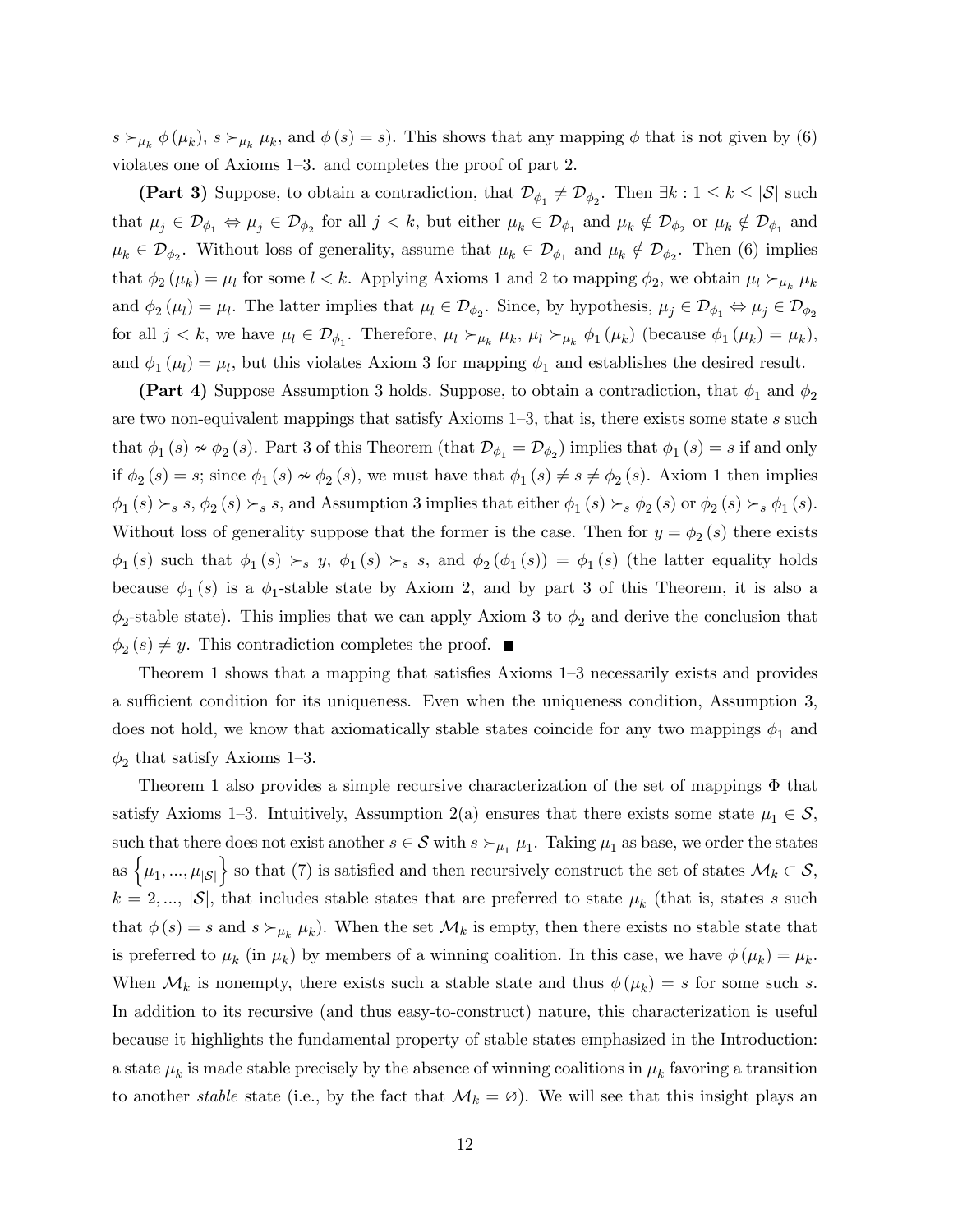$s \succ_{\mu_k} \phi(\mu_k)$, $s \succ_{\mu_k} \mu_k$, and $\phi(s) = s$). This shows that any mapping $\phi$ that is not given by (6) violates one of Axioms 1–3. and completes the proof of part 2.

**(Part 3)** Suppose, to obtain a contradiction, that $\mathcal{D}_{\phi_1} \neq \mathcal{D}_{\phi_2}$. Then $\exists k : 1 \leq k \leq |\mathcal{S}|$ such that $\mu_j \in \mathcal{D}_{\phi_1} \Leftrightarrow \mu_j \in \mathcal{D}_{\phi_2}$ for all $j < k$, but either $\mu_k \in \mathcal{D}_{\phi_1}$ and $\mu_k \notin \mathcal{D}_{\phi_2}$ or $\mu_k \notin \mathcal{D}_{\phi_1}$ and $\mu_k \in \mathcal{D}_{\phi_2}$. Without loss of generality, assume that $\mu_k \in \mathcal{D}_{\phi_1}$ and $\mu_k \notin \mathcal{D}_{\phi_2}$. Then (6) implies that $\phi_2(\mu_k) = \mu_l$ for some $l < k$. Applying Axioms 1 and 2 to mapping $\phi_2$, we obtain $\mu_l \succ_{\mu_k} \mu_k$ and $\phi_2(\mu_l) = \mu_l$. The latter implies that $\mu_l \in \mathcal{D}_{\phi_2}$. Since, by hypothesis, $\mu_j \in \mathcal{D}_{\phi_1} \Leftrightarrow \mu_j \in \mathcal{D}_{\phi_2}$ for all $j < k$, we have $\mu_l \in \mathcal{D}_{\phi_1}$. Therefore, $\mu_l \succ_{\mu_k} \mu_k$, $\mu_l \succ_{\mu_k} \phi_1(\mu_k)$ (because $\phi_1(\mu_k) = \mu_k$), and $\phi_1(\mu_l) = \mu_l$, but this violates Axiom 3 for mapping $\phi_1$ and establishes the desired result.

**(Part 4)** Suppose Assumption 3 holds. Suppose, to obtain a contradiction, that $\phi_1$ and $\phi_2$ are two non-equivalent mappings that satisfy Axioms 1–3, that is, there exists some state $s$ such that $\phi_1(s) \nsim \phi_2(s)$. Part 3 of this Theorem (that $\mathcal{D}_{\phi_1} = \mathcal{D}_{\phi_2}$) implies that $\phi_1(s) = s$ if and only if $\phi_2(s) = s$; since $\phi_1(s) \nsim \phi_2(s)$, we must have that $\phi_1(s) \neq s \neq \phi_2(s)$. Axiom 1 then implies $\phi_1(s) \succ_s s$, $\phi_2(s) \succ_s s$, and Assumption 3 implies that either $\phi_1(s) \succ_s \phi_2(s)$ or $\phi_2(s) \succ_s \phi_1(s)$. Without loss of generality suppose that the former is the case. Then for $y = \phi_2(s)$ there exists $\phi_1(s)$ such that $\phi_1(s) \succ_s y$, $\phi_1(s) \succ_s s$, and $\phi_2(\phi_1(s)) = \phi_1(s)$ (the latter equality holds because $\phi_1(s)$ is a $\phi_1$-stable state by Axiom 2, and by part 3 of this Theorem, it is also a $\phi_2$-stable state). This implies that we can apply Axiom 3 to $\phi_2$ and derive the conclusion that $\phi_2(s) \neq y$. This contradiction completes the proof. ∎

Theorem 1 shows that a mapping that satisfies Axioms 1–3 necessarily exists and provides a sufficient condition for its uniqueness. Even when the uniqueness condition, Assumption 3, does not hold, we know that axiomatically stable states coincide for any two mappings $\phi_1$ and $\phi_2$ that satisfy Axioms 1–3.

Theorem 1 also provides a simple recursive characterization of the set of mappings $\Phi$ that satisfy Axioms 1–3. Intuitively, Assumption 2(a) ensures that there exists some state $\mu_1 \in \mathcal{S}$, such that there does not exist another $s \in \mathcal{S}$ with $s \succ_{\mu_1} \mu_1$. Taking $\mu_1$ as base, we order the states as $\left\{\mu_1, ..., \mu_{|\mathcal{S}|}\right\}$ so that (7) is satisfied and then recursively construct the set of states $\mathcal{M}_k \subset \mathcal{S}$, $k = 2, ..., |\mathcal{S}|$, that includes stable states that are preferred to state $\mu_k$ (that is, states $s$ such that $\phi(s) = s$ and $s \succ_{\mu_k} \mu_k$). When the set $\mathcal{M}_k$ is empty, then there exists no stable state that is preferred to $\mu_k$ (in $\mu_k$) by members of a winning coalition. In this case, we have $\phi(\mu_k) = \mu_k$. When $\mathcal{M}_k$ is nonempty, there exists such a stable state and thus $\phi(\mu_k) = s$ for some such $s$. In addition to its recursive (and thus easy-to-construct) nature, this characterization is useful because it highlights the fundamental property of stable states emphasized in the Introduction: a state $\mu_k$ is made stable precisely by the absence of winning coalitions in $\mu_k$ favoring a transition to another *stable* state (i.e., by the fact that $\mathcal{M}_k = \varnothing$). We will see that this insight plays an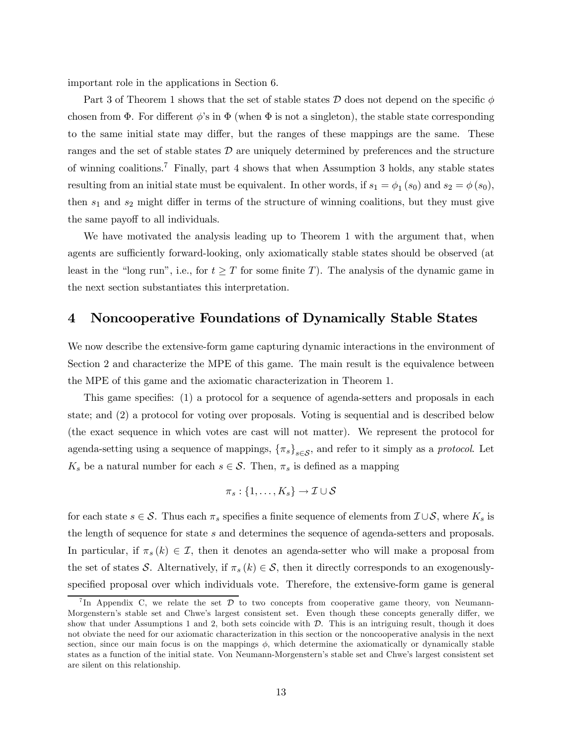important role in the applications in Section 6.

Part 3 of Theorem 1 shows that the set of stable states $\mathcal{D}$ does not depend on the specific $\phi$ chosen from $\Phi$. For different $\phi$'s in $\Phi$ (when $\Phi$ is not a singleton), the stable state corresponding to the same initial state may differ, but the ranges of these mappings are the same. These ranges and the set of stable states $\mathcal{D}$ are uniquely determined by preferences and the structure of winning coalitions.[7] Finally, part 4 shows that when Assumption 3 holds, any stable states resulting from an initial state must be equivalent. In other words, if $s_1 = \phi_1(s_0)$ and $s_2 = \phi(s_0)$, then $s_1$ and $s_2$ might differ in terms of the structure of winning coalitions, but they must give the same payoff to all individuals.

We have motivated the analysis leading up to Theorem 1 with the argument that, when agents are sufficiently forward-looking, only axiomatically stable states should be observed (at least in the "long run", i.e., for $t \geq T$ for some finite $T$). The analysis of the dynamic game in the next section substantiates this interpretation.

# 4 Noncooperative Foundations of Dynamically Stable States

We now describe the extensive-form game capturing dynamic interactions in the environment of Section 2 and characterize the MPE of this game. The main result is the equivalence between the MPE of this game and the axiomatic characterization in Theorem 1.

This game specifies: (1) a protocol for a sequence of agenda-setters and proposals in each state; and (2) a protocol for voting over proposals. Voting is sequential and is described below (the exact sequence in which votes are cast will not matter). We represent the protocol for agenda-setting using a sequence of mappings, $\{\pi_s\}_{s \in \mathcal{S}}$, and refer to it simply as a *protocol*. Let $K_s$ be a natural number for each $s \in \mathcal{S}$. Then, $\pi_s$ is defined as a mapping

$$\pi_s : \{1, \ldots, K_s\} \to \mathcal{I} \cup \mathcal{S}$$

for each state $s \in \mathcal{S}$. Thus each $\pi_s$ specifies a finite sequence of elements from $\mathcal{I} \cup \mathcal{S}$, where $K_s$ is the length of sequence for state $s$ and determines the sequence of agenda-setters and proposals. In particular, if $\pi_s(k) \in \mathcal{I}$, then it denotes an agenda-setter who will make a proposal from the set of states $\mathcal{S}$. Alternatively, if $\pi_s(k) \in \mathcal{S}$, then it directly corresponds to an exogenously-specified proposal over which individuals vote. Therefore, the extensive-form game is general

[7] In Appendix C, we relate the set $\mathcal{D}$ to two concepts from cooperative game theory, von Neumann-Morgenstern's stable set and Chwe's largest consistent set. Even though these concepts generally differ, we show that under Assumptions 1 and 2, both sets coincide with $\mathcal{D}$. This is an intriguing result, though it does not obviate the need for our axiomatic characterization in this section or the noncooperative analysis in the next section, since our main focus is on the mappings $\phi$, which determine the axiomatically or dynamically stable states as a function of the initial state. Von Neumann-Morgenstern's stable set and Chwe's largest consistent set are silent on this relationship.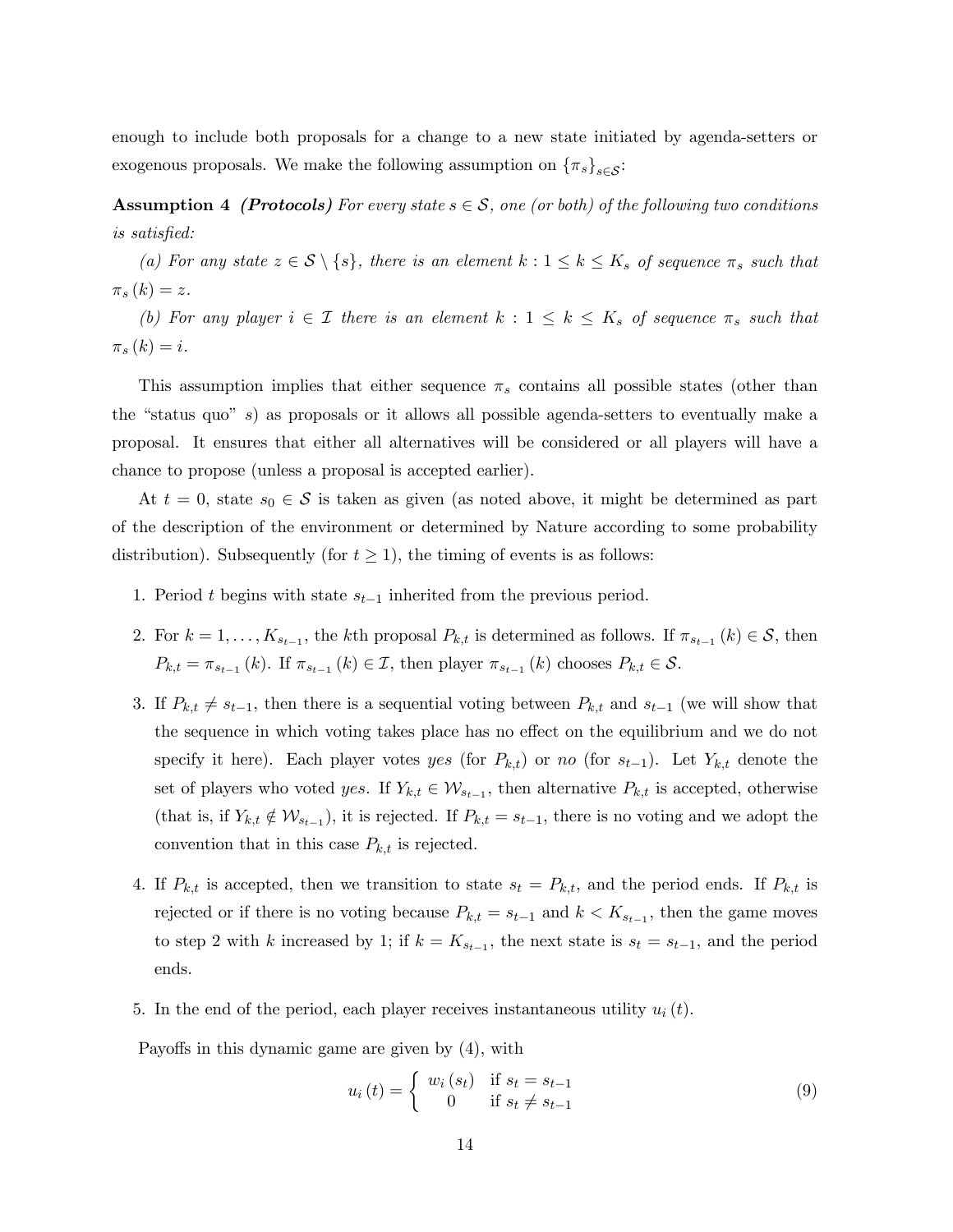enough to include both proposals for a change to a new state initiated by agenda-setters or exogenous proposals. We make the following assumption on $\{\pi_s\}_{s \in \mathcal{S}}$:

**Assumption 4** ***(Protocols)*** *For every state $s \in \mathcal{S}$, one (or both) of the following two conditions is satisfied:*

*(a) For any state $z \in \mathcal{S} \setminus \{s\}$, there is an element $k : 1 \leq k \leq K_s$ of sequence $\pi_s$ such that $\pi_s(k) = z$.*

*(b) For any player $i \in \mathcal{I}$ there is an element $k : 1 \leq k \leq K_s$ of sequence $\pi_s$ such that $\pi_s(k) = i$.*

This assumption implies that either sequence $\pi_s$ contains all possible states (other than the "status quo" $s$) as proposals or it allows all possible agenda-setters to eventually make a proposal. It ensures that either all alternatives will be considered or all players will have a chance to propose (unless a proposal is accepted earlier).

At $t = 0$, state $s_0 \in \mathcal{S}$ is taken as given (as noted above, it might be determined as part of the description of the environment or determined by Nature according to some probability distribution). Subsequently (for $t \geq 1$), the timing of events is as follows:

1. Period $t$ begins with state $s_{t-1}$ inherited from the previous period.
2. For $k = 1, \ldots, K_{s_{t-1}}$, the $k$th proposal $P_{k,t}$ is determined as follows. If $\pi_{s_{t-1}}(k) \in \mathcal{S}$, then $P_{k,t} = \pi_{s_{t-1}}(k)$. If $\pi_{s_{t-1}}(k) \in \mathcal{I}$, then player $\pi_{s_{t-1}}(k)$ chooses $P_{k,t} \in \mathcal{S}$.
3. If $P_{k,t} \neq s_{t-1}$, then there is a sequential voting between $P_{k,t}$ and $s_{t-1}$ (we will show that the sequence in which voting takes place has no effect on the equilibrium and we do not specify it here). Each player votes *yes* (for $P_{k,t}$) or *no* (for $s_{t-1}$). Let $Y_{k,t}$ denote the set of players who voted *yes*. If $Y_{k,t} \in \mathcal{W}_{s_{t-1}}$, then alternative $P_{k,t}$ is accepted, otherwise (that is, if $Y_{k,t} \notin \mathcal{W}_{s_{t-1}}$), it is rejected. If $P_{k,t} = s_{t-1}$, there is no voting and we adopt the convention that in this case $P_{k,t}$ is rejected.
4. If $P_{k,t}$ is accepted, then we transition to state $s_t = P_{k,t}$, and the period ends. If $P_{k,t}$ is rejected or if there is no voting because $P_{k,t} = s_{t-1}$ and $k < K_{s_{t-1}}$, then the game moves to step 2 with $k$ increased by 1; if $k = K_{s_{t-1}}$, the next state is $s_t = s_{t-1}$, and the period ends.
5. In the end of the period, each player receives instantaneous utility $u_i(t)$.

Payoffs in this dynamic game are given by (4), with

$$u_i(t) = \begin{cases} w_i(s_t) & \text{if } s_t = s_{t-1} \\ 0 & \text{if } s_t \neq s_{t-1} \end{cases} \tag{9}$$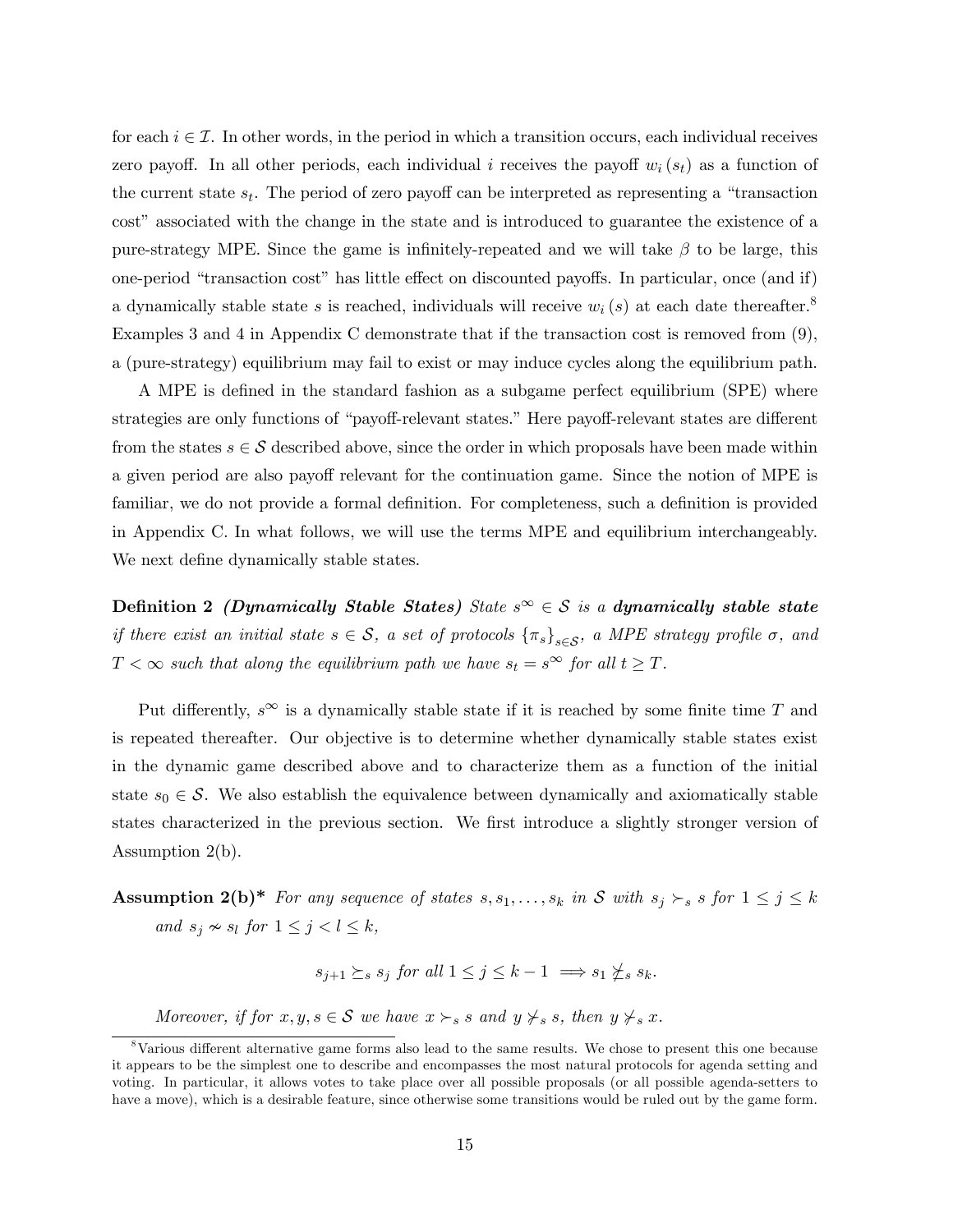for each $i \in \mathcal{I}$. In other words, in the period in which a transition occurs, each individual receives zero payoff. In all other periods, each individual $i$ receives the payoff $w_i(s_t)$ as a function of the current state $s_t$. The period of zero payoff can be interpreted as representing a "transaction cost" associated with the change in the state and is introduced to guarantee the existence of a pure-strategy MPE. Since the game is infinitely-repeated and we will take $\beta$ to be large, this one-period "transaction cost" has little effect on discounted payoffs. In particular, once (and if) a dynamically stable state $s$ is reached, individuals will receive $w_i(s)$ at each date thereafter.[8] Examples 3 and 4 in Appendix C demonstrate that if the transaction cost is removed from (9), a (pure-strategy) equilibrium may fail to exist or may induce cycles along the equilibrium path.

A MPE is defined in the standard fashion as a subgame perfect equilibrium (SPE) where strategies are only functions of "payoff-relevant states." Here payoff-relevant states are different from the states $s \in \mathcal{S}$ described above, since the order in which proposals have been made within a given period are also payoff relevant for the continuation game. Since the notion of MPE is familiar, we do not provide a formal definition. For completeness, such a definition is provided in Appendix C. In what follows, we will use the terms MPE and equilibrium interchangeably. We next define dynamically stable states.

**Definition 2** ***(Dynamically Stable States)*** *State $s^\infty \in \mathcal{S}$ is a* ***dynamically stable state*** *if there exist an initial state $s \in \mathcal{S}$, a set of protocols $\{\pi_s\}_{s \in \mathcal{S}}$, a MPE strategy profile $\sigma$, and $T < \infty$ such that along the equilibrium path we have $s_t = s^\infty$ for all $t \geq T$.*

Put differently, $s^\infty$ is a dynamically stable state if it is reached by some finite time $T$ and is repeated thereafter. Our objective is to determine whether dynamically stable states exist in the dynamic game described above and to characterize them as a function of the initial state $s_0 \in \mathcal{S}$. We also establish the equivalence between dynamically and axiomatically stable states characterized in the previous section. We first introduce a slightly stronger version of Assumption 2(b).

**Assumption 2(b)\*** *For any sequence of states $s, s_1, \ldots, s_k$ in $\mathcal{S}$ with $s_j \succ_s s$ for $1 \leq j \leq k$ and $s_j \nsim s_l$ for $1 \leq j < l \leq k$,*

$$s_{j+1} \succeq_s s_j \text{ for all } 1 \leq j \leq k-1 \implies s_1 \not\succeq_s s_k.$$

*Moreover, if for $x, y, s \in \mathcal{S}$ we have $x \succ_s s$ and $y \not\succ_s s$, then $y \not\succ_s x$.*

[8] Various different alternative game forms also lead to the same results. We chose to present this one because it appears to be the simplest one to describe and encompasses the most natural protocols for agenda setting and voting. In particular, it allows votes to take place over all possible proposals (or all possible agenda-setters to have a move), which is a desirable feature, since otherwise some transitions would be ruled out by the game form.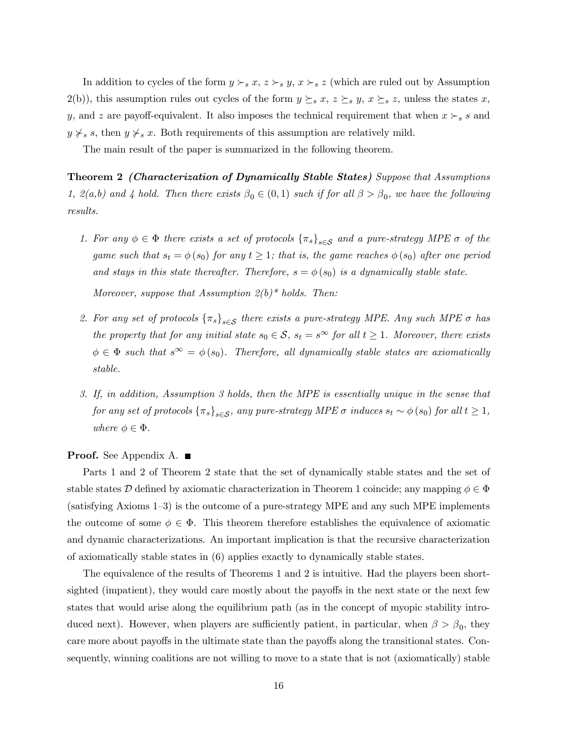In addition to cycles of the form $y \succ_s x$, $z \succ_s y$, $x \succ_s z$ (which are ruled out by Assumption 2(b)), this assumption rules out cycles of the form $y \succeq_s x$, $z \succeq_s y$, $x \succeq_s z$, unless the states $x$, $y$, and $z$ are payoff-equivalent. It also imposes the technical requirement that when $x \succ_s s$ and $y \not\succ_s s$, then $y \not\succ_s x$. Both requirements of this assumption are relatively mild.

The main result of the paper is summarized in the following theorem.

**Theorem 2** ***(Characterization of Dynamically Stable States)*** *Suppose that Assumptions 1, 2(a,b) and 4 hold. Then there exists $\beta_0 \in (0,1)$ such if for all $\beta > \beta_0$, we have the following results.*

1. *For any $\phi \in \Phi$ there exists a set of protocols $\{\pi_s\}_{s \in \mathcal{S}}$ and a pure-strategy MPE $\sigma$ of the game such that $s_t = \phi(s_0)$ for any $t \geq 1$; that is, the game reaches $\phi(s_0)$ after one period and stays in this state thereafter. Therefore, $s = \phi(s_0)$ is a dynamically stable state.*

   *Moreover, suppose that Assumption 2(b)\* holds. Then:*

2. *For any set of protocols $\{\pi_s\}_{s \in \mathcal{S}}$ there exists a pure-strategy MPE. Any such MPE $\sigma$ has the property that for any initial state $s_0 \in \mathcal{S}$, $s_t = s^\infty$ for all $t \geq 1$. Moreover, there exists $\phi \in \Phi$ such that $s^\infty = \phi(s_0)$. Therefore, all dynamically stable states are axiomatically stable.*

3. *If, in addition, Assumption 3 holds, then the MPE is essentially unique in the sense that for any set of protocols $\{\pi_s\}_{s \in \mathcal{S}}$, any pure-strategy MPE $\sigma$ induces $s_t \sim \phi(s_0)$ for all $t \geq 1$, where $\phi \in \Phi$.*

**Proof.** See Appendix A. ■

Parts 1 and 2 of Theorem 2 state that the set of dynamically stable states and the set of stable states $\mathcal{D}$ defined by axiomatic characterization in Theorem 1 coincide; any mapping $\phi \in \Phi$ (satisfying Axioms 1–3) is the outcome of a pure-strategy MPE and any such MPE implements the outcome of some $\phi \in \Phi$. This theorem therefore establishes the equivalence of axiomatic and dynamic characterizations. An important implication is that the recursive characterization of axiomatically stable states in (6) applies exactly to dynamically stable states.

The equivalence of the results of Theorems 1 and 2 is intuitive. Had the players been short-sighted (impatient), they would care mostly about the payoffs in the next state or the next few states that would arise along the equilibrium path (as in the concept of myopic stability introduced next). However, when players are sufficiently patient, in particular, when $\beta > \beta_0$, they care more about payoffs in the ultimate state than the payoffs along the transitional states. Consequently, winning coalitions are not willing to move to a state that is not (axiomatically) stable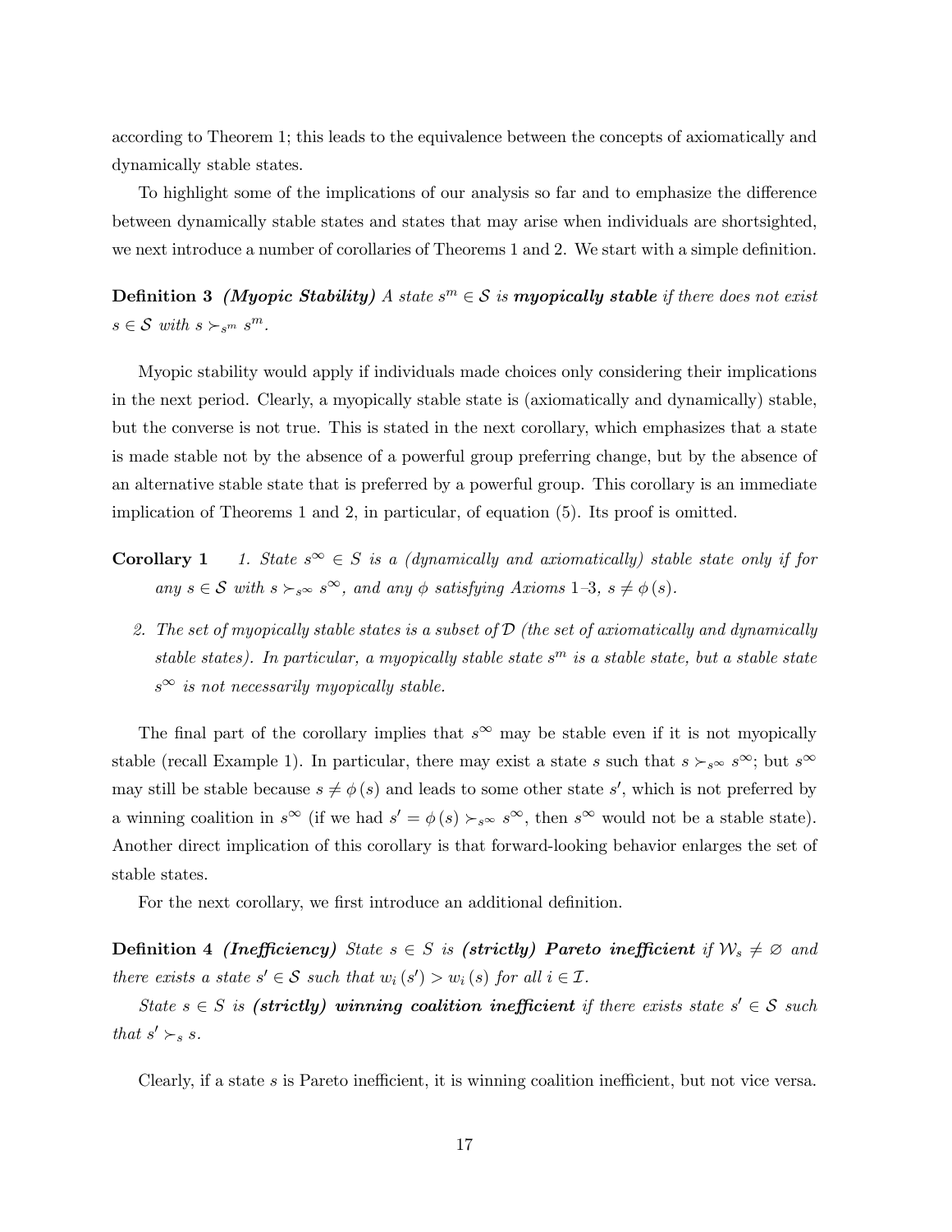according to Theorem 1; this leads to the equivalence between the concepts of axiomatically and dynamically stable states.

To highlight some of the implications of our analysis so far and to emphasize the difference between dynamically stable states and states that may arise when individuals are shortsighted, we next introduce a number of corollaries of Theorems 1 and 2. We start with a simple definition.

**Definition 3** ***(Myopic Stability)*** *A state $s^m \in \mathcal{S}$ is* ***myopically stable*** *if there does not exist $s \in \mathcal{S}$ with $s \succ_{s^m} s^m$.*

Myopic stability would apply if individuals made choices only considering their implications in the next period. Clearly, a myopically stable state is (axiomatically and dynamically) stable, but the converse is not true. This is stated in the next corollary, which emphasizes that a state is made stable not by the absence of a powerful group preferring change, but by the absence of an alternative stable state that is preferred by a powerful group. This corollary is an immediate implication of Theorems 1 and 2, in particular, of equation (5). Its proof is omitted.

**Corollary 1**

1. *State $s^\infty \in S$ is a (dynamically and axiomatically) stable state only if for any $s \in \mathcal{S}$ with $s \succ_{s^\infty} s^\infty$, and any $\phi$ satisfying Axioms 1–3, $s \neq \phi(s)$.*
2. *The set of myopically stable states is a subset of $\mathcal{D}$ (the set of axiomatically and dynamically stable states). In particular, a myopically stable state $s^m$ is a stable state, but a stable state $s^\infty$ is not necessarily myopically stable.*

The final part of the corollary implies that $s^\infty$ may be stable even if it is not myopically stable (recall Example 1). In particular, there may exist a state $s$ such that $s \succ_{s^\infty} s^\infty$; but $s^\infty$ may still be stable because $s \neq \phi(s)$ and leads to some other state $s'$, which is not preferred by a winning coalition in $s^\infty$ (if we had $s' = \phi(s) \succ_{s^\infty} s^\infty$, then $s^\infty$ would not be a stable state). Another direct implication of this corollary is that forward-looking behavior enlarges the set of stable states.

For the next corollary, we first introduce an additional definition.

**Definition 4** ***(Inefficiency)*** *State $s \in S$ is* ***(strictly) Pareto inefficient*** *if $\mathcal{W}_s \neq \varnothing$ and there exists a state $s' \in \mathcal{S}$ such that $w_i(s') > w_i(s)$ for all $i \in \mathcal{I}$.*

*State $s \in S$ is* ***(strictly) winning coalition inefficient*** *if there exists state $s' \in \mathcal{S}$ such that $s' \succ_s s$.*

Clearly, if a state $s$ is Pareto inefficient, it is winning coalition inefficient, but not vice versa.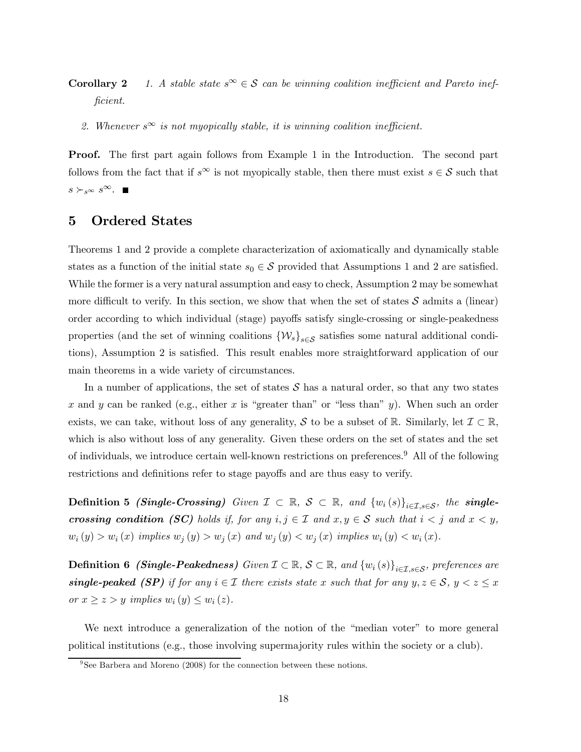**Corollary 2** *1. A stable state $s^\infty \in \mathcal{S}$ can be winning coalition inefficient and Pareto inefficient.*

*2. Whenever $s^\infty$ is not myopically stable, it is winning coalition inefficient.*

**Proof.** The first part again follows from Example 1 in the Introduction. The second part follows from the fact that if $s^\infty$ is not myopically stable, then there must exist $s \in \mathcal{S}$ such that $s \succ_{s^\infty} s^\infty$. ■

## 5 Ordered States

Theorems 1 and 2 provide a complete characterization of axiomatically and dynamically stable states as a function of the initial state $s_0 \in \mathcal{S}$ provided that Assumptions 1 and 2 are satisfied. While the former is a very natural assumption and easy to check, Assumption 2 may be somewhat more difficult to verify. In this section, we show that when the set of states $\mathcal{S}$ admits a (linear) order according to which individual (stage) payoffs satisfy single-crossing or single-peakedness properties (and the set of winning coalitions $\{\mathcal{W}_s\}_{s \in \mathcal{S}}$ satisfies some natural additional conditions), Assumption 2 is satisfied. This result enables more straightforward application of our main theorems in a wide variety of circumstances.

In a number of applications, the set of states $\mathcal{S}$ has a natural order, so that any two states $x$ and $y$ can be ranked (e.g., either $x$ is "greater than" or "less than" $y$). When such an order exists, we can take, without loss of any generality, $\mathcal{S}$ to be a subset of $\mathbb{R}$. Similarly, let $\mathcal{I} \subset \mathbb{R}$, which is also without loss of any generality. Given these orders on the set of states and the set of individuals, we introduce certain well-known restrictions on preferences.[9] All of the following restrictions and definitions refer to stage payoffs and are thus easy to verify.

**Definition 5** ***(Single-Crossing)*** *Given $\mathcal{I} \subset \mathbb{R}$, $\mathcal{S} \subset \mathbb{R}$, and $\{w_i(s)\}_{i \in \mathcal{I}, s \in \mathcal{S}}$, the **single-crossing condition (SC)** holds if, for any $i, j \in \mathcal{I}$ and $x, y \in \mathcal{S}$ such that $i < j$ and $x < y$, $w_i(y) > w_i(x)$ implies $w_j(y) > w_j(x)$ and $w_j(y) < w_j(x)$ implies $w_i(y) < w_i(x)$.*

**Definition 6** ***(Single-Peakedness)*** *Given $\mathcal{I} \subset \mathbb{R}$, $\mathcal{S} \subset \mathbb{R}$, and $\{w_i(s)\}_{i \in \mathcal{I}, s \in \mathcal{S}}$, preferences are **single-peaked (SP)** if for any $i \in \mathcal{I}$ there exists state $x$ such that for any $y, z \in \mathcal{S}$, $y < z \leq x$ or $x \geq z > y$ implies $w_i(y) \leq w_i(z)$.*

We next introduce a generalization of the notion of the "median voter" to more general political institutions (e.g., those involving supermajority rules within the society or a club).

[9] See Barbera and Moreno (2008) for the connection between these notions.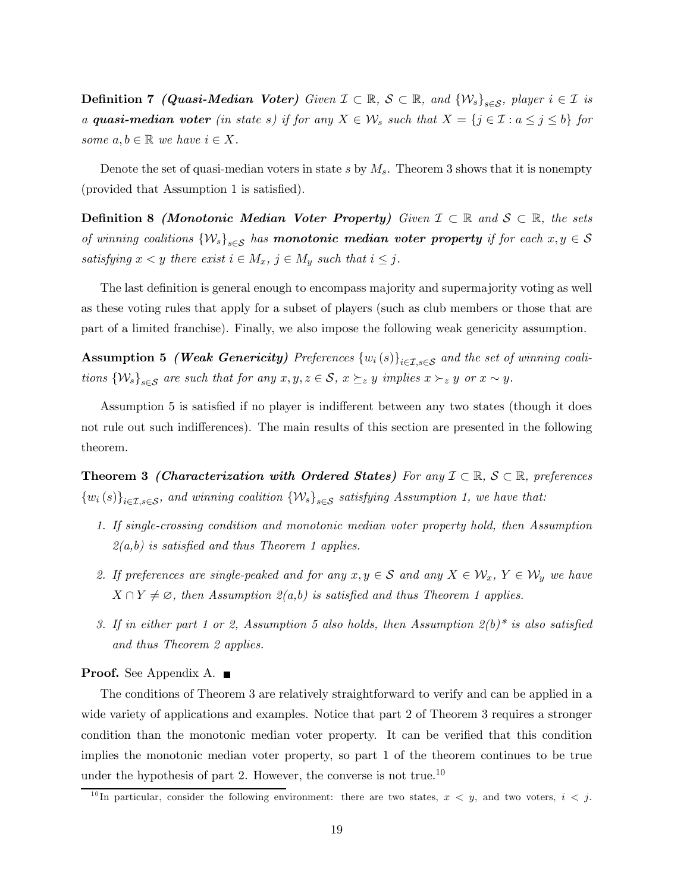**Definition 7** ***(Quasi-Median Voter)*** *Given $\mathcal{I} \subset \mathbb{R}$, $\mathcal{S} \subset \mathbb{R}$, and $\{\mathcal{W}_s\}_{s \in \mathcal{S}}$, player $i \in \mathcal{I}$ is a* ***quasi-median voter*** *(in state $s$) if for any $X \in \mathcal{W}_s$ such that $X = \{j \in \mathcal{I} : a \leq j \leq b\}$ for some $a, b \in \mathbb{R}$ we have $i \in X$.*

Denote the set of quasi-median voters in state $s$ by $M_s$. Theorem 3 shows that it is nonempty (provided that Assumption 1 is satisfied).

**Definition 8** ***(Monotonic Median Voter Property)*** *Given $\mathcal{I} \subset \mathbb{R}$ and $\mathcal{S} \subset \mathbb{R}$, the sets of winning coalitions $\{\mathcal{W}_s\}_{s \in \mathcal{S}}$ has* ***monotonic median voter property*** *if for each $x, y \in \mathcal{S}$ satisfying $x < y$ there exist $i \in M_x$, $j \in M_y$ such that $i \leq j$.*

The last definition is general enough to encompass majority and supermajority voting as well as these voting rules that apply for a subset of players (such as club members or those that are part of a limited franchise). Finally, we also impose the following weak genericity assumption.

**Assumption 5** ***(Weak Genericity)*** *Preferences $\{w_i(s)\}_{i \in \mathcal{I}, s \in \mathcal{S}}$ and the set of winning coalitions $\{\mathcal{W}_s\}_{s \in \mathcal{S}}$ are such that for any $x, y, z \in \mathcal{S}$, $x \succeq_z y$ implies $x \succ_z y$ or $x \sim y$.*

Assumption 5 is satisfied if no player is indifferent between any two states (though it does not rule out such indifferences). The main results of this section are presented in the following theorem.

**Theorem 3** ***(Characterization with Ordered States)*** *For any $\mathcal{I} \subset \mathbb{R}$, $\mathcal{S} \subset \mathbb{R}$, preferences $\{w_i(s)\}_{i \in \mathcal{I}, s \in \mathcal{S}}$, and winning coalition $\{\mathcal{W}_s\}_{s \in \mathcal{S}}$ satisfying Assumption 1, we have that:*

1. *If single-crossing condition and monotonic median voter property hold, then Assumption 2(a,b) is satisfied and thus Theorem 1 applies.*
2. *If preferences are single-peaked and for any $x, y \in \mathcal{S}$ and any $X \in \mathcal{W}_x$, $Y \in \mathcal{W}_y$ we have $X \cap Y \neq \varnothing$, then Assumption 2(a,b) is satisfied and thus Theorem 1 applies.*
3. *If in either part 1 or 2, Assumption 5 also holds, then Assumption 2(b)\* is also satisfied and thus Theorem 2 applies.*

**Proof.** See Appendix A. ∎

The conditions of Theorem 3 are relatively straightforward to verify and can be applied in a wide variety of applications and examples. Notice that part 2 of Theorem 3 requires a stronger condition than the monotonic median voter property. It can be verified that this condition implies the monotonic median voter property, so part 1 of the theorem continues to be true under the hypothesis of part 2. However, the converse is not true.[10]

[10] In particular, consider the following environment: there are two states, $x < y$, and two voters, $i < j$.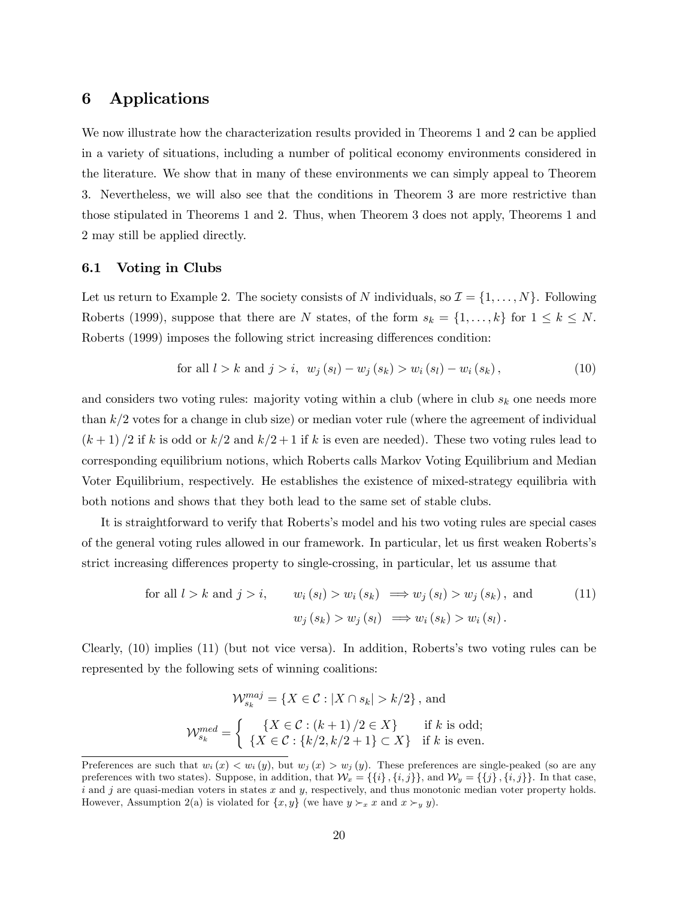## 6 Applications

We now illustrate how the characterization results provided in Theorems 1 and 2 can be applied in a variety of situations, including a number of political economy environments considered in the literature. We show that in many of these environments we can simply appeal to Theorem 3. Nevertheless, we will also see that the conditions in Theorem 3 are more restrictive than those stipulated in Theorems 1 and 2. Thus, when Theorem 3 does not apply, Theorems 1 and 2 may still be applied directly.

### 6.1 Voting in Clubs

Let us return to Example 2. The society consists of $N$ individuals, so $\mathcal{I} = \{1, \ldots, N\}$. Following Roberts (1999), suppose that there are $N$ states, of the form $s_k = \{1, \ldots, k\}$ for $1 \leq k \leq N$. Roberts (1999) imposes the following strict increasing differences condition:

$$\text{for all } l > k \text{ and } j > i, \;\; w_j(s_l) - w_j(s_k) > w_i(s_l) - w_i(s_k), \tag{10}$$

and considers two voting rules: majority voting within a club (where in club $s_k$ one needs more than $k/2$ votes for a change in club size) or median voter rule (where the agreement of individual $(k+1)/2$ if $k$ is odd or $k/2$ and $k/2+1$ if $k$ is even are needed). These two voting rules lead to corresponding equilibrium notions, which Roberts calls Markov Voting Equilibrium and Median Voter Equilibrium, respectively. He establishes the existence of mixed-strategy equilibria with both notions and shows that they both lead to the same set of stable clubs.

It is straightforward to verify that Roberts's model and his two voting rules are special cases of the general voting rules allowed in our framework. In particular, let us first weaken Roberts's strict increasing differences property to single-crossing, in particular, let us assume that

$$\begin{aligned} \text{for all } l > k \text{ and } j > i, \qquad & w_i(s_l) > w_i(s_k) \implies w_j(s_l) > w_j(s_k), \text{ and} \\ & w_j(s_k) > w_j(s_l) \implies w_i(s_k) > w_i(s_l). \end{aligned} \tag{11}$$

Clearly, (10) implies (11) (but not vice versa). In addition, Roberts's two voting rules can be represented by the following sets of winning coalitions:

$$\mathcal{W}_{s_k}^{maj} = \{X \in \mathcal{C} : |X \cap s_k| > k/2\}, \text{ and}$$

$$\mathcal{W}_{s_k}^{med} = \begin{cases} \{X \in \mathcal{C} : (k+1)/2 \in X\} & \text{if } k \text{ is odd;} \\ \{X \in \mathcal{C} : \{k/2, k/2+1\} \subset X\} & \text{if } k \text{ is even.} \end{cases}$$

---

Preferences are such that $w_i(x) < w_i(y)$, but $w_j(x) > w_j(y)$. These preferences are single-peaked (so are any preferences with two states). Suppose, in addition, that $\mathcal{W}_x = \{\{i\}, \{i,j\}\}$, and $\mathcal{W}_y = \{\{j\}, \{i,j\}\}$. In that case, $i$ and $j$ are quasi-median voters in states $x$ and $y$, respectively, and thus monotonic median voter property holds. However, Assumption 2(a) is violated for $\{x, y\}$ (we have $y \succ_x x$ and $x \succ_y y$).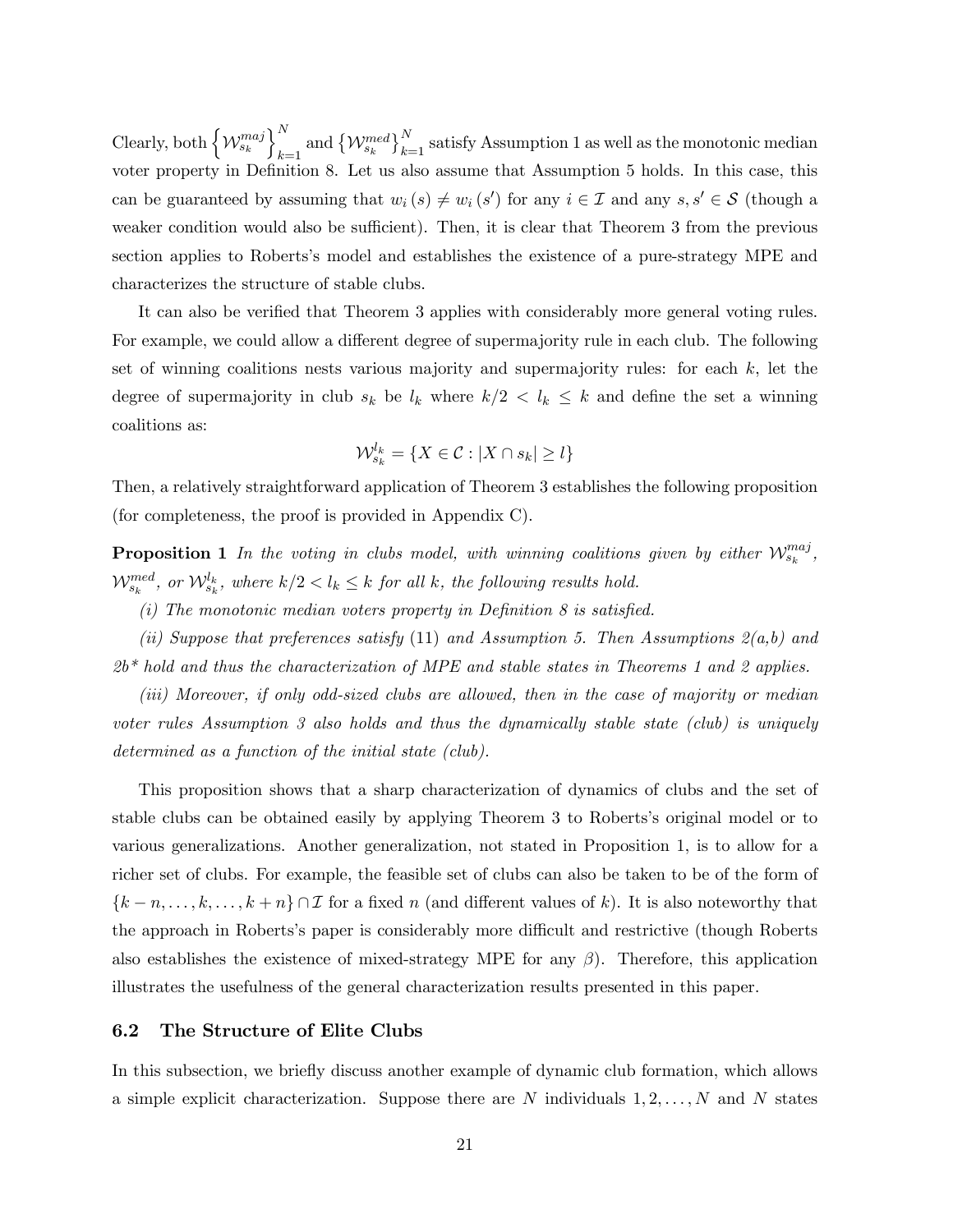Clearly, both $\left\{\mathcal{W}_{s_k}^{maj}\right\}_{k=1}^{N}$ and $\left\{\mathcal{W}_{s_k}^{med}\right\}_{k=1}^{N}$ satisfy Assumption 1 as well as the monotonic median voter property in Definition 8. Let us also assume that Assumption 5 holds. In this case, this can be guaranteed by assuming that $w_i(s) \neq w_i(s')$ for any $i \in \mathcal{I}$ and any $s, s' \in \mathcal{S}$ (though a weaker condition would also be sufficient). Then, it is clear that Theorem 3 from the previous section applies to Roberts's model and establishes the existence of a pure-strategy MPE and characterizes the structure of stable clubs.

It can also be verified that Theorem 3 applies with considerably more general voting rules. For example, we could allow a different degree of supermajority rule in each club. The following set of winning coalitions nests various majority and supermajority rules: for each $k$, let the degree of supermajority in club $s_k$ be $l_k$ where $k/2 < l_k \leq k$ and define the set a winning coalitions as:

$$\mathcal{W}_{s_k}^{l_k} = \{X \in \mathcal{C} : |X \cap s_k| \geq l\}$$

Then, a relatively straightforward application of Theorem 3 establishes the following proposition (for completeness, the proof is provided in Appendix C).

**Proposition 1** *In the voting in clubs model, with winning coalitions given by either $\mathcal{W}_{s_k}^{maj}$, $\mathcal{W}_{s_k}^{med}$, or $\mathcal{W}_{s_k}^{l_k}$, where $k/2 < l_k \leq k$ for all $k$, the following results hold.*

*(i) The monotonic median voters property in Definition 8 is satisfied.*

*(ii) Suppose that preferences satisfy* (11) *and Assumption 5. Then Assumptions 2(a,b) and 2b\* hold and thus the characterization of MPE and stable states in Theorems 1 and 2 applies.*

*(iii) Moreover, if only odd-sized clubs are allowed, then in the case of majority or median voter rules Assumption 3 also holds and thus the dynamically stable state (club) is uniquely determined as a function of the initial state (club).*

This proposition shows that a sharp characterization of dynamics of clubs and the set of stable clubs can be obtained easily by applying Theorem 3 to Roberts's original model or to various generalizations. Another generalization, not stated in Proposition 1, is to allow for a richer set of clubs. For example, the feasible set of clubs can also be taken to be of the form of $\{k-n, \ldots, k, \ldots, k+n\} \cap \mathcal{I}$ for a fixed $n$ (and different values of $k$). It is also noteworthy that the approach in Roberts's paper is considerably more difficult and restrictive (though Roberts also establishes the existence of mixed-strategy MPE for any $\beta$). Therefore, this application illustrates the usefulness of the general characterization results presented in this paper.

### 6.2 The Structure of Elite Clubs

In this subsection, we briefly discuss another example of dynamic club formation, which allows a simple explicit characterization. Suppose there are $N$ individuals $1, 2, \ldots, N$ and $N$ states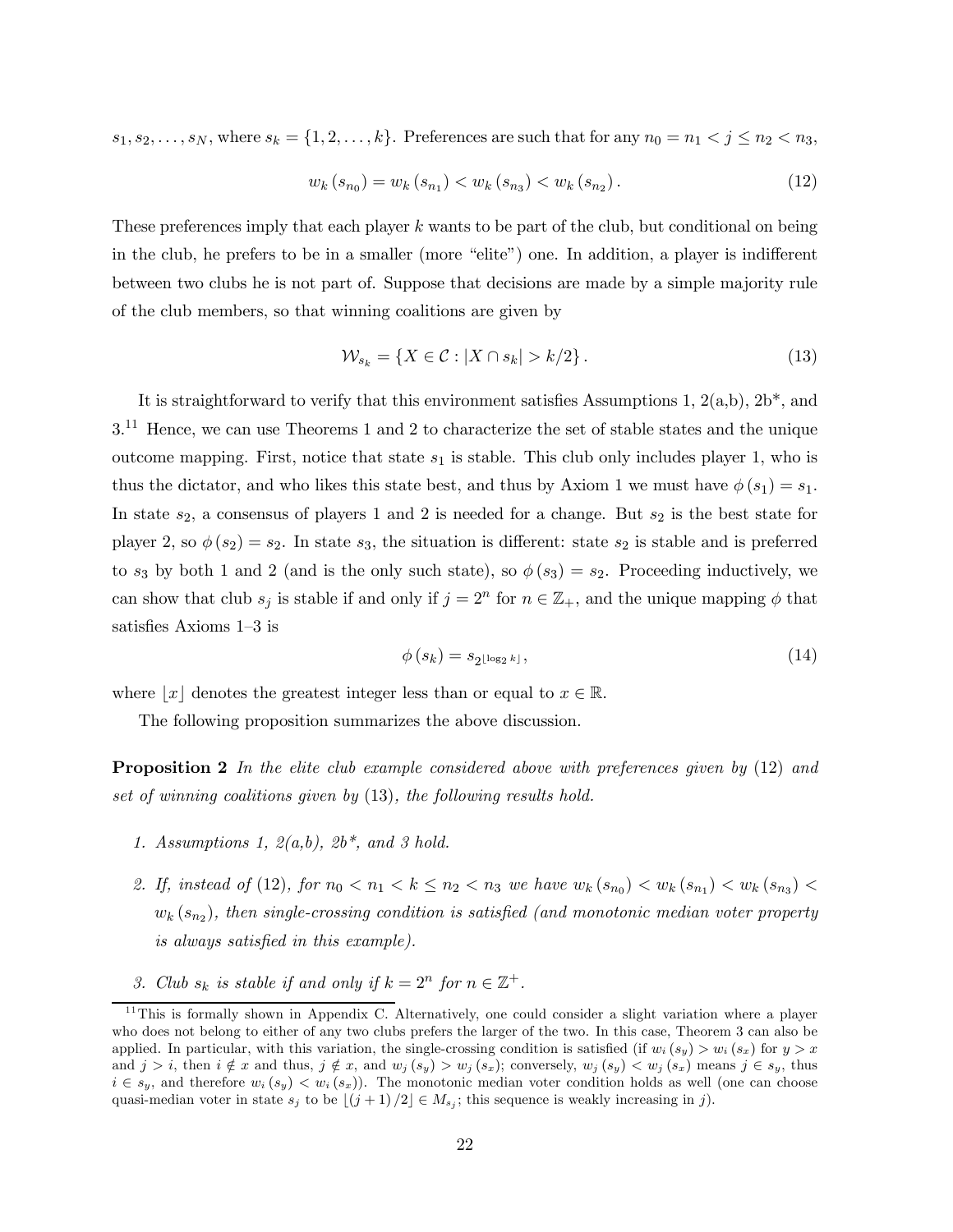$s_1, s_2, \ldots, s_N$, where $s_k = \{1, 2, \ldots, k\}$. Preferences are such that for any $n_0 = n_1 < j \leq n_2 < n_3$,

$$w_k(s_{n_0}) = w_k(s_{n_1}) < w_k(s_{n_3}) < w_k(s_{n_2}). \tag{12}$$

These preferences imply that each player $k$ wants to be part of the club, but conditional on being in the club, he prefers to be in a smaller (more "elite") one. In addition, a player is indifferent between two clubs he is not part of. Suppose that decisions are made by a simple majority rule of the club members, so that winning coalitions are given by

$$\mathcal{W}_{s_k} = \{X \in \mathcal{C} : |X \cap s_k| > k/2\}. \tag{13}$$

It is straightforward to verify that this environment satisfies Assumptions 1, 2(a,b), 2b*, and 3.[11] Hence, we can use Theorems 1 and 2 to characterize the set of stable states and the unique outcome mapping. First, notice that state $s_1$ is stable. This club only includes player 1, who is thus the dictator, and who likes this state best, and thus by Axiom 1 we must have $\phi(s_1) = s_1$. In state $s_2$, a consensus of players 1 and 2 is needed for a change. But $s_2$ is the best state for player 2, so $\phi(s_2) = s_2$. In state $s_3$, the situation is different: state $s_2$ is stable and is preferred to $s_3$ by both 1 and 2 (and is the only such state), so $\phi(s_3) = s_2$. Proceeding inductively, we can show that club $s_j$ is stable if and only if $j = 2^n$ for $n \in \mathbb{Z}_+$, and the unique mapping $\phi$ that satisfies Axioms 1–3 is

$$\phi(s_k) = s_{2^{\lfloor \log_2 k \rfloor}}, \tag{14}$$

where $\lfloor x \rfloor$ denotes the greatest integer less than or equal to $x \in \mathbb{R}$.

The following proposition summarizes the above discussion.

**Proposition 2** *In the elite club example considered above with preferences given by* (12) *and set of winning coalitions given by* (13)*, the following results hold.*

1. *Assumptions 1, 2(a,b), 2b\*, and 3 hold.*
2. *If, instead of* (12)*, for $n_0 < n_1 < k \leq n_2 < n_3$ we have $w_k(s_{n_0}) < w_k(s_{n_1}) < w_k(s_{n_3}) < w_k(s_{n_2})$, then single-crossing condition is satisfied (and monotonic median voter property is always satisfied in this example).*
3. *Club $s_k$ is stable if and only if $k = 2^n$ for $n \in \mathbb{Z}^+$.*

---

[11] This is formally shown in Appendix C. Alternatively, one could consider a slight variation where a player who does not belong to either of any two clubs prefers the larger of the two. In this case, Theorem 3 can also be applied. In particular, with this variation, the single-crossing condition is satisfied (if $w_i(s_y) > w_i(s_x)$ for $y > x$ and $j > i$, then $i \notin x$ and thus, $j \notin x$, and $w_j(s_y) > w_j(s_x)$; conversely, $w_j(s_y) < w_j(s_x)$ means $j \in s_y$, thus $i \in s_y$, and therefore $w_i(s_y) < w_i(s_x)$). The monotonic median voter condition holds as well (one can choose quasi-median voter in state $s_j$ to be $\lfloor (j+1)/2 \rfloor \in M_{s_j}$; this sequence is weakly increasing in $j$).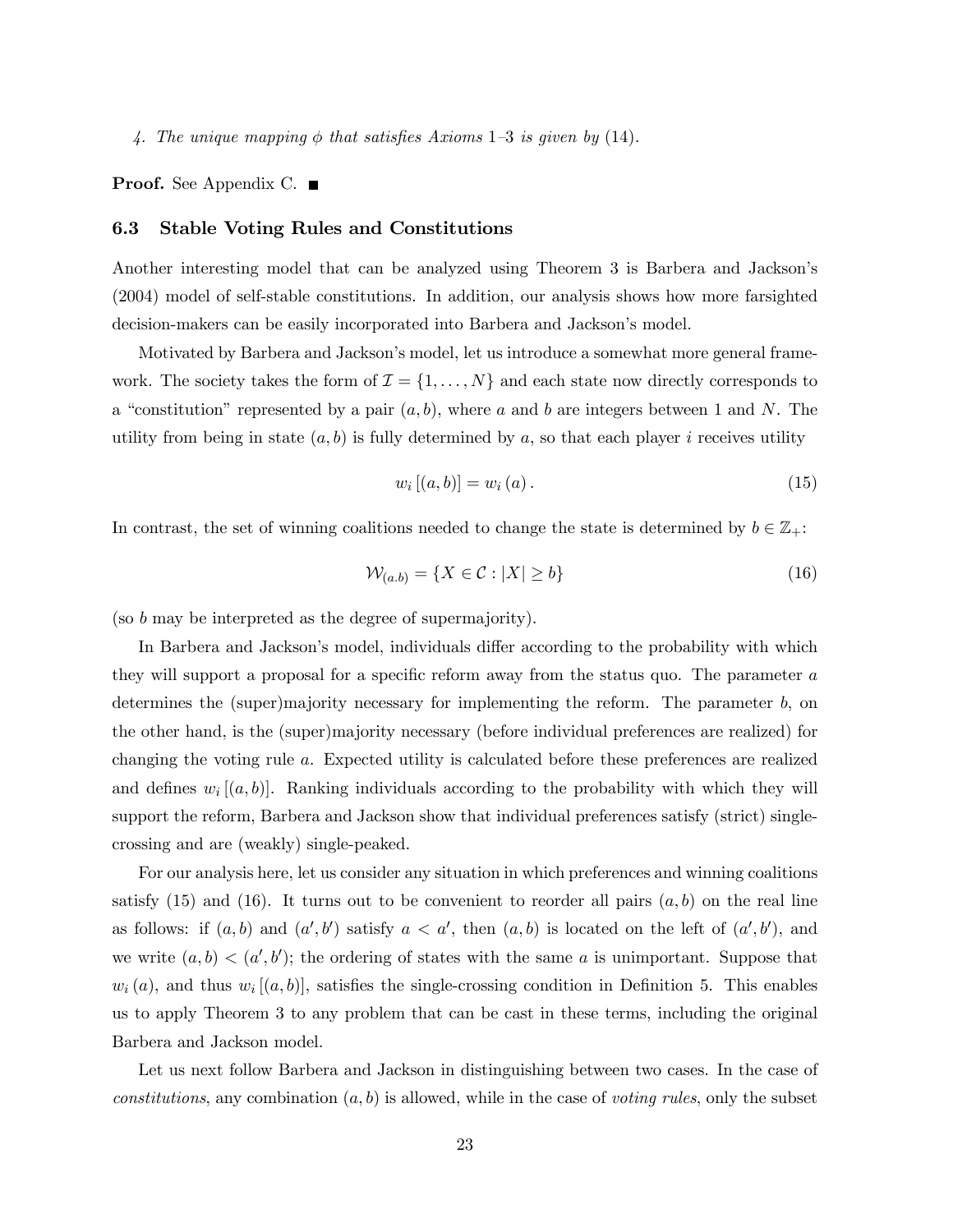*4. The unique mapping $\phi$ that satisfies Axioms 1–3 is given by* (14).

**Proof.** See Appendix C. ■

### 6.3 Stable Voting Rules and Constitutions

Another interesting model that can be analyzed using Theorem 3 is Barbera and Jackson's (2004) model of self-stable constitutions. In addition, our analysis shows how more farsighted decision-makers can be easily incorporated into Barbera and Jackson's model.

Motivated by Barbera and Jackson's model, let us introduce a somewhat more general framework. The society takes the form of $\mathcal{I} = \{1, \ldots, N\}$ and each state now directly corresponds to a "constitution" represented by a pair $(a, b)$, where $a$ and $b$ are integers between 1 and $N$. The utility from being in state $(a, b)$ is fully determined by $a$, so that each player $i$ receives utility

$$w_i [(a, b)] = w_i (a) . \tag{15}$$

In contrast, the set of winning coalitions needed to change the state is determined by $b \in \mathbb{Z}_+$:

$$\mathcal{W}_{(a.b)} = \{X \in \mathcal{C} : |X| \geq b\} \tag{16}$$

(so $b$ may be interpreted as the degree of supermajority).

In Barbera and Jackson's model, individuals differ according to the probability with which they will support a proposal for a specific reform away from the status quo. The parameter $a$ determines the (super)majority necessary for implementing the reform. The parameter $b$, on the other hand, is the (super)majority necessary (before individual preferences are realized) for changing the voting rule $a$. Expected utility is calculated before these preferences are realized and defines $w_i [(a, b)]$. Ranking individuals according to the probability with which they will support the reform, Barbera and Jackson show that individual preferences satisfy (strict) single-crossing and are (weakly) single-peaked.

For our analysis here, let us consider any situation in which preferences and winning coalitions satisfy (15) and (16). It turns out to be convenient to reorder all pairs $(a, b)$ on the real line as follows: if $(a, b)$ and $(a', b')$ satisfy $a < a'$, then $(a, b)$ is located on the left of $(a', b')$, and we write $(a, b) < (a', b')$; the ordering of states with the same $a$ is unimportant. Suppose that $w_i (a)$, and thus $w_i [(a, b)]$, satisfies the single-crossing condition in Definition 5. This enables us to apply Theorem 3 to any problem that can be cast in these terms, including the original Barbera and Jackson model.

Let us next follow Barbera and Jackson in distinguishing between two cases. In the case of *constitutions*, any combination $(a, b)$ is allowed, while in the case of *voting rules*, only the subset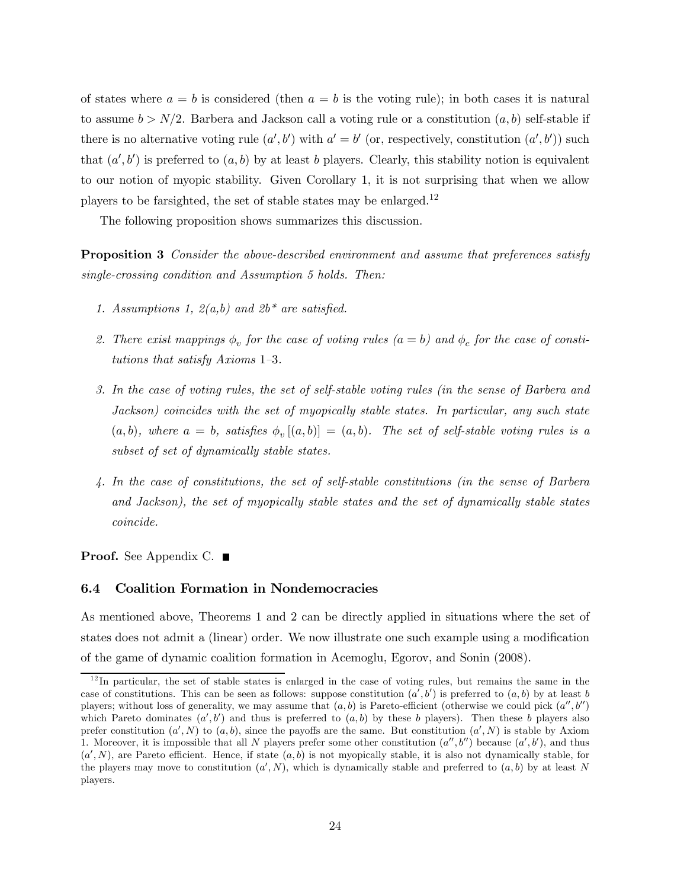of states where $a = b$ is considered (then $a = b$ is the voting rule); in both cases it is natural to assume $b > N/2$. Barbera and Jackson call a voting rule or a constitution $(a, b)$ self-stable if there is no alternative voting rule $(a', b')$ with $a' = b'$ (or, respectively, constitution $(a', b')$) such that $(a', b')$ is preferred to $(a, b)$ by at least $b$ players. Clearly, this stability notion is equivalent to our notion of myopic stability. Given Corollary 1, it is not surprising that when we allow players to be farsighted, the set of stable states may be enlarged.[12]

The following proposition shows summarizes this discussion.

**Proposition 3** *Consider the above-described environment and assume that preferences satisfy single-crossing condition and Assumption 5 holds. Then:*

1. *Assumptions 1, 2(a,b) and 2b\* are satisfied.*
2. *There exist mappings $\phi_v$ for the case of voting rules ($a = b$) and $\phi_c$ for the case of constitutions that satisfy Axioms* 1–3.
3. *In the case of voting rules, the set of self-stable voting rules (in the sense of Barbera and Jackson) coincides with the set of myopically stable states. In particular, any such state $(a, b)$, where $a = b$, satisfies $\phi_v[(a, b)] = (a, b)$. The set of self-stable voting rules is a subset of set of dynamically stable states.*
4. *In the case of constitutions, the set of self-stable constitutions (in the sense of Barbera and Jackson), the set of myopically stable states and the set of dynamically stable states coincide.*

**Proof.** See Appendix C. ■

### 6.4 Coalition Formation in Nondemocracies

As mentioned above, Theorems 1 and 2 can be directly applied in situations where the set of states does not admit a (linear) order. We now illustrate one such example using a modification of the game of dynamic coalition formation in Acemoglu, Egorov, and Sonin (2008).

[12] In particular, the set of stable states is enlarged in the case of voting rules, but remains the same in the case of constitutions. This can be seen as follows: suppose constitution $(a', b')$ is preferred to $(a, b)$ by at least $b$ players; without loss of generality, we may assume that $(a, b)$ is Pareto-efficient (otherwise we could pick $(a'', b'')$ which Pareto dominates $(a', b')$ and thus is preferred to $(a, b)$ by these $b$ players). Then these $b$ players also prefer constitution $(a', N)$ to $(a, b)$, since the payoffs are the same. But constitution $(a', N)$ is stable by Axiom 1. Moreover, it is impossible that all $N$ players prefer some other constitution $(a'', b'')$ because $(a', b')$, and thus $(a', N)$, are Pareto efficient. Hence, if state $(a, b)$ is not myopically stable, it is also not dynamically stable, for the players may move to constitution $(a', N)$, which is dynamically stable and preferred to $(a, b)$ by at least $N$ players.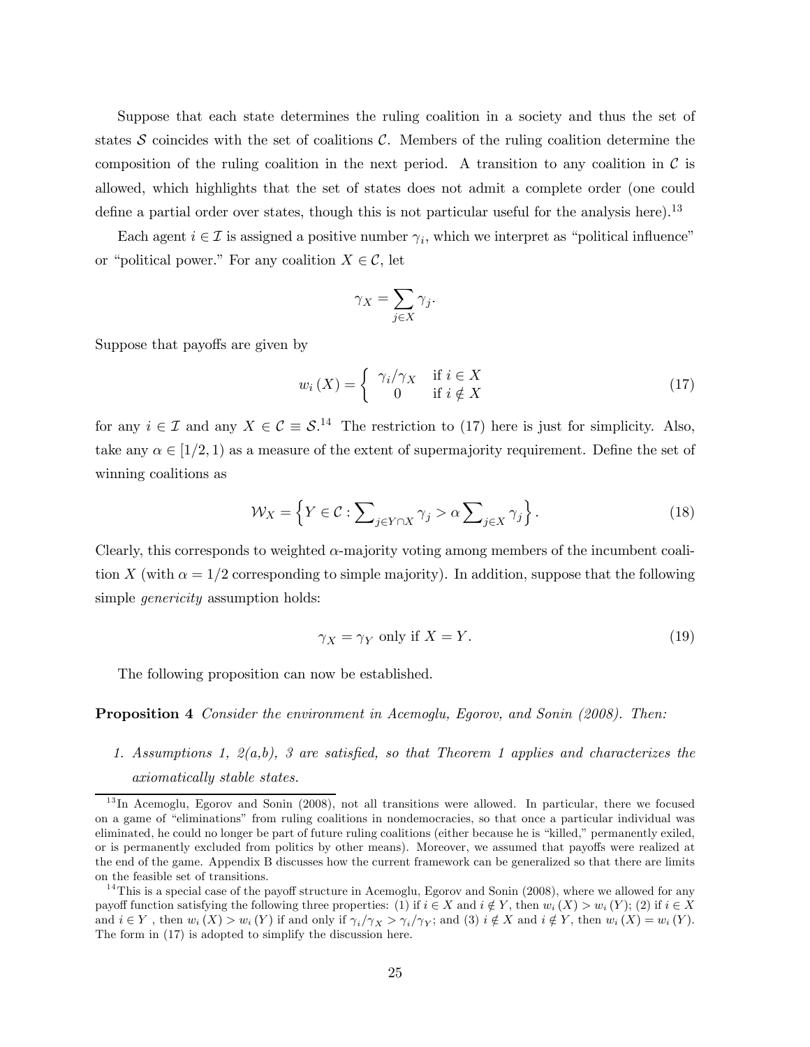Suppose that each state determines the ruling coalition in a society and thus the set of states $\mathcal{S}$ coincides with the set of coalitions $\mathcal{C}$. Members of the ruling coalition determine the composition of the ruling coalition in the next period. A transition to any coalition in $\mathcal{C}$ is allowed, which highlights that the set of states does not admit a complete order (one could define a partial order over states, though this is not particular useful for the analysis here).[13]

Each agent $i \in \mathcal{I}$ is assigned a positive number $\gamma_i$, which we interpret as "political influence" or "political power." For any coalition $X \in \mathcal{C}$, let

$$\gamma_X = \sum_{j \in X} \gamma_j.$$

Suppose that payoffs are given by

$$w_i(X) = \begin{cases} \gamma_i / \gamma_X & \text{if } i \in X \\ 0 & \text{if } i \notin X \end{cases} \tag{17}$$

for any $i \in \mathcal{I}$ and any $X \in \mathcal{C} \equiv \mathcal{S}$.[14] The restriction to (17) here is just for simplicity. Also, take any $\alpha \in [1/2, 1)$ as a measure of the extent of supermajority requirement. Define the set of winning coalitions as

$$\mathcal{W}_X = \left\{ Y \in \mathcal{C} : \sum\nolimits_{j \in Y \cap X} \gamma_j > \alpha \sum\nolimits_{j \in X} \gamma_j \right\}. \tag{18}$$

Clearly, this corresponds to weighted $\alpha$-majority voting among members of the incumbent coalition $X$ (with $\alpha = 1/2$ corresponding to simple majority). In addition, suppose that the following simple *genericity* assumption holds:

$$\gamma_X = \gamma_Y \text{ only if } X = Y. \tag{19}$$

The following proposition can now be established.

**Proposition 4** *Consider the environment in Acemoglu, Egorov, and Sonin (2008). Then:*

1. *Assumptions 1, 2(a,b), 3 are satisfied, so that Theorem 1 applies and characterizes the axiomatically stable states.*

---

[13] In Acemoglu, Egorov and Sonin (2008), not all transitions were allowed. In particular, there we focused on a game of "eliminations" from ruling coalitions in nondemocracies, so that once a particular individual was eliminated, he could no longer be part of future ruling coalitions (either because he is "killed," permanently exiled, or is permanently excluded from politics by other means). Moreover, we assumed that payoffs were realized at the end of the game. Appendix B discusses how the current framework can be generalized so that there are limits on the feasible set of transitions.

[14] This is a special case of the payoff structure in Acemoglu, Egorov and Sonin (2008), where we allowed for any payoff function satisfying the following three properties: (1) if $i \in X$ and $i \notin Y$, then $w_i(X) > w_i(Y)$; (2) if $i \in X$ and $i \in Y$, then $w_i(X) > w_i(Y)$ if and only if $\gamma_i / \gamma_X > \gamma_i / \gamma_Y$; and (3) $i \notin X$ and $i \notin Y$, then $w_i(X) = w_i(Y)$. The form in (17) is adopted to simplify the discussion here.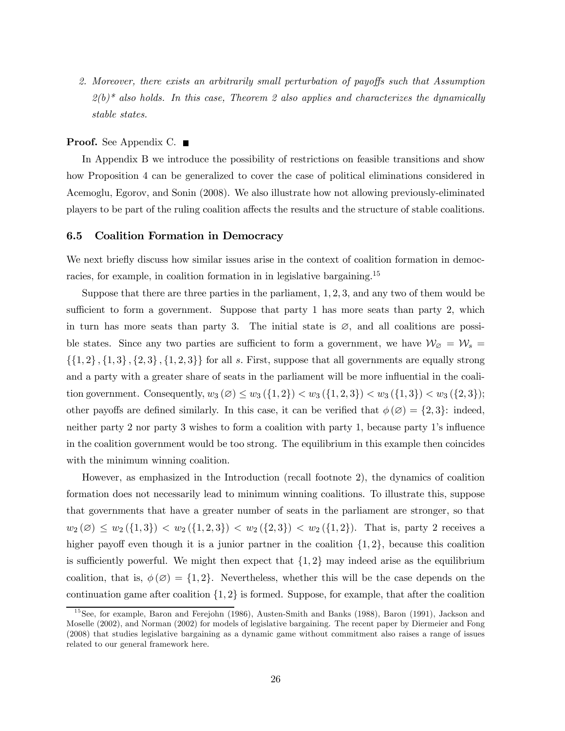2. *Moreover, there exists an arbitrarily small perturbation of payoffs such that Assumption 2(b)\* also holds. In this case, Theorem 2 also applies and characterizes the dynamically stable states.*

**Proof.** See Appendix C. ∎

In Appendix B we introduce the possibility of restrictions on feasible transitions and show how Proposition 4 can be generalized to cover the case of political eliminations considered in Acemoglu, Egorov, and Sonin (2008). We also illustrate how not allowing previously-eliminated players to be part of the ruling coalition affects the results and the structure of stable coalitions.

### 6.5 Coalition Formation in Democracy

We next briefly discuss how similar issues arise in the context of coalition formation in democracies, for example, in coalition formation in in legislative bargaining.[15]

Suppose that there are three parties in the parliament, $1, 2, 3$, and any two of them would be sufficient to form a government. Suppose that party 1 has more seats than party 2, which in turn has more seats than party 3. The initial state is $\varnothing$, and all coalitions are possible states. Since any two parties are sufficient to form a government, we have $\mathcal{W}_{\varnothing} = \mathcal{W}_s = \{\{1,2\},\{1,3\},\{2,3\},\{1,2,3\}\}$ for all $s$. First, suppose that all governments are equally strong and a party with a greater share of seats in the parliament will be more influential in the coalition government. Consequently, $w_3(\varnothing) \leq w_3(\{1,2\}) < w_3(\{1,2,3\}) < w_3(\{1,3\}) < w_3(\{2,3\})$; other payoffs are defined similarly. In this case, it can be verified that $\phi(\varnothing) = \{2,3\}$: indeed, neither party 2 nor party 3 wishes to form a coalition with party 1, because party 1's influence in the coalition government would be too strong. The equilibrium in this example then coincides with the minimum winning coalition.

However, as emphasized in the Introduction (recall footnote 2), the dynamics of coalition formation does not necessarily lead to minimum winning coalitions. To illustrate this, suppose that governments that have a greater number of seats in the parliament are stronger, so that $w_2(\varnothing) \leq w_2(\{1,3\}) < w_2(\{1,2,3\}) < w_2(\{2,3\}) < w_2(\{1,2\})$. That is, party 2 receives a higher payoff even though it is a junior partner in the coalition $\{1,2\}$, because this coalition is sufficiently powerful. We might then expect that $\{1,2\}$ may indeed arise as the equilibrium coalition, that is, $\phi(\varnothing) = \{1,2\}$. Nevertheless, whether this will be the case depends on the continuation game after coalition $\{1,2\}$ is formed. Suppose, for example, that after the coalition

[15] See, for example, Baron and Ferejohn (1986), Austen-Smith and Banks (1988), Baron (1991), Jackson and Moselle (2002), and Norman (2002) for models of legislative bargaining. The recent paper by Diermeier and Fong (2008) that studies legislative bargaining as a dynamic game without commitment also raises a range of issues related to our general framework here.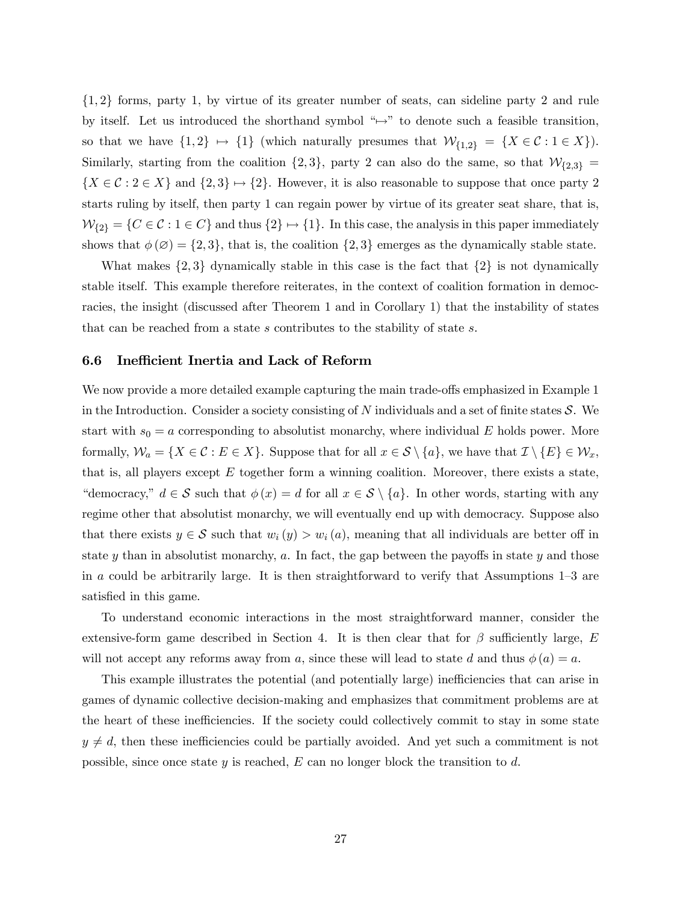$\{1,2\}$ forms, party 1, by virtue of its greater number of seats, can sideline party 2 and rule by itself. Let us introduced the shorthand symbol "$\mapsto$" to denote such a feasible transition, so that we have $\{1,2\} \mapsto \{1\}$ (which naturally presumes that $\mathcal{W}_{\{1,2\}} = \{X \in \mathcal{C} : 1 \in X\}$). Similarly, starting from the coalition $\{2,3\}$, party 2 can also do the same, so that $\mathcal{W}_{\{2,3\}} = \{X \in \mathcal{C} : 2 \in X\}$ and $\{2,3\} \mapsto \{2\}$. However, it is also reasonable to suppose that once party 2 starts ruling by itself, then party 1 can regain power by virtue of its greater seat share, that is, $\mathcal{W}_{\{2\}} = \{C \in \mathcal{C} : 1 \in C\}$ and thus $\{2\} \mapsto \{1\}$. In this case, the analysis in this paper immediately shows that $\phi(\varnothing) = \{2,3\}$, that is, the coalition $\{2,3\}$ emerges as the dynamically stable state.

What makes $\{2,3\}$ dynamically stable in this case is the fact that $\{2\}$ is not dynamically stable itself. This example therefore reiterates, in the context of coalition formation in democracies, the insight (discussed after Theorem 1 and in Corollary 1) that the instability of states that can be reached from a state $s$ contributes to the stability of state $s$.

### 6.6 Inefficient Inertia and Lack of Reform

We now provide a more detailed example capturing the main trade-offs emphasized in Example 1 in the Introduction. Consider a society consisting of $N$ individuals and a set of finite states $\mathcal{S}$. We start with $s_0 = a$ corresponding to absolutist monarchy, where individual $E$ holds power. More formally, $\mathcal{W}_a = \{X \in \mathcal{C} : E \in X\}$. Suppose that for all $x \in \mathcal{S} \setminus \{a\}$, we have that $\mathcal{I} \setminus \{E\} \in \mathcal{W}_x$, that is, all players except $E$ together form a winning coalition. Moreover, there exists a state, "democracy," $d \in \mathcal{S}$ such that $\phi(x) = d$ for all $x \in \mathcal{S} \setminus \{a\}$. In other words, starting with any regime other that absolutist monarchy, we will eventually end up with democracy. Suppose also that there exists $y \in \mathcal{S}$ such that $w_i(y) > w_i(a)$, meaning that all individuals are better off in state $y$ than in absolutist monarchy, $a$. In fact, the gap between the payoffs in state $y$ and those in $a$ could be arbitrarily large. It is then straightforward to verify that Assumptions 1–3 are satisfied in this game.

To understand economic interactions in the most straightforward manner, consider the extensive-form game described in Section 4. It is then clear that for $\beta$ sufficiently large, $E$ will not accept any reforms away from $a$, since these will lead to state $d$ and thus $\phi(a) = a$.

This example illustrates the potential (and potentially large) inefficiencies that can arise in games of dynamic collective decision-making and emphasizes that commitment problems are at the heart of these inefficiencies. If the society could collectively commit to stay in some state $y \neq d$, then these inefficiencies could be partially avoided. And yet such a commitment is not possible, since once state $y$ is reached, $E$ can no longer block the transition to $d$.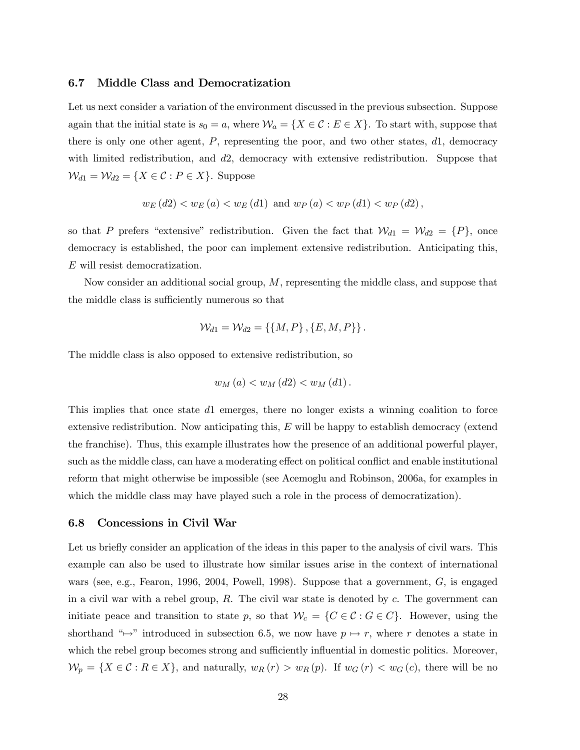### 6.7 Middle Class and Democratization

Let us next consider a variation of the environment discussed in the previous subsection. Suppose again that the initial state is $s_0 = a$, where $\mathcal{W}_a = \{X \in \mathcal{C} : E \in X\}$. To start with, suppose that there is only one other agent, $P$, representing the poor, and two other states, $d1$, democracy with limited redistribution, and $d2$, democracy with extensive redistribution. Suppose that $\mathcal{W}_{d1} = \mathcal{W}_{d2} = \{X \in \mathcal{C} : P \in X\}$. Suppose

$$w_E(d2) < w_E(a) < w_E(d1) \text{ and } w_P(a) < w_P(d1) < w_P(d2),$$

so that $P$ prefers "extensive" redistribution. Given the fact that $\mathcal{W}_{d1} = \mathcal{W}_{d2} = \{P\}$, once democracy is established, the poor can implement extensive redistribution. Anticipating this, $E$ will resist democratization.

Now consider an additional social group, $M$, representing the middle class, and suppose that the middle class is sufficiently numerous so that

$$\mathcal{W}_{d1} = \mathcal{W}_{d2} = \{\{M, P\}, \{E, M, P\}\}.$$

The middle class is also opposed to extensive redistribution, so

$$w_M(a) < w_M(d2) < w_M(d1).$$

This implies that once state $d1$ emerges, there no longer exists a winning coalition to force extensive redistribution. Now anticipating this, $E$ will be happy to establish democracy (extend the franchise). Thus, this example illustrates how the presence of an additional powerful player, such as the middle class, can have a moderating effect on political conflict and enable institutional reform that might otherwise be impossible (see Acemoglu and Robinson, 2006a, for examples in which the middle class may have played such a role in the process of democratization).

### 6.8 Concessions in Civil War

Let us briefly consider an application of the ideas in this paper to the analysis of civil wars. This example can also be used to illustrate how similar issues arise in the context of international wars (see, e.g., Fearon, 1996, 2004, Powell, 1998). Suppose that a government, $G$, is engaged in a civil war with a rebel group, $R$. The civil war state is denoted by $c$. The government can initiate peace and transition to state $p$, so that $\mathcal{W}_c = \{C \in \mathcal{C} : G \in C\}$. However, using the shorthand "$\mapsto$" introduced in subsection 6.5, we now have $p \mapsto r$, where $r$ denotes a state in which the rebel group becomes strong and sufficiently influential in domestic politics. Moreover, $\mathcal{W}_p = \{X \in \mathcal{C} : R \in X\}$, and naturally, $w_R(r) > w_R(p)$. If $w_G(r) < w_G(c)$, there will be no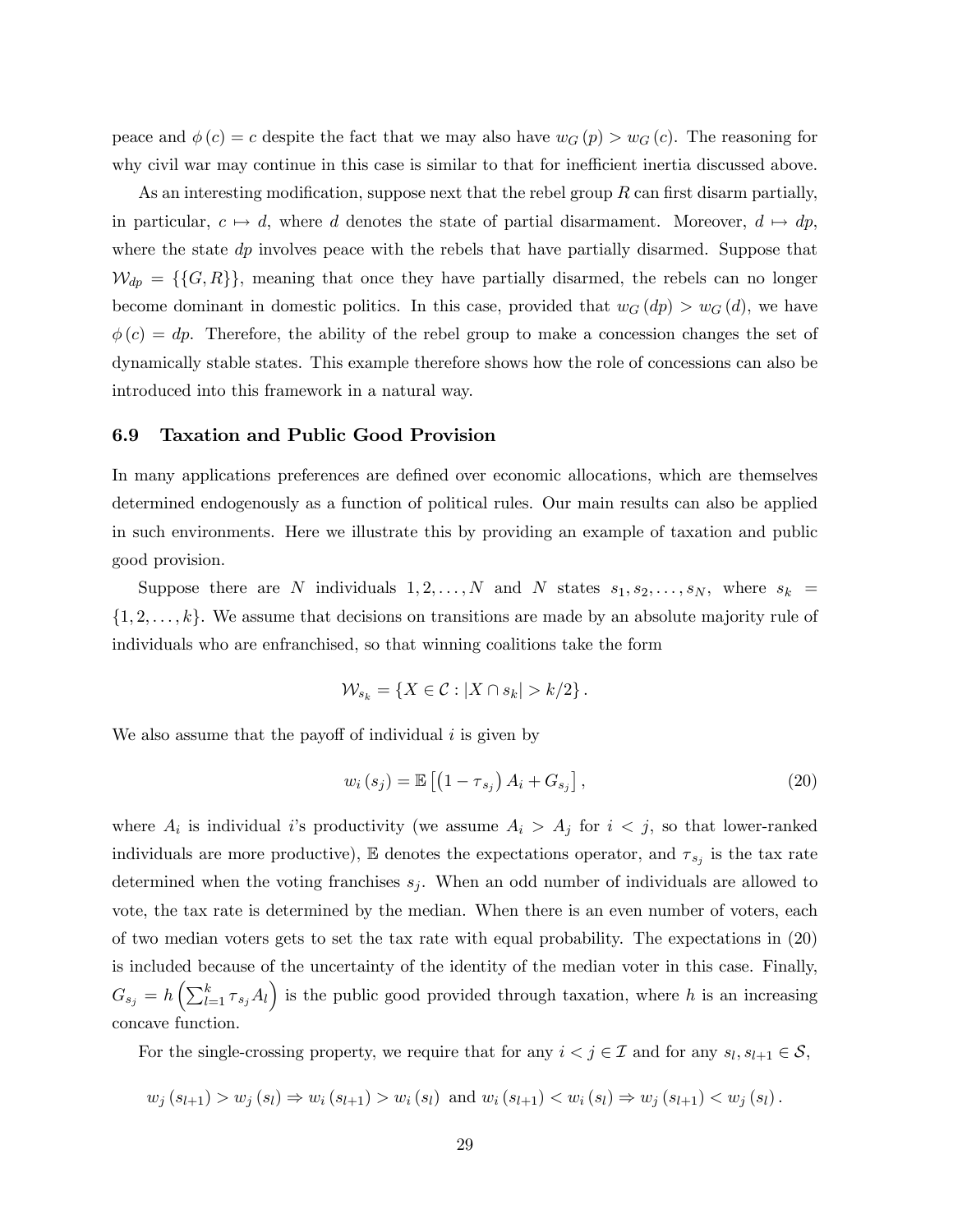peace and $\phi(c) = c$ despite the fact that we may also have $w_G(p) > w_G(c)$. The reasoning for why civil war may continue in this case is similar to that for inefficient inertia discussed above.

As an interesting modification, suppose next that the rebel group $R$ can first disarm partially, in particular, $c \mapsto d$, where $d$ denotes the state of partial disarmament. Moreover, $d \mapsto dp$, where the state $dp$ involves peace with the rebels that have partially disarmed. Suppose that $\mathcal{W}_{dp} = \{\{G, R\}\}$, meaning that once they have partially disarmed, the rebels can no longer become dominant in domestic politics. In this case, provided that $w_G(dp) > w_G(d)$, we have $\phi(c) = dp$. Therefore, the ability of the rebel group to make a concession changes the set of dynamically stable states. This example therefore shows how the role of concessions can also be introduced into this framework in a natural way.

### 6.9 Taxation and Public Good Provision

In many applications preferences are defined over economic allocations, which are themselves determined endogenously as a function of political rules. Our main results can also be applied in such environments. Here we illustrate this by providing an example of taxation and public good provision.

Suppose there are $N$ individuals $1, 2, \ldots, N$ and $N$ states $s_1, s_2, \ldots, s_N$, where $s_k = \{1, 2, \ldots, k\}$. We assume that decisions on transitions are made by an absolute majority rule of individuals who are enfranchised, so that winning coalitions take the form

$$\mathcal{W}_{s_k} = \{X \in \mathcal{C} : |X \cap s_k| > k/2\}.$$

We also assume that the payoff of individual $i$ is given by

$$w_i(s_j) = \mathbb{E}\left[\left(1 - \tau_{s_j}\right) A_i + G_{s_j}\right], \tag{20}$$

where $A_i$ is individual $i$'s productivity (we assume $A_i > A_j$ for $i < j$, so that lower-ranked individuals are more productive), $\mathbb{E}$ denotes the expectations operator, and $\tau_{s_j}$ is the tax rate determined when the voting franchises $s_j$. When an odd number of individuals are allowed to vote, the tax rate is determined by the median. When there is an even number of voters, each of two median voters gets to set the tax rate with equal probability. The expectations in (20) is included because of the uncertainty of the identity of the median voter in this case. Finally, $G_{s_j} = h\left(\sum_{l=1}^{k} \tau_{s_j} A_l\right)$ is the public good provided through taxation, where $h$ is an increasing concave function.

For the single-crossing property, we require that for any $i < j \in \mathcal{I}$ and for any $s_l, s_{l+1} \in \mathcal{S}$,

$$w_j(s_{l+1}) > w_j(s_l) \Rightarrow w_i(s_{l+1}) > w_i(s_l) \text{ and } w_i(s_{l+1}) < w_i(s_l) \Rightarrow w_j(s_{l+1}) < w_j(s_l).$$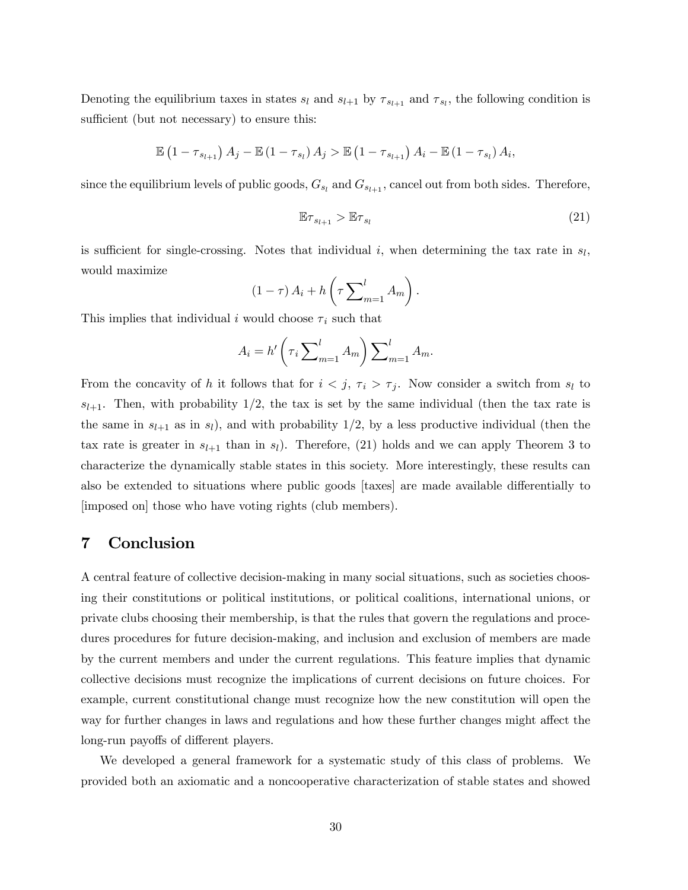Denoting the equilibrium taxes in states $s_l$ and $s_{l+1}$ by $\tau_{s_{l+1}}$ and $\tau_{s_l}$, the following condition is sufficient (but not necessary) to ensure this:

$$\mathbb{E}\left(1-\tau_{s_{l+1}}\right)A_j - \mathbb{E}\left(1-\tau_{s_l}\right)A_j > \mathbb{E}\left(1-\tau_{s_{l+1}}\right)A_i - \mathbb{E}\left(1-\tau_{s_l}\right)A_i,$$

since the equilibrium levels of public goods, $G_{s_l}$ and $G_{s_{l+1}}$, cancel out from both sides. Therefore,

$$\mathbb{E}\tau_{s_{l+1}} > \mathbb{E}\tau_{s_l} \tag{21}$$

is sufficient for single-crossing. Notes that individual $i$, when determining the tax rate in $s_l$, would maximize

$$(1-\tau)A_i + h\left(\tau \sum\nolimits_{m=1}^{l} A_m\right).$$

This implies that individual $i$ would choose $\tau_i$ such that

$$A_i = h'\left(\tau_i \sum\nolimits_{m=1}^{l} A_m\right)\sum\nolimits_{m=1}^{l} A_m.$$

From the concavity of $h$ it follows that for $i < j$, $\tau_i > \tau_j$. Now consider a switch from $s_l$ to $s_{l+1}$. Then, with probability 1/2, the tax is set by the same individual (then the tax rate is the same in $s_{l+1}$ as in $s_l$), and with probability 1/2, by a less productive individual (then the tax rate is greater in $s_{l+1}$ than in $s_l$). Therefore, (21) holds and we can apply Theorem 3 to characterize the dynamically stable states in this society. More interestingly, these results can also be extended to situations where public goods [taxes] are made available differentially to [imposed on] those who have voting rights (club members).

# 7 Conclusion

A central feature of collective decision-making in many social situations, such as societies choosing their constitutions or political institutions, or political coalitions, international unions, or private clubs choosing their membership, is that the rules that govern the regulations and procedures procedures for future decision-making, and inclusion and exclusion of members are made by the current members and under the current regulations. This feature implies that dynamic collective decisions must recognize the implications of current decisions on future choices. For example, current constitutional change must recognize how the new constitution will open the way for further changes in laws and regulations and how these further changes might affect the long-run payoffs of different players.

We developed a general framework for a systematic study of this class of problems. We provided both an axiomatic and a noncooperative characterization of stable states and showed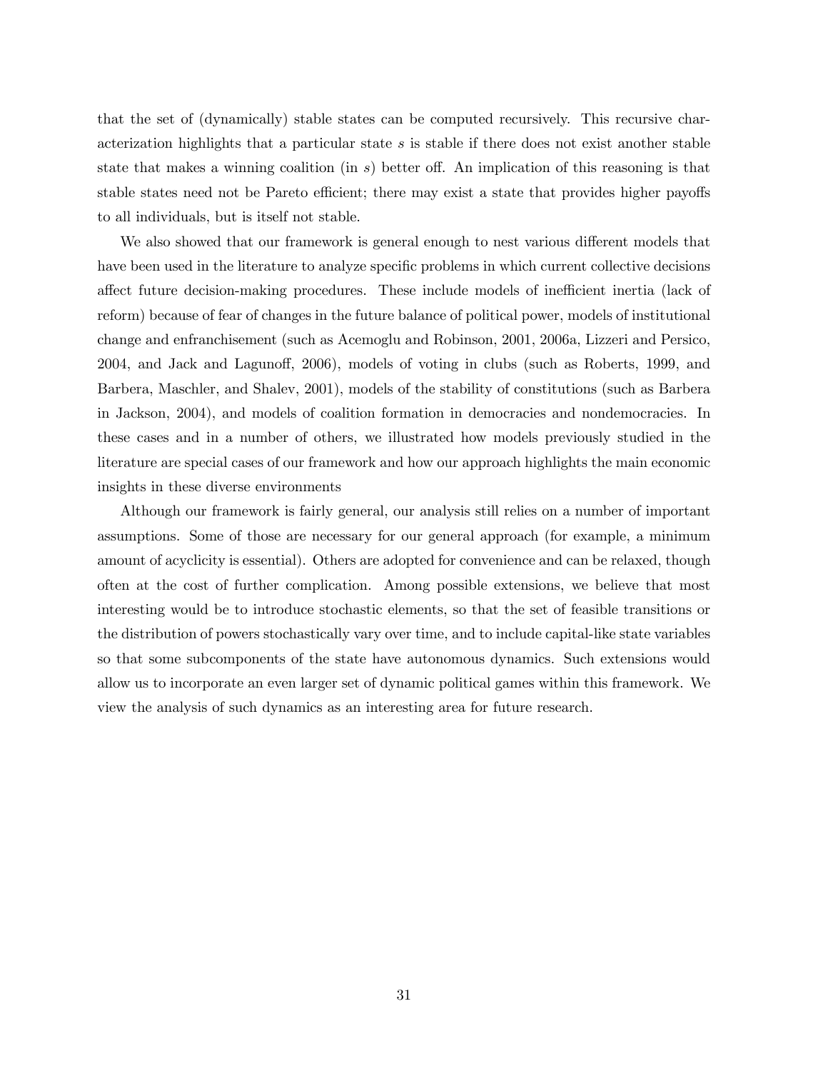that the set of (dynamically) stable states can be computed recursively. This recursive characterization highlights that a particular state $s$ is stable if there does not exist another stable state that makes a winning coalition (in $s$) better off. An implication of this reasoning is that stable states need not be Pareto efficient; there may exist a state that provides higher payoffs to all individuals, but is itself not stable.

We also showed that our framework is general enough to nest various different models that have been used in the literature to analyze specific problems in which current collective decisions affect future decision-making procedures. These include models of inefficient inertia (lack of reform) because of fear of changes in the future balance of political power, models of institutional change and enfranchisement (such as Acemoglu and Robinson, 2001, 2006a, Lizzeri and Persico, 2004, and Jack and Lagunoff, 2006), models of voting in clubs (such as Roberts, 1999, and Barbera, Maschler, and Shalev, 2001), models of the stability of constitutions (such as Barbera in Jackson, 2004), and models of coalition formation in democracies and nondemocracies. In these cases and in a number of others, we illustrated how models previously studied in the literature are special cases of our framework and how our approach highlights the main economic insights in these diverse environments

Although our framework is fairly general, our analysis still relies on a number of important assumptions. Some of those are necessary for our general approach (for example, a minimum amount of acyclicity is essential). Others are adopted for convenience and can be relaxed, though often at the cost of further complication. Among possible extensions, we believe that most interesting would be to introduce stochastic elements, so that the set of feasible transitions or the distribution of powers stochastically vary over time, and to include capital-like state variables so that some subcomponents of the state have autonomous dynamics. Such extensions would allow us to incorporate an even larger set of dynamic political games within this framework. We view the analysis of such dynamics as an interesting area for future research.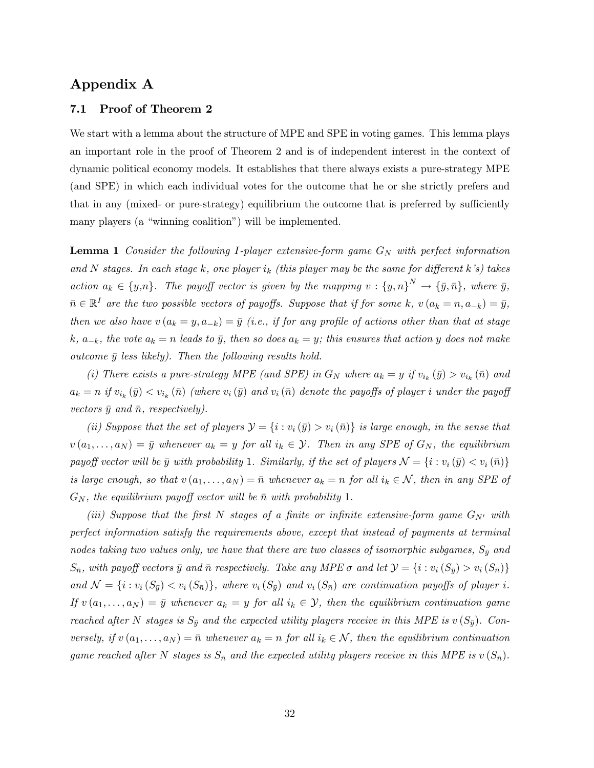# Appendix A

## 7.1 Proof of Theorem 2

We start with a lemma about the structure of MPE and SPE in voting games. This lemma plays an important role in the proof of Theorem 2 and is of independent interest in the context of dynamic political economy models. It establishes that there always exists a pure-strategy MPE (and SPE) in which each individual votes for the outcome that he or she strictly prefers and that in any (mixed- or pure-strategy) equilibrium the outcome that is preferred by sufficiently many players (a "winning coalition") will be implemented.

**Lemma 1** *Consider the following $I$-player extensive-form game $G_N$ with perfect information and $N$ stages. In each stage $k$, one player $i_k$ (this player may be the same for different $k$'s) takes action $a_k \in \{y,n\}$. The payoff vector is given by the mapping $v : \{y,n\}^N \to \{\bar{y}, \bar{n}\}$, where $\bar{y}$, $\bar{n} \in \mathbb{R}^I$ are the two possible vectors of payoffs. Suppose that if for some $k$, $v(a_k = n, a_{-k}) = \bar{y}$, then we also have $v(a_k = y, a_{-k}) = \bar{y}$ (i.e., if for any profile of actions other than that at stage $k$, $a_{-k}$, the vote $a_k = n$ leads to $\bar{y}$, then so does $a_k = y$; this ensures that action $y$ does not make outcome $\bar{y}$ less likely). Then the following results hold.*

*(i) There exists a pure-strategy MPE (and SPE) in $G_N$ where $a_k = y$ if $v_{i_k}(\bar{y}) > v_{i_k}(\bar{n})$ and $a_k = n$ if $v_{i_k}(\bar{y}) < v_{i_k}(\bar{n})$ (where $v_i(\bar{y})$ and $v_i(\bar{n})$ denote the payoffs of player $i$ under the payoff vectors $\bar{y}$ and $\bar{n}$, respectively).*

*(ii) Suppose that the set of players $\mathcal{Y} = \{i : v_i(\bar{y}) > v_i(\bar{n})\}$ is large enough, in the sense that $v(a_1, \ldots, a_N) = \bar{y}$ whenever $a_k = y$ for all $i_k \in \mathcal{Y}$. Then in any SPE of $G_N$, the equilibrium payoff vector will be $\bar{y}$ with probability 1. Similarly, if the set of players $\mathcal{N} = \{i : v_i(\bar{y}) < v_i(\bar{n})\}$ is large enough, so that $v(a_1, \ldots, a_N) = \bar{n}$ whenever $a_k = n$ for all $i_k \in \mathcal{N}$, then in any SPE of $G_N$, the equilibrium payoff vector will be $\bar{n}$ with probability 1.*

*(iii) Suppose that the first $N$ stages of a finite or infinite extensive-form game $G_{N'}$ with perfect information satisfy the requirements above, except that instead of payments at terminal nodes taking two values only, we have that there are two classes of isomorphic subgames, $S_{\bar{y}}$ and $S_{\bar{n}}$, with payoff vectors $\bar{y}$ and $\bar{n}$ respectively. Take any MPE $\sigma$ and let $\mathcal{Y} = \{i : v_i(S_{\bar{y}}) > v_i(S_{\bar{n}})\}$ and $\mathcal{N} = \{i : v_i(S_{\bar{y}}) < v_i(S_{\bar{n}})\}$, where $v_i(S_{\bar{y}})$ and $v_i(S_{\bar{n}})$ are continuation payoffs of player $i$. If $v(a_1, \ldots, a_N) = \bar{y}$ whenever $a_k = y$ for all $i_k \in \mathcal{Y}$, then the equilibrium continuation game reached after $N$ stages is $S_{\bar{y}}$ and the expected utility players receive in this MPE is $v(S_{\bar{y}})$. Conversely, if $v(a_1, \ldots, a_N) = \bar{n}$ whenever $a_k = n$ for all $i_k \in \mathcal{N}$, then the equilibrium continuation game reached after $N$ stages is $S_{\bar{n}}$ and the expected utility players receive in this MPE is $v(S_{\bar{n}})$.*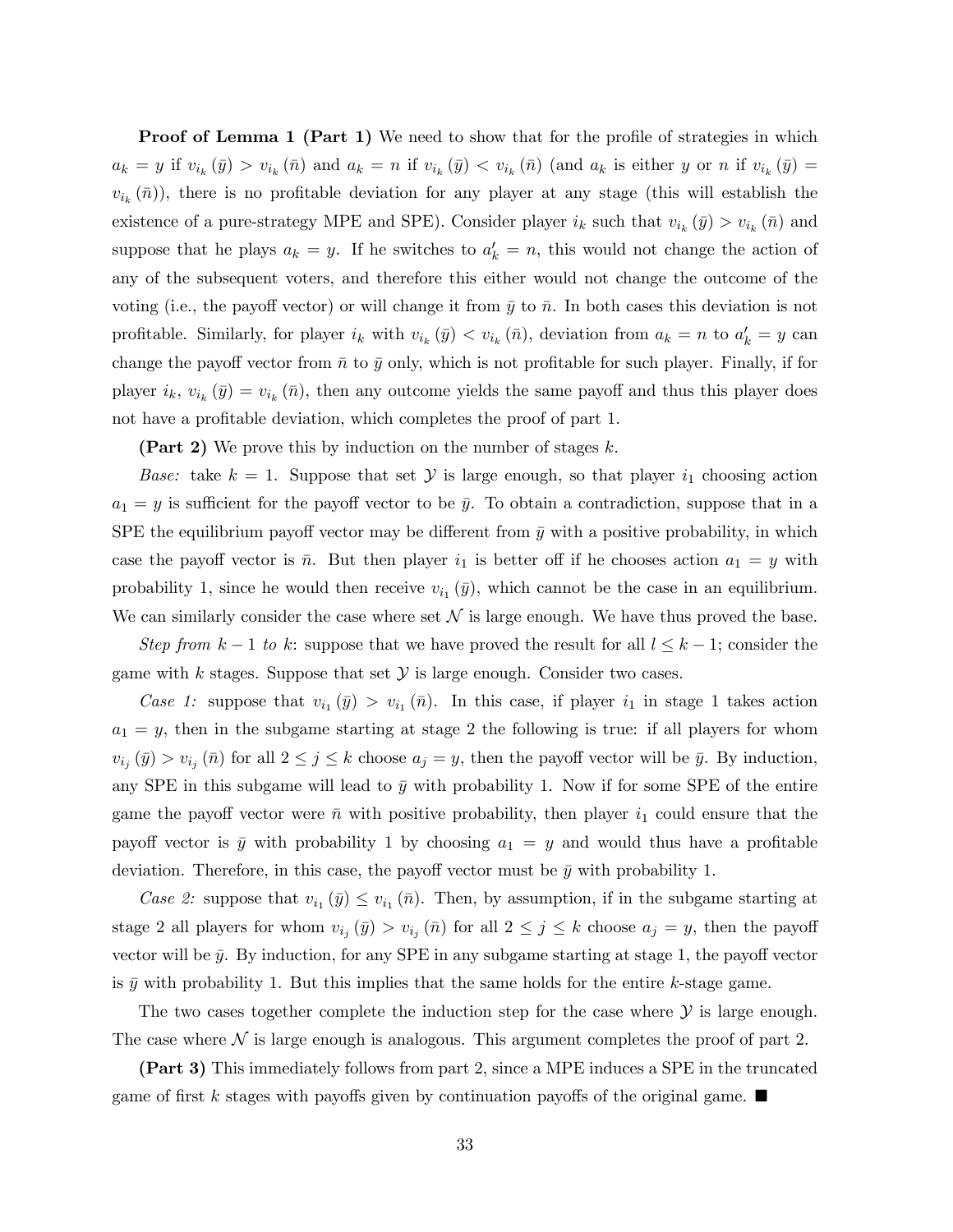**Proof of Lemma 1 (Part 1)** We need to show that for the profile of strategies in which $a_k = y$ if $v_{i_k}(\bar{y}) > v_{i_k}(\bar{n})$ and $a_k = n$ if $v_{i_k}(\bar{y}) < v_{i_k}(\bar{n})$ (and $a_k$ is either $y$ or $n$ if $v_{i_k}(\bar{y}) = v_{i_k}(\bar{n})$), there is no profitable deviation for any player at any stage (this will establish the existence of a pure-strategy MPE and SPE). Consider player $i_k$ such that $v_{i_k}(\bar{y}) > v_{i_k}(\bar{n})$ and suppose that he plays $a_k = y$. If he switches to $a'_k = n$, this would not change the action of any of the subsequent voters, and therefore this either would not change the outcome of the voting (i.e., the payoff vector) or will change it from $\bar{y}$ to $\bar{n}$. In both cases this deviation is not profitable. Similarly, for player $i_k$ with $v_{i_k}(\bar{y}) < v_{i_k}(\bar{n})$, deviation from $a_k = n$ to $a'_k = y$ can change the payoff vector from $\bar{n}$ to $\bar{y}$ only, which is not profitable for such player. Finally, if for player $i_k$, $v_{i_k}(\bar{y}) = v_{i_k}(\bar{n})$, then any outcome yields the same payoff and thus this player does not have a profitable deviation, which completes the proof of part 1.

**(Part 2)** We prove this by induction on the number of stages $k$.

*Base:* take $k = 1$. Suppose that set $\mathcal{Y}$ is large enough, so that player $i_1$ choosing action $a_1 = y$ is sufficient for the payoff vector to be $\bar{y}$. To obtain a contradiction, suppose that in a SPE the equilibrium payoff vector may be different from $\bar{y}$ with a positive probability, in which case the payoff vector is $\bar{n}$. But then player $i_1$ is better off if he chooses action $a_1 = y$ with probability 1, since he would then receive $v_{i_1}(\bar{y})$, which cannot be the case in an equilibrium. We can similarly consider the case where set $\mathcal{N}$ is large enough. We have thus proved the base.

*Step from $k-1$ to $k$:* suppose that we have proved the result for all $l \leq k-1$; consider the game with $k$ stages. Suppose that set $\mathcal{Y}$ is large enough. Consider two cases.

*Case 1:* suppose that $v_{i_1}(\bar{y}) > v_{i_1}(\bar{n})$. In this case, if player $i_1$ in stage 1 takes action $a_1 = y$, then in the subgame starting at stage 2 the following is true: if all players for whom $v_{i_j}(\bar{y}) > v_{i_j}(\bar{n})$ for all $2 \leq j \leq k$ choose $a_j = y$, then the payoff vector will be $\bar{y}$. By induction, any SPE in this subgame will lead to $\bar{y}$ with probability 1. Now if for some SPE of the entire game the payoff vector were $\bar{n}$ with positive probability, then player $i_1$ could ensure that the payoff vector is $\bar{y}$ with probability 1 by choosing $a_1 = y$ and would thus have a profitable deviation. Therefore, in this case, the payoff vector must be $\bar{y}$ with probability 1.

*Case 2:* suppose that $v_{i_1}(\bar{y}) \leq v_{i_1}(\bar{n})$. Then, by assumption, if in the subgame starting at stage 2 all players for whom $v_{i_j}(\bar{y}) > v_{i_j}(\bar{n})$ for all $2 \leq j \leq k$ choose $a_j = y$, then the payoff vector will be $\bar{y}$. By induction, for any SPE in any subgame starting at stage 1, the payoff vector is $\bar{y}$ with probability 1. But this implies that the same holds for the entire $k$-stage game.

The two cases together complete the induction step for the case where $\mathcal{Y}$ is large enough. The case where $\mathcal{N}$ is large enough is analogous. This argument completes the proof of part 2.

**(Part 3)** This immediately follows from part 2, since a MPE induces a SPE in the truncated game of first $k$ stages with payoffs given by continuation payoffs of the original game. ■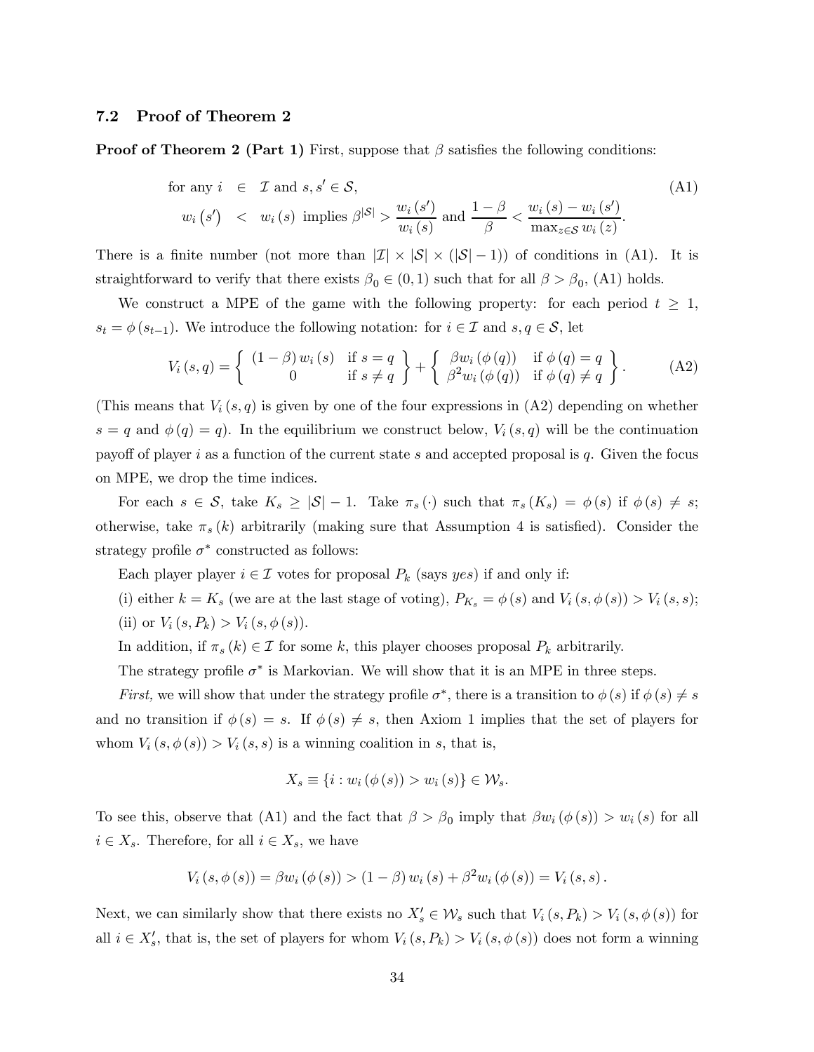### 7.2 Proof of Theorem 2

**Proof of Theorem 2 (Part 1)** First, suppose that $\beta$ satisfies the following conditions:

$$
\begin{aligned}
&\text{for any } i \in \mathcal{I} \text{ and } s, s' \in \mathcal{S}, \\
&w_i(s') < w_i(s) \text{ implies } \beta^{|\mathcal{S}|} > \frac{w_i(s')}{w_i(s)} \text{ and } \frac{1-\beta}{\beta} < \frac{w_i(s) - w_i(s')}{\max_{z \in \mathcal{S}} w_i(z)}.
\end{aligned}
\tag{A1}
$$

There is a finite number (not more than $|\mathcal{I}| \times |\mathcal{S}| \times (|\mathcal{S}| - 1)$) of conditions in (A1). It is straightforward to verify that there exists $\beta_0 \in (0,1)$ such that for all $\beta > \beta_0$, (A1) holds.

We construct a MPE of the game with the following property: for each period $t \geq 1$, $s_t = \phi(s_{t-1})$. We introduce the following notation: for $i \in \mathcal{I}$ and $s, q \in \mathcal{S}$, let

$$
V_i(s,q) = \left\{ \begin{array}{ll} (1-\beta) w_i(s) & \text{if } s = q \\ 0 & \text{if } s \neq q \end{array} \right\} + \left\{ \begin{array}{ll} \beta w_i(\phi(q)) & \text{if } \phi(q) = q \\ \beta^2 w_i(\phi(q)) & \text{if } \phi(q) \neq q \end{array} \right\}. \tag{A2}
$$

(This means that $V_i(s,q)$ is given by one of the four expressions in (A2) depending on whether $s = q$ and $\phi(q) = q$). In the equilibrium we construct below, $V_i(s,q)$ will be the continuation payoff of player $i$ as a function of the current state $s$ and accepted proposal is $q$. Given the focus on MPE, we drop the time indices.

For each $s \in \mathcal{S}$, take $K_s \geq |\mathcal{S}| - 1$. Take $\pi_s(\cdot)$ such that $\pi_s(K_s) = \phi(s)$ if $\phi(s) \neq s$; otherwise, take $\pi_s(k)$ arbitrarily (making sure that Assumption 4 is satisfied). Consider the strategy profile $\sigma^*$ constructed as follows:

Each player player $i \in \mathcal{I}$ votes for proposal $P_k$ (says *yes*) if and only if:

(i) either $k = K_s$ (we are at the last stage of voting), $P_{K_s} = \phi(s)$ and $V_i(s, \phi(s)) > V_i(s,s)$;

(ii) or $V_i(s, P_k) > V_i(s, \phi(s))$.

In addition, if $\pi_s(k) \in \mathcal{I}$ for some $k$, this player chooses proposal $P_k$ arbitrarily.

The strategy profile $\sigma^*$ is Markovian. We will show that it is an MPE in three steps.

*First,* we will show that under the strategy profile $\sigma^*$, there is a transition to $\phi(s)$ if $\phi(s) \neq s$ and no transition if $\phi(s) = s$. If $\phi(s) \neq s$, then Axiom 1 implies that the set of players for whom $V_i(s, \phi(s)) > V_i(s,s)$ is a winning coalition in $s$, that is,

$$
X_s \equiv \{i : w_i(\phi(s)) > w_i(s)\} \in \mathcal{W}_s.
$$

To see this, observe that (A1) and the fact that $\beta > \beta_0$ imply that $\beta w_i(\phi(s)) > w_i(s)$ for all $i \in X_s$. Therefore, for all $i \in X_s$, we have

$$
V_i(s, \phi(s)) = \beta w_i(\phi(s)) > (1-\beta) w_i(s) + \beta^2 w_i(\phi(s)) = V_i(s,s).
$$

Next, we can similarly show that there exists no $X'_s \in \mathcal{W}_s$ such that $V_i(s, P_k) > V_i(s, \phi(s))$ for all $i \in X'_s$, that is, the set of players for whom $V_i(s, P_k) > V_i(s, \phi(s))$ does not form a winning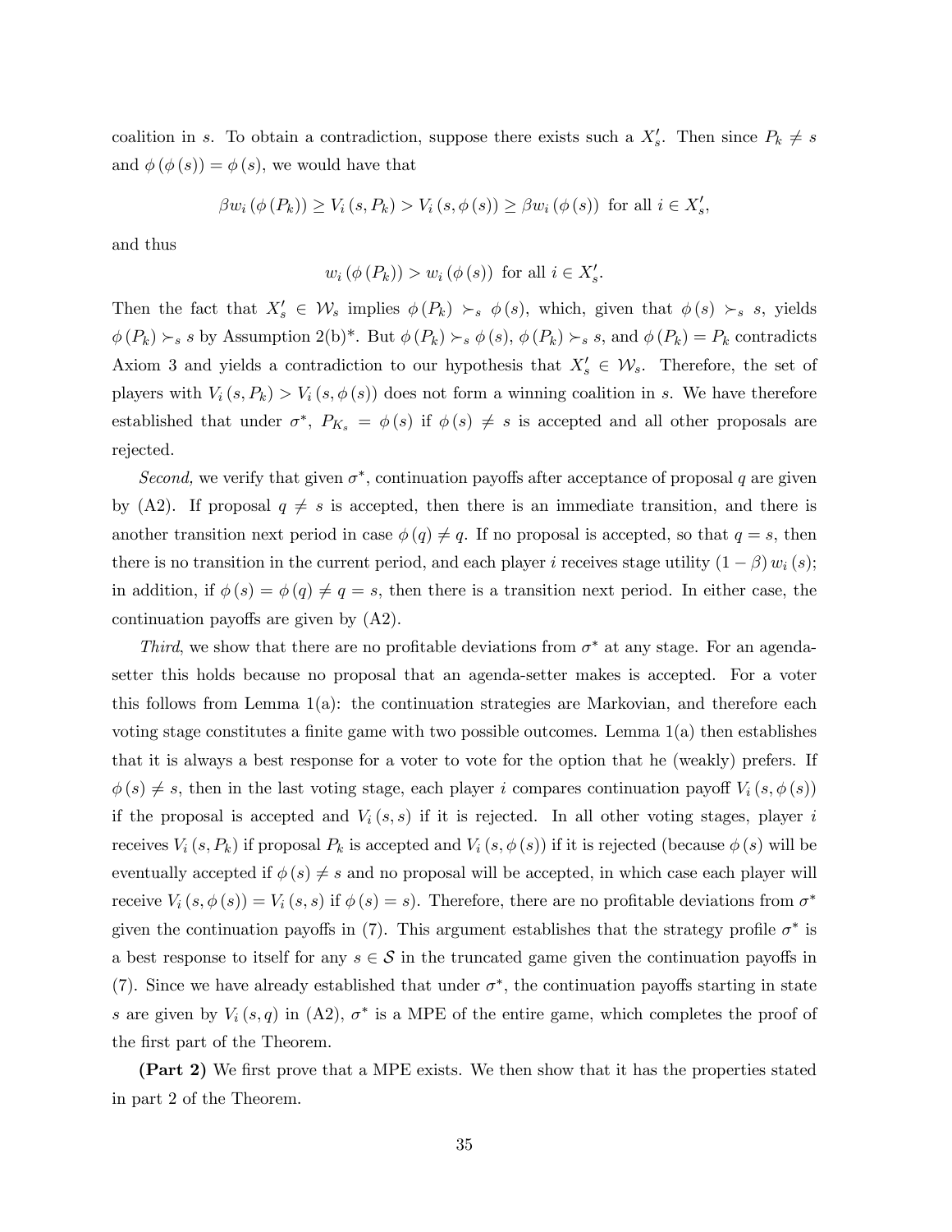coalition in $s$. To obtain a contradiction, suppose there exists such a $X'_s$. Then since $P_k \neq s$ and $\phi(\phi(s)) = \phi(s)$, we would have that

$$\beta w_i(\phi(P_k)) \geq V_i(s, P_k) > V_i(s, \phi(s)) \geq \beta w_i(\phi(s)) \text{ for all } i \in X'_s,$$

and thus

$$w_i(\phi(P_k)) > w_i(\phi(s)) \text{ for all } i \in X'_s.$$

Then the fact that $X'_s \in \mathcal{W}_s$ implies $\phi(P_k) \succ_s \phi(s)$, which, given that $\phi(s) \succ_s s$, yields $\phi(P_k) \succ_s s$ by Assumption 2(b)*. But $\phi(P_k) \succ_s \phi(s)$, $\phi(P_k) \succ_s s$, and $\phi(P_k) = P_k$ contradicts Axiom 3 and yields a contradiction to our hypothesis that $X'_s \in \mathcal{W}_s$. Therefore, the set of players with $V_i(s, P_k) > V_i(s, \phi(s))$ does not form a winning coalition in $s$. We have therefore established that under $\sigma^*$, $P_{K_s} = \phi(s)$ if $\phi(s) \neq s$ is accepted and all other proposals are rejected.

*Second,* we verify that given $\sigma^*$, continuation payoffs after acceptance of proposal $q$ are given by (A2). If proposal $q \neq s$ is accepted, then there is an immediate transition, and there is another transition next period in case $\phi(q) \neq q$. If no proposal is accepted, so that $q = s$, then there is no transition in the current period, and each player $i$ receives stage utility $(1-\beta) w_i(s)$; in addition, if $\phi(s) = \phi(q) \neq q = s$, then there is a transition next period. In either case, the continuation payoffs are given by (A2).

*Third,* we show that there are no profitable deviations from $\sigma^*$ at any stage. For an agenda-setter this holds because no proposal that an agenda-setter makes is accepted. For a voter this follows from Lemma 1(a): the continuation strategies are Markovian, and therefore each voting stage constitutes a finite game with two possible outcomes. Lemma 1(a) then establishes that it is always a best response for a voter to vote for the option that he (weakly) prefers. If $\phi(s) \neq s$, then in the last voting stage, each player $i$ compares continuation payoff $V_i(s, \phi(s))$ if the proposal is accepted and $V_i(s, s)$ if it is rejected. In all other voting stages, player $i$ receives $V_i(s, P_k)$ if proposal $P_k$ is accepted and $V_i(s, \phi(s))$ if it is rejected (because $\phi(s)$ will be eventually accepted if $\phi(s) \neq s$ and no proposal will be accepted, in which case each player will receive $V_i(s, \phi(s)) = V_i(s, s)$ if $\phi(s) = s$). Therefore, there are no profitable deviations from $\sigma^*$ given the continuation payoffs in (7). This argument establishes that the strategy profile $\sigma^*$ is a best response to itself for any $s \in \mathcal{S}$ in the truncated game given the continuation payoffs in (7). Since we have already established that under $\sigma^*$, the continuation payoffs starting in state $s$ are given by $V_i(s, q)$ in (A2), $\sigma^*$ is a MPE of the entire game, which completes the proof of the first part of the Theorem.

**(Part 2)** We first prove that a MPE exists. We then show that it has the properties stated in part 2 of the Theorem.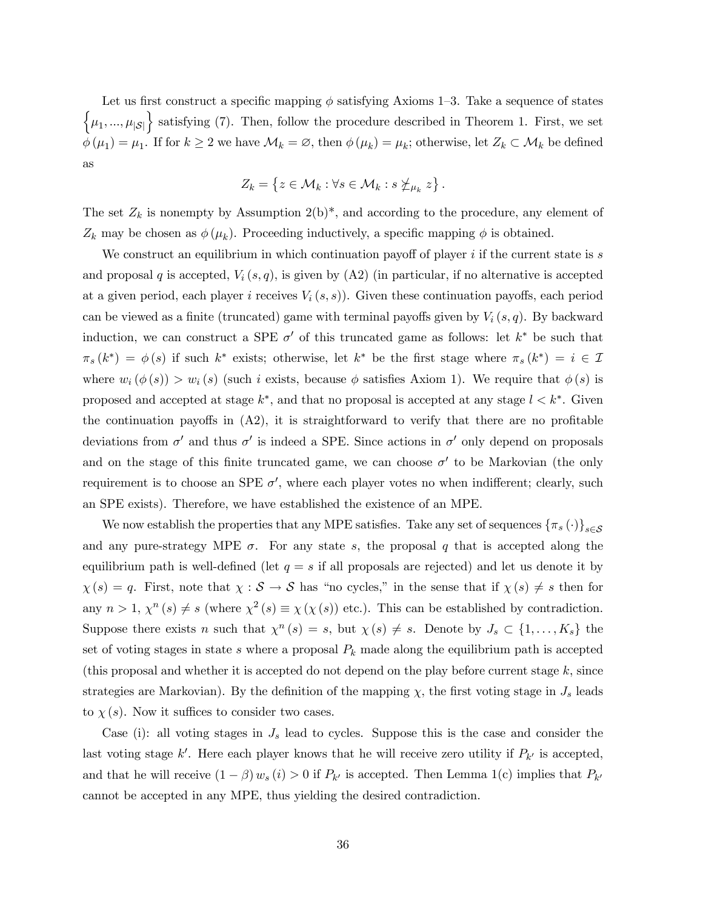Let us first construct a specific mapping $\phi$ satisfying Axioms 1–3. Take a sequence of states $\left\{\mu_1, ..., \mu_{|\mathcal{S}|}\right\}$ satisfying (7). Then, follow the procedure described in Theorem 1. First, we set $\phi(\mu_1) = \mu_1$. If for $k \geq 2$ we have $\mathcal{M}_k = \varnothing$, then $\phi(\mu_k) = \mu_k$; otherwise, let $Z_k \subset \mathcal{M}_k$ be defined as

$$Z_k = \left\{z \in \mathcal{M}_k : \forall s \in \mathcal{M}_k : s \not\succ_{\mu_k} z\right\}.$$

The set $Z_k$ is nonempty by Assumption 2(b)*, and according to the procedure, any element of $Z_k$ may be chosen as $\phi(\mu_k)$. Proceeding inductively, a specific mapping $\phi$ is obtained.

We construct an equilibrium in which continuation payoff of player $i$ if the current state is $s$ and proposal $q$ is accepted, $V_i(s, q)$, is given by (A2) (in particular, if no alternative is accepted at a given period, each player $i$ receives $V_i(s, s)$). Given these continuation payoffs, each period can be viewed as a finite (truncated) game with terminal payoffs given by $V_i(s, q)$. By backward induction, we can construct a SPE $\sigma'$ of this truncated game as follows: let $k^*$ be such that $\pi_s(k^*) = \phi(s)$ if such $k^*$ exists; otherwise, let $k^*$ be the first stage where $\pi_s(k^*) = i \in \mathcal{I}$ where $w_i(\phi(s)) > w_i(s)$ (such $i$ exists, because $\phi$ satisfies Axiom 1). We require that $\phi(s)$ is proposed and accepted at stage $k^*$, and that no proposal is accepted at any stage $l < k^*$. Given the continuation payoffs in (A2), it is straightforward to verify that there are no profitable deviations from $\sigma'$ and thus $\sigma'$ is indeed a SPE. Since actions in $\sigma'$ only depend on proposals and on the stage of this finite truncated game, we can choose $\sigma'$ to be Markovian (the only requirement is to choose an SPE $\sigma'$, where each player votes no when indifferent; clearly, such an SPE exists). Therefore, we have established the existence of an MPE.

We now establish the properties that any MPE satisfies. Take any set of sequences $\{\pi_s(\cdot)\}_{s \in \mathcal{S}}$ and any pure-strategy MPE $\sigma$. For any state $s$, the proposal $q$ that is accepted along the equilibrium path is well-defined (let $q = s$ if all proposals are rejected) and let us denote it by $\chi(s) = q$. First, note that $\chi : \mathcal{S} \to \mathcal{S}$ has "no cycles," in the sense that if $\chi(s) \neq s$ then for any $n > 1$, $\chi^n(s) \neq s$ (where $\chi^2(s) \equiv \chi(\chi(s))$ etc.). This can be established by contradiction. Suppose there exists $n$ such that $\chi^n(s) = s$, but $\chi(s) \neq s$. Denote by $J_s \subset \{1, \ldots, K_s\}$ the set of voting stages in state $s$ where a proposal $P_k$ made along the equilibrium path is accepted (this proposal and whether it is accepted do not depend on the play before current stage $k$, since strategies are Markovian). By the definition of the mapping $\chi$, the first voting stage in $J_s$ leads to $\chi(s)$. Now it suffices to consider two cases.

Case (i): all voting stages in $J_s$ lead to cycles. Suppose this is the case and consider the last voting stage $k'$. Here each player knows that he will receive zero utility if $P_{k'}$ is accepted, and that he will receive $(1 - \beta) w_s(i) > 0$ if $P_{k'}$ is accepted. Then Lemma 1(c) implies that $P_{k'}$ cannot be accepted in any MPE, thus yielding the desired contradiction.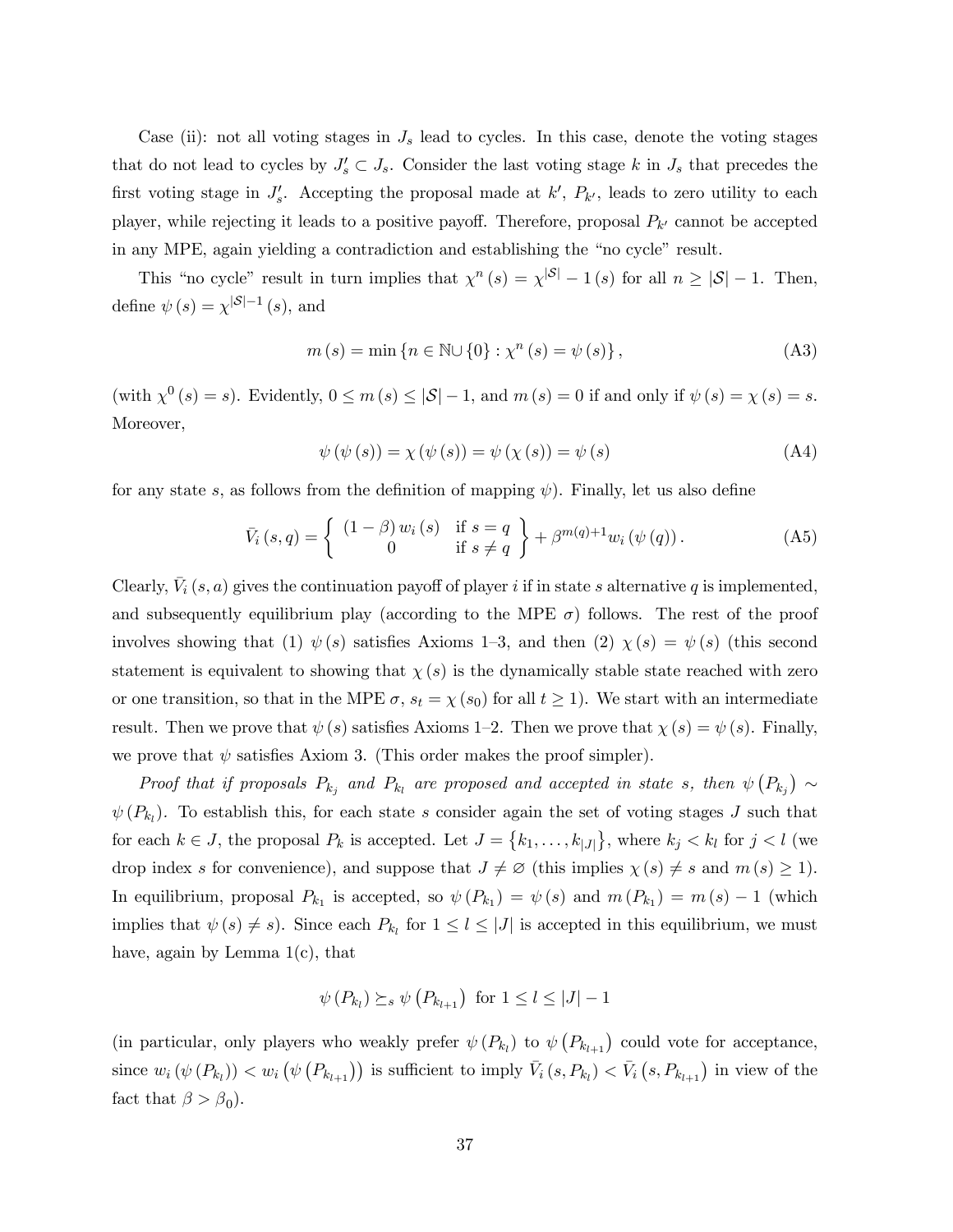Case (ii): not all voting stages in $J_s$ lead to cycles. In this case, denote the voting stages that do not lead to cycles by $J'_s \subset J_s$. Consider the last voting stage $k$ in $J_s$ that precedes the first voting stage in $J'_s$. Accepting the proposal made at $k'$, $P_{k'}$, leads to zero utility to each player, while rejecting it leads to a positive payoff. Therefore, proposal $P_{k'}$ cannot be accepted in any MPE, again yielding a contradiction and establishing the "no cycle" result.

This "no cycle" result in turn implies that $\chi^n(s) = \chi^{|\mathcal{S}|} - 1(s)$ for all $n \geq |\mathcal{S}| - 1$. Then, define $\psi(s) = \chi^{|\mathcal{S}|-1}(s)$, and

$$m(s) = \min\{n \in \mathbb{N} \cup \{0\} : \chi^n(s) = \psi(s)\}, \tag{A3}$$

(with $\chi^0(s) = s$). Evidently, $0 \leq m(s) \leq |\mathcal{S}| - 1$, and $m(s) = 0$ if and only if $\psi(s) = \chi(s) = s$. Moreover,

$$\psi(\psi(s)) = \chi(\psi(s)) = \psi(\chi(s)) = \psi(s) \tag{A4}$$

for any state $s$, as follows from the definition of mapping $\psi$). Finally, let us also define

$$\bar{V}_i(s,q) = \left\{ \begin{array}{cc} (1-\beta) w_i(s) & \text{if } s = q \\ 0 & \text{if } s \neq q \end{array} \right\} + \beta^{m(q)+1} w_i(\psi(q)). \tag{A5}$$

Clearly, $\bar{V}_i(s,a)$ gives the continuation payoff of player $i$ if in state $s$ alternative $q$ is implemented, and subsequently equilibrium play (according to the MPE $\sigma$) follows. The rest of the proof involves showing that (1) $\psi(s)$ satisfies Axioms 1–3, and then (2) $\chi(s) = \psi(s)$ (this second statement is equivalent to showing that $\chi(s)$ is the dynamically stable state reached with zero or one transition, so that in the MPE $\sigma$, $s_t = \chi(s_0)$ for all $t \geq 1$). We start with an intermediate result. Then we prove that $\psi(s)$ satisfies Axioms 1–2. Then we prove that $\chi(s) = \psi(s)$. Finally, we prove that $\psi$ satisfies Axiom 3. (This order makes the proof simpler).

*Proof that if proposals $P_{k_j}$ and $P_{k_l}$ are proposed and accepted in state $s$, then $\psi(P_{k_j}) \sim \psi(P_{k_l})$.* To establish this, for each state $s$ consider again the set of voting stages $J$ such that for each $k \in J$, the proposal $P_k$ is accepted. Let $J = \{k_1, \ldots, k_{|J|}\}$, where $k_j < k_l$ for $j < l$ (we drop index $s$ for convenience), and suppose that $J \neq \varnothing$ (this implies $\chi(s) \neq s$ and $m(s) \geq 1$). In equilibrium, proposal $P_{k_1}$ is accepted, so $\psi(P_{k_1}) = \psi(s)$ and $m(P_{k_1}) = m(s) - 1$ (which implies that $\psi(s) \neq s$). Since each $P_{k_l}$ for $1 \leq l \leq |J|$ is accepted in this equilibrium, we must have, again by Lemma 1(c), that

$$\psi(P_{k_l}) \succeq_s \psi(P_{k_{l+1}}) \text{ for } 1 \leq l \leq |J| - 1$$

(in particular, only players who weakly prefer $\psi(P_{k_l})$ to $\psi(P_{k_{l+1}})$ could vote for acceptance, since $w_i(\psi(P_{k_l})) < w_i(\psi(P_{k_{l+1}}))$ is sufficient to imply $\bar{V}_i(s, P_{k_l}) < \bar{V}_i(s, P_{k_{l+1}})$ in view of the fact that $\beta > \beta_0$).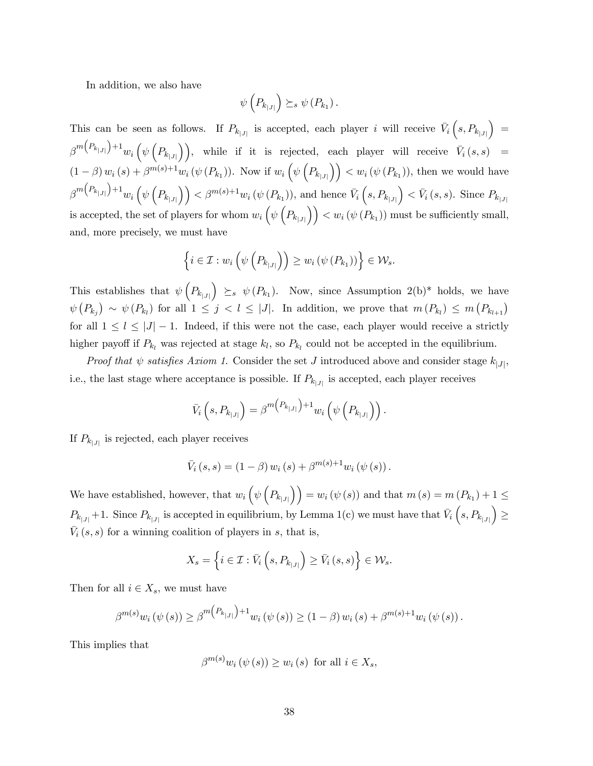In addition, we also have

$$\psi\left(P_{k_{|J|}}\right) \succeq_s \psi\left(P_{k_1}\right).$$

This can be seen as follows. If $P_{k_{|J|}}$ is accepted, each player $i$ will receive $\bar{V}_i\left(s, P_{k_{|J|}}\right) = \beta^{m\left(P_{k_{|J|}}\right)+1} w_i\left(\psi\left(P_{k_{|J|}}\right)\right)$, while if it is rejected, each player will receive $\bar{V}_i(s,s) = (1-\beta) w_i(s) + \beta^{m(s)+1} w_i(\psi(P_{k_1}))$. Now if $w_i\left(\psi\left(P_{k_{|J|}}\right)\right) < w_i(\psi(P_{k_1}))$, then we would have $\beta^{m\left(P_{k_{|J|}}\right)+1} w_i\left(\psi\left(P_{k_{|J|}}\right)\right) < \beta^{m(s)+1} w_i(\psi(P_{k_1}))$, and hence $\bar{V}_i\left(s, P_{k_{|J|}}\right) < \bar{V}_i(s,s)$. Since $P_{k_{|J|}}$ is accepted, the set of players for whom $w_i\left(\psi\left(P_{k_{|J|}}\right)\right) < w_i(\psi(P_{k_1}))$ must be sufficiently small, and, more precisely, we must have

$$\left\{i \in \mathcal{I} : w_i\left(\psi\left(P_{k_{|J|}}\right)\right) \geq w_i(\psi(P_{k_1}))\right\} \in \mathcal{W}_s.$$

This establishes that $\psi\left(P_{k_{|J|}}\right) \succeq_s \psi(P_{k_1})$. Now, since Assumption 2(b)* holds, we have $\psi\left(P_{k_j}\right) \sim \psi(P_{k_l})$ for all $1 \leq j < l \leq |J|$. In addition, we prove that $m(P_{k_l}) \leq m\left(P_{k_{l+1}}\right)$ for all $1 \leq l \leq |J|-1$. Indeed, if this were not the case, each player would receive a strictly higher payoff if $P_{k_l}$ was rejected at stage $k_l$, so $P_{k_l}$ could not be accepted in the equilibrium.

*Proof that $\psi$ satisfies Axiom 1.* Consider the set $J$ introduced above and consider stage $k_{|J|}$, i.e., the last stage where acceptance is possible. If $P_{k_{|J|}}$ is accepted, each player receives

$$\bar{V}_i\left(s, P_{k_{|J|}}\right) = \beta^{m\left(P_{k_{|J|}}\right)+1} w_i\left(\psi\left(P_{k_{|J|}}\right)\right).$$

If $P_{k_{|J|}}$ is rejected, each player receives

$$\bar{V}_i(s,s) = (1-\beta) w_i(s) + \beta^{m(s)+1} w_i(\psi(s)).$$

We have established, however, that $w_i\left(\psi\left(P_{k_{|J|}}\right)\right) = w_i(\psi(s))$ and that $m(s) = m(P_{k_1}) + 1 \leq P_{k_{|J|}} + 1$. Since $P_{k_{|J|}}$ is accepted in equilibrium, by Lemma 1(c) we must have that $\bar{V}_i\left(s, P_{k_{|J|}}\right) \geq \bar{V}_i(s,s)$ for a winning coalition of players in $s$, that is,

$$X_s = \left\{i \in \mathcal{I} : \bar{V}_i\left(s, P_{k_{|J|}}\right) \geq \bar{V}_i(s,s)\right\} \in \mathcal{W}_s.$$

Then for all $i \in X_s$, we must have

$$\beta^{m(s)} w_i(\psi(s)) \geq \beta^{m\left(P_{k_{|J|}}\right)+1} w_i(\psi(s)) \geq (1-\beta) w_i(s) + \beta^{m(s)+1} w_i(\psi(s)).$$

This implies that

$$\beta^{m(s)} w_i(\psi(s)) \geq w_i(s) \text{ for all } i \in X_s,$$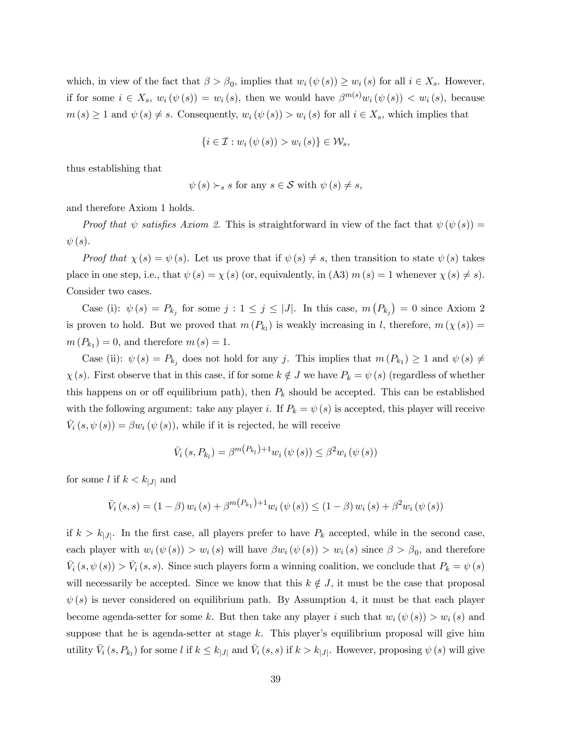which, in view of the fact that $\beta > \beta_0$, implies that $w_i(\psi(s)) \geq w_i(s)$ for all $i \in X_s$. However, if for some $i \in X_s$, $w_i(\psi(s)) = w_i(s)$, then we would have $\beta^{m(s)} w_i(\psi(s)) < w_i(s)$, because $m(s) \geq 1$ and $\psi(s) \neq s$. Consequently, $w_i(\psi(s)) > w_i(s)$ for all $i \in X_s$, which implies that

$$\{i \in \mathcal{I} : w_i(\psi(s)) > w_i(s)\} \in \mathcal{W}_s,$$

thus establishing that

$$\psi(s) \succ_s s \text{ for any } s \in \mathcal{S} \text{ with } \psi(s) \neq s,$$

and therefore Axiom 1 holds.

*Proof that $\psi$ satisfies Axiom 2.* This is straightforward in view of the fact that $\psi(\psi(s)) = \psi(s)$.

*Proof that $\chi(s) = \psi(s)$.* Let us prove that if $\psi(s) \neq s$, then transition to state $\psi(s)$ takes place in one step, i.e., that $\psi(s) = \chi(s)$ (or, equivalently, in (A3) $m(s) = 1$ whenever $\chi(s) \neq s$). Consider two cases.

Case (i): $\psi(s) = P_{k_j}$ for some $j : 1 \leq j \leq |J|$. In this case, $m(P_{k_j}) = 0$ since Axiom 2 is proven to hold. But we proved that $m(P_{k_l})$ is weakly increasing in $l$, therefore, $m(\chi(s)) = m(P_{k_1}) = 0$, and therefore $m(s) = 1$.

Case (ii): $\psi(s) = P_{k_j}$ does not hold for any $j$. This implies that $m(P_{k_1}) \geq 1$ and $\psi(s) \neq \chi(s)$. First observe that in this case, if for some $k \notin J$ we have $P_k = \psi(s)$ (regardless of whether this happens on or off equilibrium path), then $P_k$ should be accepted. This can be established with the following argument: take any player $i$. If $P_k = \psi(s)$ is accepted, this player will receive $\bar{V}_i(s, \psi(s)) = \beta w_i(\psi(s))$, while if it is rejected, he will receive

$$\bar{V}_i(s, P_{k_l}) = \beta^{m(P_{k_l})+1} w_i(\psi(s)) \leq \beta^2 w_i(\psi(s))$$

for some $l$ if $k < k_{|J|}$ and

$$\bar{V}_i(s, s) = (1 - \beta) w_i(s) + \beta^{m(P_{k_1})+1} w_i(\psi(s)) \leq (1 - \beta) w_i(s) + \beta^2 w_i(\psi(s))$$

if $k > k_{|J|}$. In the first case, all players prefer to have $P_k$ accepted, while in the second case, each player with $w_i(\psi(s)) > w_i(s)$ will have $\beta w_i(\psi(s)) > w_i(s)$ since $\beta > \beta_0$, and therefore $\bar{V}_i(s, \psi(s)) > \bar{V}_i(s, s)$. Since such players form a winning coalition, we conclude that $P_k = \psi(s)$ will necessarily be accepted. Since we know that this $k \notin J$, it must be the case that proposal $\psi(s)$ is never considered on equilibrium path. By Assumption 4, it must be that each player become agenda-setter for some $k$. But then take any player $i$ such that $w_i(\psi(s)) > w_i(s)$ and suppose that he is agenda-setter at stage $k$. This player's equilibrium proposal will give him utility $\bar{V}_i(s, P_{k_l})$ for some $l$ if $k \leq k_{|J|}$ and $\bar{V}_i(s, s)$ if $k > k_{|J|}$. However, proposing $\psi(s)$ will give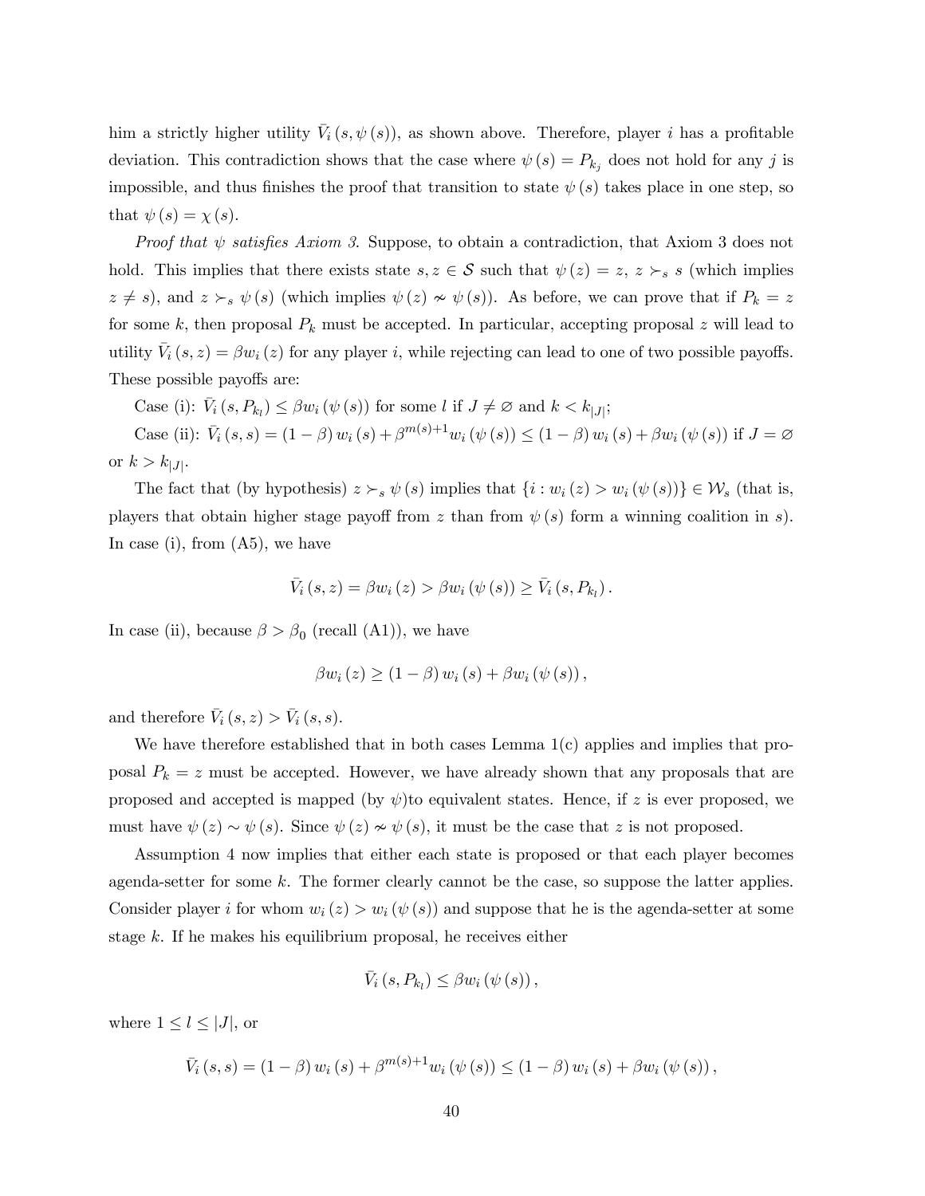him a strictly higher utility $\bar{V}_i(s, \psi(s))$, as shown above. Therefore, player $i$ has a profitable deviation. This contradiction shows that the case where $\psi(s) = P_{k_j}$ does not hold for any $j$ is impossible, and thus finishes the proof that transition to state $\psi(s)$ takes place in one step, so that $\psi(s) = \chi(s)$.

*Proof that $\psi$ satisfies Axiom 3.* Suppose, to obtain a contradiction, that Axiom 3 does not hold. This implies that there exists state $s, z \in \mathcal{S}$ such that $\psi(z) = z$, $z \succ_s s$ (which implies $z \neq s$), and $z \succ_s \psi(s)$ (which implies $\psi(z) \nsim \psi(s)$). As before, we can prove that if $P_k = z$ for some $k$, then proposal $P_k$ must be accepted. In particular, accepting proposal $z$ will lead to utility $\bar{V}_i(s, z) = \beta w_i(z)$ for any player $i$, while rejecting can lead to one of two possible payoffs. These possible payoffs are:

Case (i): $\bar{V}_i(s, P_{k_l}) \leq \beta w_i(\psi(s))$ for some $l$ if $J \neq \varnothing$ and $k < k_{|J|}$;

Case (ii): $\bar{V}_i(s, s) = (1-\beta) w_i(s) + \beta^{m(s)+1} w_i(\psi(s)) \leq (1-\beta) w_i(s) + \beta w_i(\psi(s))$ if $J = \varnothing$ or $k > k_{|J|}$.

The fact that (by hypothesis) $z \succ_s \psi(s)$ implies that $\{i : w_i(z) > w_i(\psi(s))\} \in \mathcal{W}_s$ (that is, players that obtain higher stage payoff from $z$ than from $\psi(s)$ form a winning coalition in $s$). In case (i), from (A5), we have

$$\bar{V}_i(s, z) = \beta w_i(z) > \beta w_i(\psi(s)) \geq \bar{V}_i(s, P_{k_l}).$$

In case (ii), because $\beta > \beta_0$ (recall (A1)), we have

$$\beta w_i(z) \geq (1-\beta) w_i(s) + \beta w_i(\psi(s)),$$

and therefore $\bar{V}_i(s, z) > \bar{V}_i(s, s)$.

We have therefore established that in both cases Lemma 1(c) applies and implies that proposal $P_k = z$ must be accepted. However, we have already shown that any proposals that are proposed and accepted is mapped (by $\psi$)to equivalent states. Hence, if $z$ is ever proposed, we must have $\psi(z) \sim \psi(s)$. Since $\psi(z) \nsim \psi(s)$, it must be the case that $z$ is not proposed.

Assumption 4 now implies that either each state is proposed or that each player becomes agenda-setter for some $k$. The former clearly cannot be the case, so suppose the latter applies. Consider player $i$ for whom $w_i(z) > w_i(\psi(s))$ and suppose that he is the agenda-setter at some stage $k$. If he makes his equilibrium proposal, he receives either

$$\bar{V}_i(s, P_{k_l}) \leq \beta w_i(\psi(s)),$$

where $1 \leq l \leq |J|$, or

$$\bar{V}_i(s, s) = (1-\beta) w_i(s) + \beta^{m(s)+1} w_i(\psi(s)) \leq (1-\beta) w_i(s) + \beta w_i(\psi(s)),$$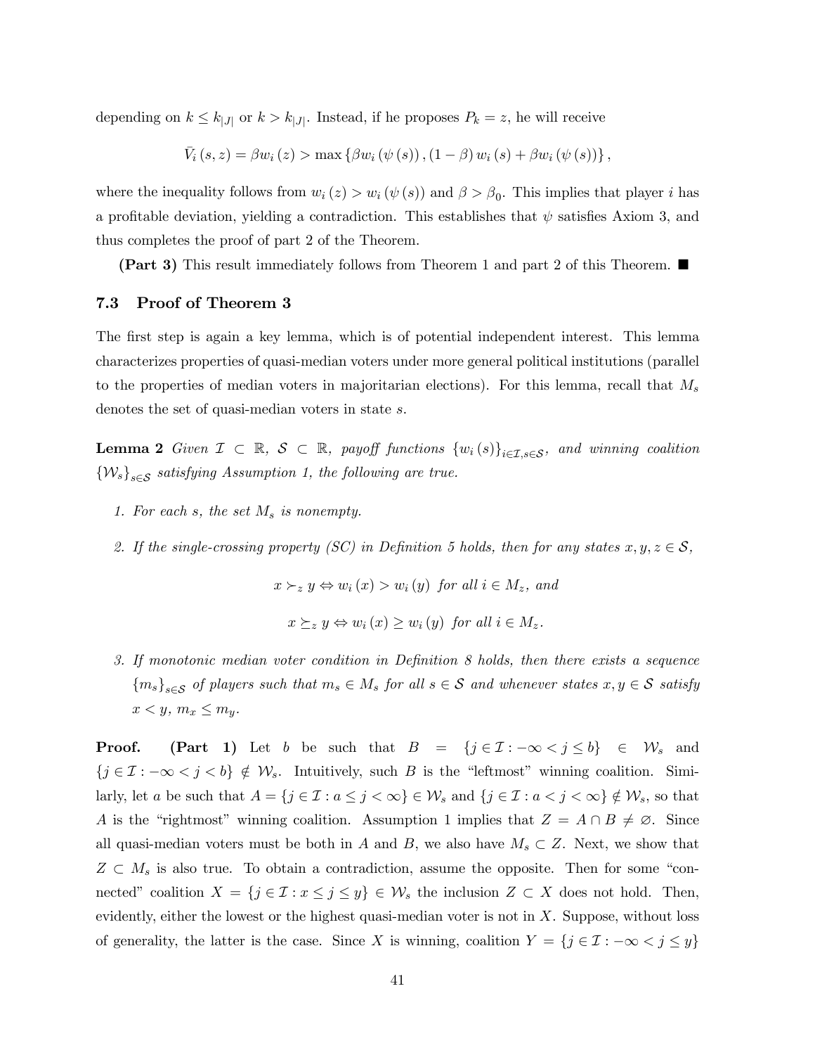depending on $k \leq k_{|J|}$ or $k > k_{|J|}$. Instead, if he proposes $P_k = z$, he will receive

$$\bar{V}_i(s,z) = \beta w_i(z) > \max\{\beta w_i(\psi(s)), (1-\beta) w_i(s) + \beta w_i(\psi(s))\},$$

where the inequality follows from $w_i(z) > w_i(\psi(s))$ and $\beta > \beta_0$. This implies that player $i$ has a profitable deviation, yielding a contradiction. This establishes that $\psi$ satisfies Axiom 3, and thus completes the proof of part 2 of the Theorem.

**(Part 3)** This result immediately follows from Theorem 1 and part 2 of this Theorem. ■

### 7.3 Proof of Theorem 3

The first step is again a key lemma, which is of potential independent interest. This lemma characterizes properties of quasi-median voters under more general political institutions (parallel to the properties of median voters in majoritarian elections). For this lemma, recall that $M_s$ denotes the set of quasi-median voters in state $s$.

**Lemma 2** *Given $\mathcal{I} \subset \mathbb{R}$, $\mathcal{S} \subset \mathbb{R}$, payoff functions $\{w_i(s)\}_{i\in\mathcal{I},s\in\mathcal{S}}$, and winning coalition $\{\mathcal{W}_s\}_{s\in\mathcal{S}}$ satisfying Assumption 1, the following are true.*

1. *For each $s$, the set $M_s$ is nonempty.*
2. *If the single-crossing property (SC) in Definition 5 holds, then for any states $x, y, z \in \mathcal{S}$,*

$$x \succ_z y \Leftrightarrow w_i(x) > w_i(y) \text{ for all } i \in M_z, \text{ and}$$

$$x \succeq_z y \Leftrightarrow w_i(x) \geq w_i(y) \text{ for all } i \in M_z.$$

3. *If monotonic median voter condition in Definition 8 holds, then there exists a sequence $\{m_s\}_{s\in\mathcal{S}}$ of players such that $m_s \in M_s$ for all $s \in \mathcal{S}$ and whenever states $x, y \in \mathcal{S}$ satisfy $x < y$, $m_x \leq m_y$.*

**Proof.** **(Part 1)** Let $b$ be such that $B = \{j \in \mathcal{I} : -\infty < j \leq b\} \in \mathcal{W}_s$ and $\{j \in \mathcal{I} : -\infty < j < b\} \notin \mathcal{W}_s$. Intuitively, such $B$ is the "leftmost" winning coalition. Similarly, let $a$ be such that $A = \{j \in \mathcal{I} : a \leq j < \infty\} \in \mathcal{W}_s$ and $\{j \in \mathcal{I} : a < j < \infty\} \notin \mathcal{W}_s$, so that $A$ is the "rightmost" winning coalition. Assumption 1 implies that $Z = A \cap B \neq \varnothing$. Since all quasi-median voters must be both in $A$ and $B$, we also have $M_s \subset Z$. Next, we show that $Z \subset M_s$ is also true. To obtain a contradiction, assume the opposite. Then for some "connected" coalition $X = \{j \in \mathcal{I} : x \leq j \leq y\} \in \mathcal{W}_s$ the inclusion $Z \subset X$ does not hold. Then, evidently, either the lowest or the highest quasi-median voter is not in $X$. Suppose, without loss of generality, the latter is the case. Since $X$ is winning, coalition $Y = \{j \in \mathcal{I} : -\infty < j \leq y\}$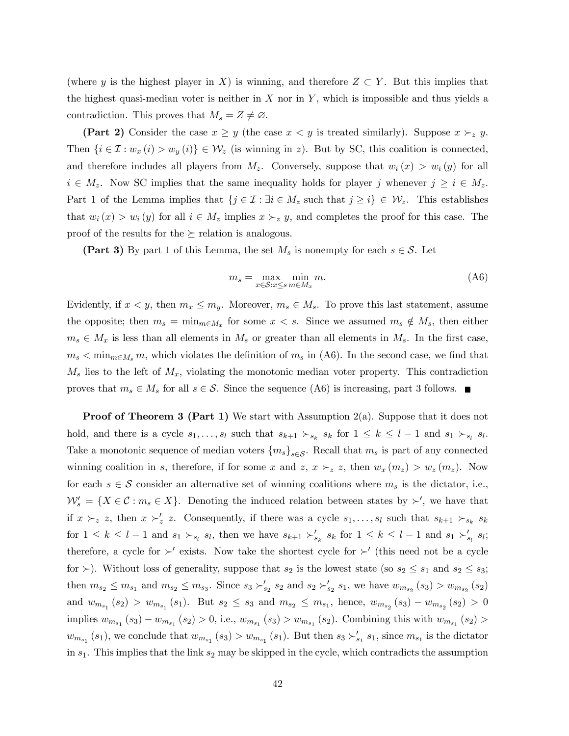(where $y$ is the highest player in $X$) is winning, and therefore $Z \subset Y$. But this implies that the highest quasi-median voter is neither in $X$ nor in $Y$, which is impossible and thus yields a contradiction. This proves that $M_s = Z \neq \varnothing$.

**(Part 2)** Consider the case $x \geq y$ (the case $x < y$ is treated similarly). Suppose $x \succ_z y$. Then $\{i \in \mathcal{I} : w_x(i) > w_y(i)\} \in \mathcal{W}_z$ (is winning in $z$). But by SC, this coalition is connected, and therefore includes all players from $M_z$. Conversely, suppose that $w_i(x) > w_i(y)$ for all $i \in M_z$. Now SC implies that the same inequality holds for player $j$ whenever $j \geq i \in M_z$. Part 1 of the Lemma implies that $\{j \in \mathcal{I} : \exists i \in M_z \text{ such that } j \geq i\} \in \mathcal{W}_z$. This establishes that $w_i(x) > w_i(y)$ for all $i \in M_z$ implies $x \succ_z y$, and completes the proof for this case. The proof of the results for the $\succeq$ relation is analogous.

**(Part 3)** By part 1 of this Lemma, the set $M_s$ is nonempty for each $s \in \mathcal{S}$. Let

$$m_s = \max_{x \in \mathcal{S}: x \leq s} \min_{m \in M_x} m. \tag{A6}$$

Evidently, if $x < y$, then $m_x \leq m_y$. Moreover, $m_s \in M_s$. To prove this last statement, assume the opposite; then $m_s = \min_{m \in M_x}$ for some $x < s$. Since we assumed $m_s \notin M_s$, then either $m_s \in M_x$ is less than all elements in $M_s$ or greater than all elements in $M_s$. In the first case, $m_s < \min_{m \in M_s} m$, which violates the definition of $m_s$ in (A6). In the second case, we find that $M_s$ lies to the left of $M_x$, violating the monotonic median voter property. This contradiction proves that $m_s \in M_s$ for all $s \in \mathcal{S}$. Since the sequence (A6) is increasing, part 3 follows. ■

**Proof of Theorem 3 (Part 1)** We start with Assumption 2(a). Suppose that it does not hold, and there is a cycle $s_1, \ldots, s_l$ such that $s_{k+1} \succ_{s_k} s_k$ for $1 \leq k \leq l-1$ and $s_1 \succ_{s_l} s_l$. Take a monotonic sequence of median voters $\{m_s\}_{s \in \mathcal{S}}$. Recall that $m_s$ is part of any connected winning coalition in $s$, therefore, if for some $x$ and $z$, $x \succ_z z$, then $w_x(m_z) > w_z(m_z)$. Now for each $s \in \mathcal{S}$ consider an alternative set of winning coalitions where $m_s$ is the dictator, i.e., $\mathcal{W}'_s = \{X \in \mathcal{C} : m_s \in X\}$. Denoting the induced relation between states by $\succ'$, we have that if $x \succ_z z$, then $x \succ'_z z$. Consequently, if there was a cycle $s_1, \ldots, s_l$ such that $s_{k+1} \succ_{s_k} s_k$ for $1 \leq k \leq l-1$ and $s_1 \succ_{s_l} s_l$, then we have $s_{k+1} \succ'_{s_k} s_k$ for $1 \leq k \leq l-1$ and $s_1 \succ'_{s_l} s_l$; therefore, a cycle for $\succ'$ exists. Now take the shortest cycle for $\succ'$ (this need not be a cycle for $\succ$). Without loss of generality, suppose that $s_2$ is the lowest state (so $s_2 \leq s_1$ and $s_2 \leq s_3$; then $m_{s_2} \leq m_{s_1}$ and $m_{s_2} \leq m_{s_3}$. Since $s_3 \succ'_{s_2} s_2$ and $s_2 \succ'_{s_2} s_1$, we have $w_{m_{s_2}}(s_3) > w_{m_{s_2}}(s_2)$ and $w_{m_{s_1}}(s_2) > w_{m_{s_1}}(s_1)$. But $s_2 \leq s_3$ and $m_{s_2} \leq m_{s_1}$, hence, $w_{m_{s_2}}(s_3) - w_{m_{s_2}}(s_2) > 0$ implies $w_{m_{s_1}}(s_3) - w_{m_{s_1}}(s_2) > 0$, i.e., $w_{m_{s_1}}(s_3) > w_{m_{s_1}}(s_2)$. Combining this with $w_{m_{s_1}}(s_2) > w_{m_{s_1}}(s_1)$, we conclude that $w_{m_{s_1}}(s_3) > w_{m_{s_1}}(s_1)$. But then $s_3 \succ'_{s_1} s_1$, since $m_{s_1}$ is the dictator in $s_1$. This implies that the link $s_2$ may be skipped in the cycle, which contradicts the assumption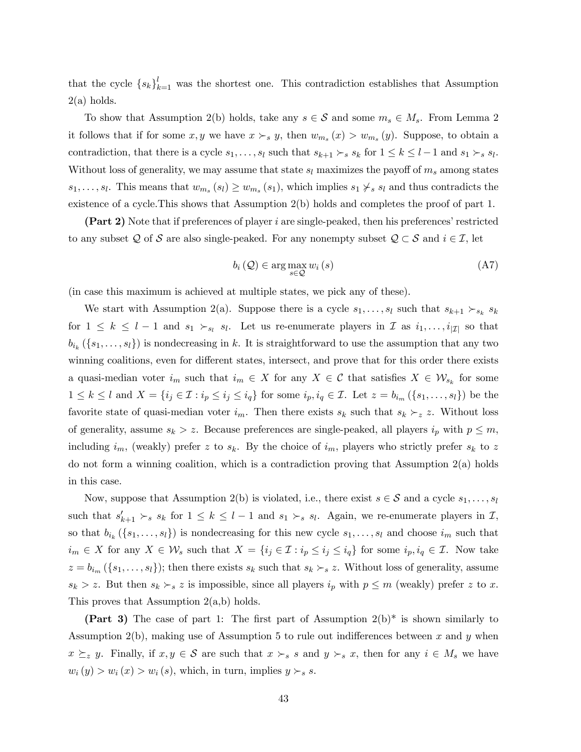that the cycle $\{s_k\}_{k=1}^{l}$ was the shortest one. This contradiction establishes that Assumption 2(a) holds.

To show that Assumption 2(b) holds, take any $s \in \mathcal{S}$ and some $m_s \in M_s$. From Lemma 2 it follows that if for some $x, y$ we have $x \succ_s y$, then $w_{m_s}(x) > w_{m_s}(y)$. Suppose, to obtain a contradiction, that there is a cycle $s_1, \ldots, s_l$ such that $s_{k+1} \succ_s s_k$ for $1 \leq k \leq l-1$ and $s_1 \succ_s s_l$. Without loss of generality, we may assume that state $s_l$ maximizes the payoff of $m_s$ among states $s_1, \ldots, s_l$. This means that $w_{m_s}(s_l) \geq w_{m_s}(s_1)$, which implies $s_1 \not\succ_s s_l$ and thus contradicts the existence of a cycle.This shows that Assumption 2(b) holds and completes the proof of part 1.

**(Part 2)** Note that if preferences of player $i$ are single-peaked, then his preferences' restricted to any subset $\mathcal{Q}$ of $\mathcal{S}$ are also single-peaked. For any nonempty subset $\mathcal{Q} \subset \mathcal{S}$ and $i \in \mathcal{I}$, let

$$b_i(\mathcal{Q}) \in \arg\max_{s \in \mathcal{Q}} w_i(s) \tag{A7}$$

(in case this maximum is achieved at multiple states, we pick any of these).

We start with Assumption 2(a). Suppose there is a cycle $s_1, \ldots, s_l$ such that $s_{k+1} \succ_{s_k} s_k$ for $1 \leq k \leq l-1$ and $s_1 \succ_{s_l} s_l$. Let us re-enumerate players in $\mathcal{I}$ as $i_1, \ldots, i_{|\mathcal{I}|}$ so that $b_{i_k}(\{s_1, \ldots, s_l\})$ is nondecreasing in $k$. It is straightforward to use the assumption that any two winning coalitions, even for different states, intersect, and prove that for this order there exists a quasi-median voter $i_m$ such that $i_m \in X$ for any $X \in \mathcal{C}$ that satisfies $X \in \mathcal{W}_{s_k}$ for some $1 \leq k \leq l$ and $X = \{i_j \in \mathcal{I} : i_p \leq i_j \leq i_q\}$ for some $i_p, i_q \in \mathcal{I}$. Let $z = b_{i_m}(\{s_1, \ldots, s_l\})$ be the favorite state of quasi-median voter $i_m$. Then there exists $s_k$ such that $s_k \succ_z z$. Without loss of generality, assume $s_k > z$. Because preferences are single-peaked, all players $i_p$ with $p \leq m$, including $i_m$, (weakly) prefer $z$ to $s_k$. By the choice of $i_m$, players who strictly prefer $s_k$ to $z$ do not form a winning coalition, which is a contradiction proving that Assumption 2(a) holds in this case.

Now, suppose that Assumption 2(b) is violated, i.e., there exist $s \in \mathcal{S}$ and a cycle $s_1, \ldots, s_l$ such that $s'_{k+1} \succ_s s_k$ for $1 \leq k \leq l-1$ and $s_1 \succ_s s_l$. Again, we re-enumerate players in $\mathcal{I}$, so that $b_{i_k}(\{s_1, \ldots, s_l\})$ is nondecreasing for this new cycle $s_1, \ldots, s_l$ and choose $i_m$ such that $i_m \in X$ for any $X \in \mathcal{W}_s$ such that $X = \{i_j \in \mathcal{I} : i_p \leq i_j \leq i_q\}$ for some $i_p, i_q \in \mathcal{I}$. Now take $z = b_{i_m}(\{s_1, \ldots, s_l\})$; then there exists $s_k$ such that $s_k \succ_s z$. Without loss of generality, assume $s_k > z$. But then $s_k \succ_s z$ is impossible, since all players $i_p$ with $p \leq m$ (weakly) prefer $z$ to $x$. This proves that Assumption 2(a,b) holds.

**(Part 3)** The case of part 1: The first part of Assumption 2(b)* is shown similarly to Assumption 2(b), making use of Assumption 5 to rule out indifferences between $x$ and $y$ when $x \succeq_z y$. Finally, if $x, y \in \mathcal{S}$ are such that $x \succ_s s$ and $y \succ_s x$, then for any $i \in M_s$ we have $w_i(y) > w_i(x) > w_i(s)$, which, in turn, implies $y \succ_s s$.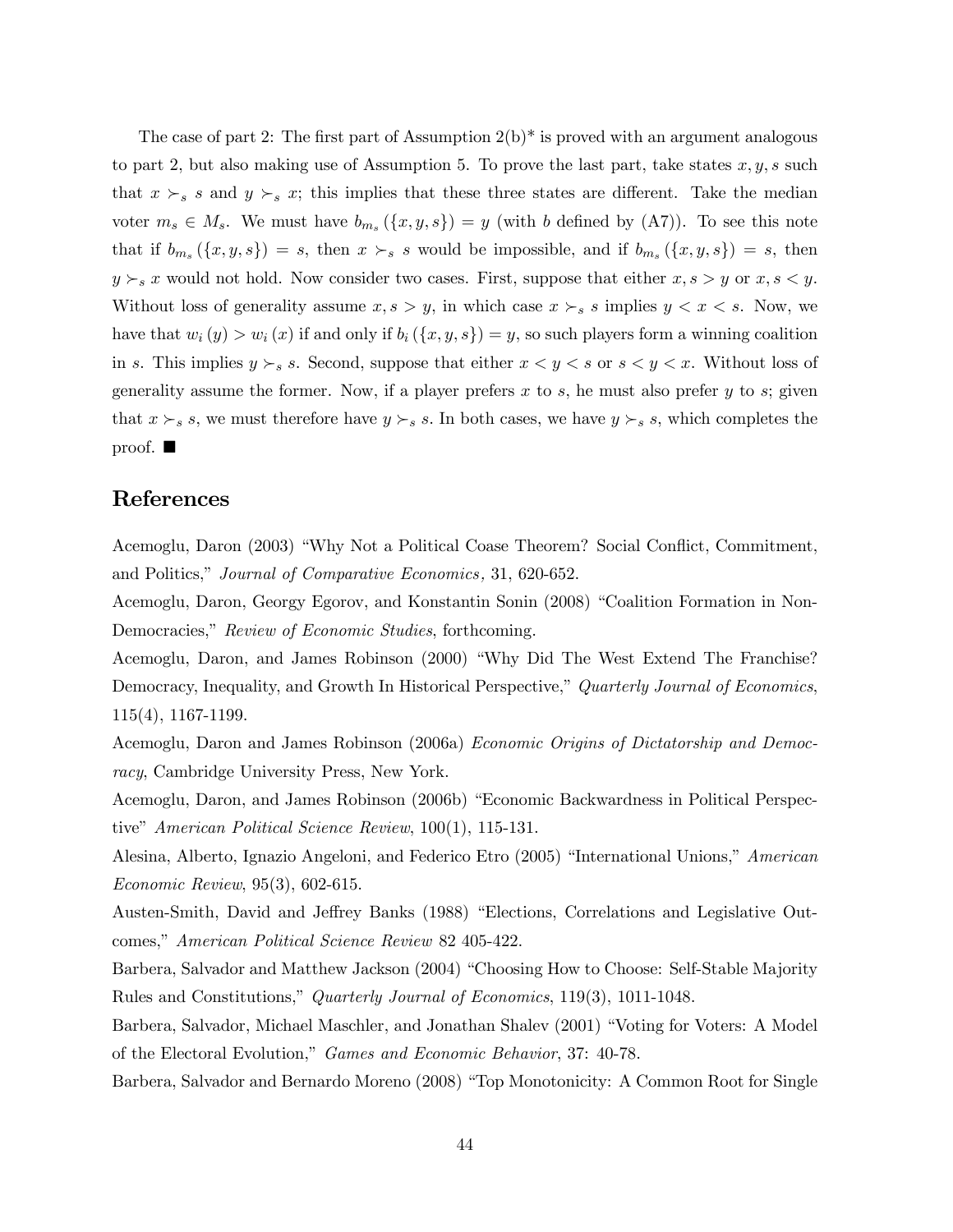The case of part 2: The first part of Assumption 2(b)* is proved with an argument analogous to part 2, but also making use of Assumption 5. To prove the last part, take states $x, y, s$ such that $x \succ_s s$ and $y \succ_s x$; this implies that these three states are different. Take the median voter $m_s \in M_s$. We must have $b_{m_s}(\{x, y, s\}) = y$ (with $b$ defined by (A7)). To see this note that if $b_{m_s}(\{x, y, s\}) = s$, then $x \succ_s s$ would be impossible, and if $b_{m_s}(\{x, y, s\}) = s$, then $y \succ_s x$ would not hold. Now consider two cases. First, suppose that either $x, s > y$ or $x, s < y$. Without loss of generality assume $x, s > y$, in which case $x \succ_s s$ implies $y < x < s$. Now, we have that $w_i(y) > w_i(x)$ if and only if $b_i(\{x, y, s\}) = y$, so such players form a winning coalition in $s$. This implies $y \succ_s s$. Second, suppose that either $x < y < s$ or $s < y < x$. Without loss of generality assume the former. Now, if a player prefers $x$ to $s$, he must also prefer $y$ to $s$; given that $x \succ_s s$, we must therefore have $y \succ_s s$. In both cases, we have $y \succ_s s$, which completes the proof. ■

## References

Acemoglu, Daron (2003) "Why Not a Political Coase Theorem? Social Conflict, Commitment, and Politics," *Journal of Comparative Economics,* 31, 620-652.

Acemoglu, Daron, Georgy Egorov, and Konstantin Sonin (2008) "Coalition Formation in Non-Democracies," *Review of Economic Studies*, forthcoming.

Acemoglu, Daron, and James Robinson (2000) "Why Did The West Extend The Franchise? Democracy, Inequality, and Growth In Historical Perspective," *Quarterly Journal of Economics*, 115(4), 1167-1199.

Acemoglu, Daron and James Robinson (2006a) *Economic Origins of Dictatorship and Democracy*, Cambridge University Press, New York.

Acemoglu, Daron, and James Robinson (2006b) "Economic Backwardness in Political Perspective" *American Political Science Review*, 100(1), 115-131.

Alesina, Alberto, Ignazio Angeloni, and Federico Etro (2005) "International Unions," *American Economic Review*, 95(3), 602-615.

Austen-Smith, David and Jeffrey Banks (1988) "Elections, Correlations and Legislative Outcomes," *American Political Science Review* 82 405-422.

Barbera, Salvador and Matthew Jackson (2004) "Choosing How to Choose: Self-Stable Majority Rules and Constitutions," *Quarterly Journal of Economics*, 119(3), 1011-1048.

Barbera, Salvador, Michael Maschler, and Jonathan Shalev (2001) "Voting for Voters: A Model of the Electoral Evolution," *Games and Economic Behavior*, 37: 40-78.

Barbera, Salvador and Bernardo Moreno (2008) "Top Monotonicity: A Common Root for Single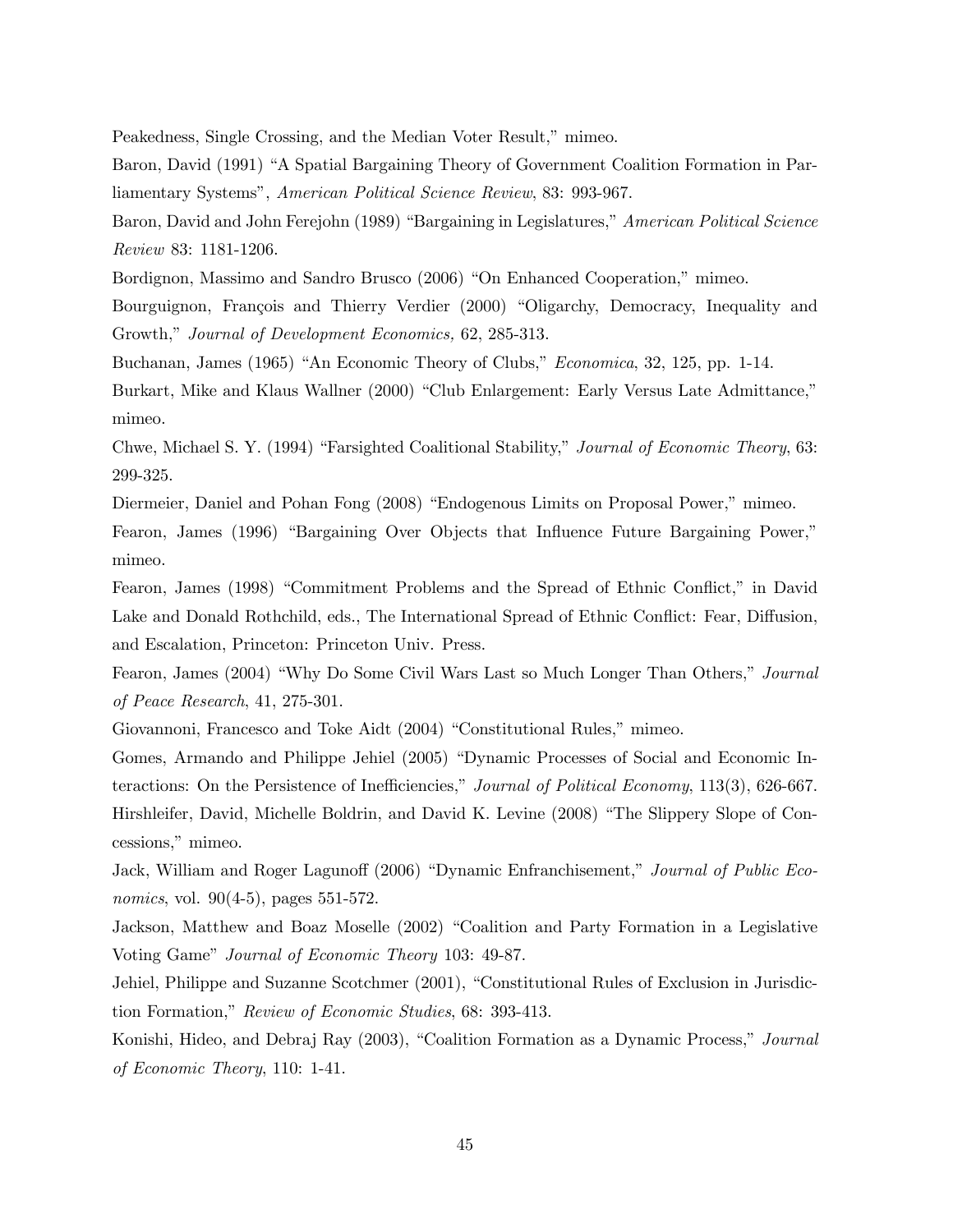Peakedness, Single Crossing, and the Median Voter Result," mimeo.

Baron, David (1991) "A Spatial Bargaining Theory of Government Coalition Formation in Parliamentary Systems", *American Political Science Review*, 83: 993-967.

Baron, David and John Ferejohn (1989) "Bargaining in Legislatures," *American Political Science Review* 83: 1181-1206.

Bordignon, Massimo and Sandro Brusco (2006) "On Enhanced Cooperation," mimeo.

Bourguignon, François and Thierry Verdier (2000) "Oligarchy, Democracy, Inequality and Growth," *Journal of Development Economics,* 62, 285-313.

Buchanan, James (1965) "An Economic Theory of Clubs," *Economica*, 32, 125, pp. 1-14.

Burkart, Mike and Klaus Wallner (2000) "Club Enlargement: Early Versus Late Admittance," mimeo.

Chwe, Michael S. Y. (1994) "Farsighted Coalitional Stability," *Journal of Economic Theory*, 63: 299-325.

Diermeier, Daniel and Pohan Fong (2008) "Endogenous Limits on Proposal Power," mimeo.

Fearon, James (1996) "Bargaining Over Objects that Influence Future Bargaining Power," mimeo.

Fearon, James (1998) "Commitment Problems and the Spread of Ethnic Conflict," in David Lake and Donald Rothchild, eds., The International Spread of Ethnic Conflict: Fear, Diffusion, and Escalation, Princeton: Princeton Univ. Press.

Fearon, James (2004) "Why Do Some Civil Wars Last so Much Longer Than Others," *Journal of Peace Research*, 41, 275-301.

Giovannoni, Francesco and Toke Aidt (2004) "Constitutional Rules," mimeo.

Gomes, Armando and Philippe Jehiel (2005) "Dynamic Processes of Social and Economic Interactions: On the Persistence of Inefficiencies," *Journal of Political Economy*, 113(3), 626-667.

Hirshleifer, David, Michelle Boldrin, and David K. Levine (2008) "The Slippery Slope of Concessions," mimeo.

Jack, William and Roger Lagunoff (2006) "Dynamic Enfranchisement," *Journal of Public Economics*, vol. 90(4-5), pages 551-572.

Jackson, Matthew and Boaz Moselle (2002) "Coalition and Party Formation in a Legislative Voting Game" *Journal of Economic Theory* 103: 49-87.

Jehiel, Philippe and Suzanne Scotchmer (2001), "Constitutional Rules of Exclusion in Jurisdiction Formation," *Review of Economic Studies*, 68: 393-413.

Konishi, Hideo, and Debraj Ray (2003), "Coalition Formation as a Dynamic Process," *Journal of Economic Theory*, 110: 1-41.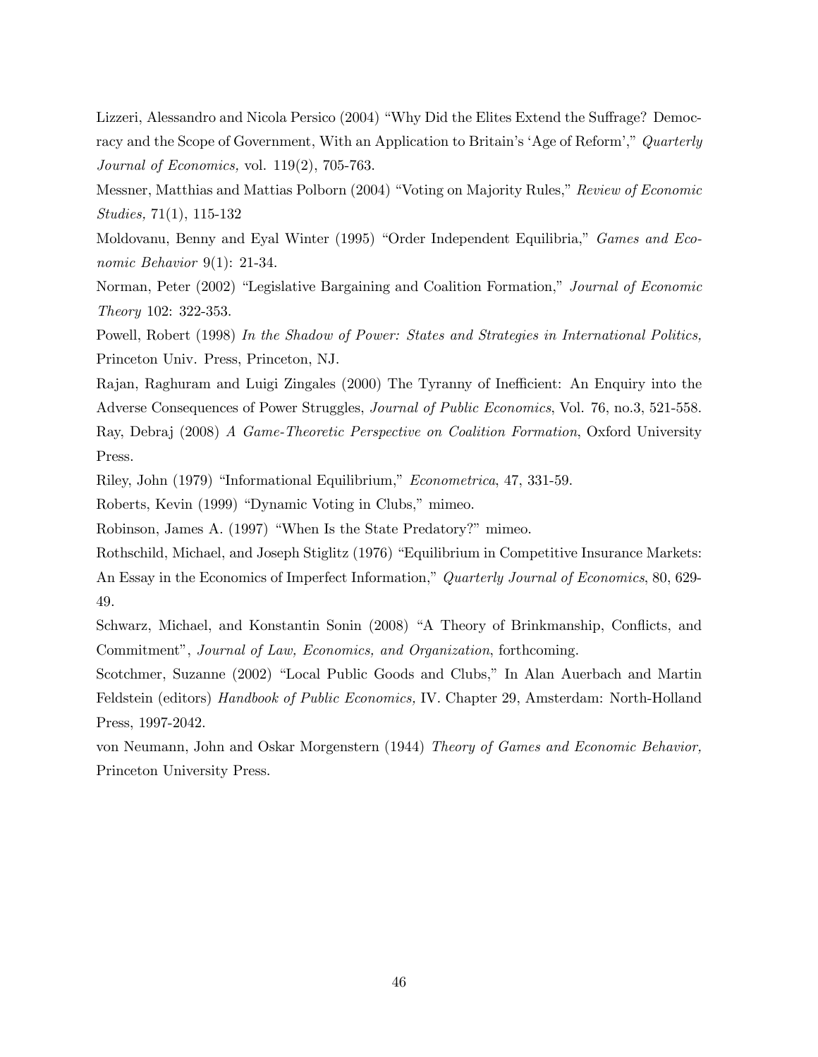Lizzeri, Alessandro and Nicola Persico (2004) "Why Did the Elites Extend the Suffrage? Democracy and the Scope of Government, With an Application to Britain's 'Age of Reform'," *Quarterly Journal of Economics,* vol. 119(2), 705-763.

Messner, Matthias and Mattias Polborn (2004) "Voting on Majority Rules," *Review of Economic Studies,* 71(1), 115-132

Moldovanu, Benny and Eyal Winter (1995) "Order Independent Equilibria," *Games and Economic Behavior* 9(1): 21-34.

Norman, Peter (2002) "Legislative Bargaining and Coalition Formation," *Journal of Economic Theory* 102: 322-353.

Powell, Robert (1998) *In the Shadow of Power: States and Strategies in International Politics,* Princeton Univ. Press, Princeton, NJ.

Rajan, Raghuram and Luigi Zingales (2000) The Tyranny of Inefficient: An Enquiry into the Adverse Consequences of Power Struggles, *Journal of Public Economics*, Vol. 76, no.3, 521-558.

Ray, Debraj (2008) *A Game-Theoretic Perspective on Coalition Formation*, Oxford University Press.

Riley, John (1979) "Informational Equilibrium," *Econometrica*, 47, 331-59.

Roberts, Kevin (1999) "Dynamic Voting in Clubs," mimeo.

Robinson, James A. (1997) "When Is the State Predatory?" mimeo.

Rothschild, Michael, and Joseph Stiglitz (1976) "Equilibrium in Competitive Insurance Markets: An Essay in the Economics of Imperfect Information," *Quarterly Journal of Economics*, 80, 629-49.

Schwarz, Michael, and Konstantin Sonin (2008) "A Theory of Brinkmanship, Conflicts, and Commitment", *Journal of Law, Economics, and Organization*, forthcoming.

Scotchmer, Suzanne (2002) "Local Public Goods and Clubs," In Alan Auerbach and Martin Feldstein (editors) *Handbook of Public Economics,* IV. Chapter 29, Amsterdam: North-Holland Press, 1997-2042.

von Neumann, John and Oskar Morgenstern (1944) *Theory of Games and Economic Behavior,* Princeton University Press.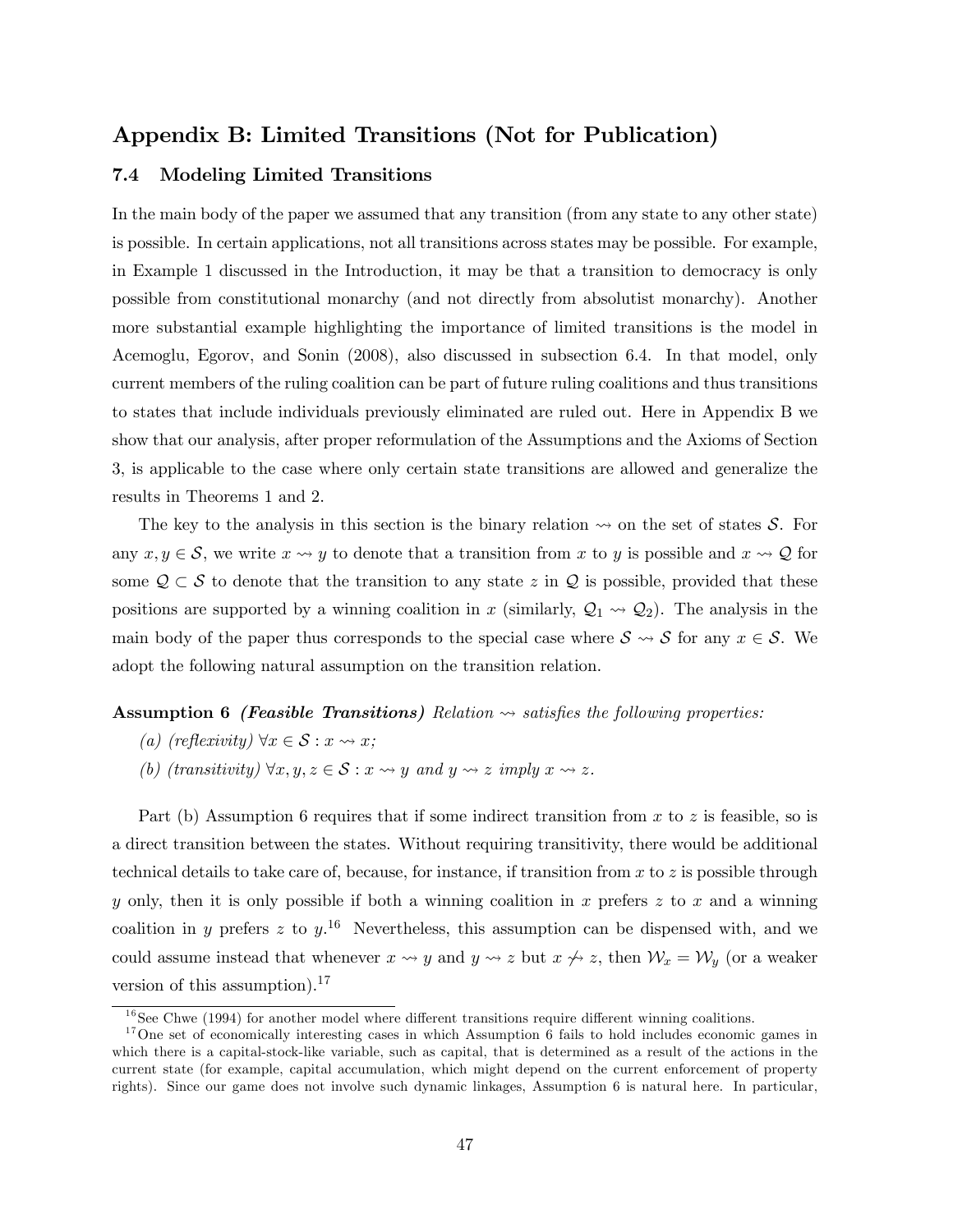## Appendix B: Limited Transitions (Not for Publication)

### 7.4 Modeling Limited Transitions

In the main body of the paper we assumed that any transition (from any state to any other state) is possible. In certain applications, not all transitions across states may be possible. For example, in Example 1 discussed in the Introduction, it may be that a transition to democracy is only possible from constitutional monarchy (and not directly from absolutist monarchy). Another more substantial example highlighting the importance of limited transitions is the model in Acemoglu, Egorov, and Sonin (2008), also discussed in subsection 6.4. In that model, only current members of the ruling coalition can be part of future ruling coalitions and thus transitions to states that include individuals previously eliminated are ruled out. Here in Appendix B we show that our analysis, after proper reformulation of the Assumptions and the Axioms of Section 3, is applicable to the case where only certain state transitions are allowed and generalize the results in Theorems 1 and 2.

The key to the analysis in this section is the binary relation $\rightsquigarrow$ on the set of states $\mathcal{S}$. For any $x, y \in \mathcal{S}$, we write $x \rightsquigarrow y$ to denote that a transition from $x$ to $y$ is possible and $x \rightsquigarrow \mathcal{Q}$ for some $\mathcal{Q} \subset \mathcal{S}$ to denote that the transition to any state $z$ in $\mathcal{Q}$ is possible, provided that these positions are supported by a winning coalition in $x$ (similarly, $\mathcal{Q}_1 \rightsquigarrow \mathcal{Q}_2$). The analysis in the main body of the paper thus corresponds to the special case where $\mathcal{S} \rightsquigarrow \mathcal{S}$ for any $x \in \mathcal{S}$. We adopt the following natural assumption on the transition relation.

**Assumption 6** ***(Feasible Transitions)*** *Relation $\rightsquigarrow$ satisfies the following properties:*

*(a) (reflexivity) $\forall x \in \mathcal{S} : x \rightsquigarrow x$;*

*(b) (transitivity) $\forall x, y, z \in \mathcal{S} : x \rightsquigarrow y$ and $y \rightsquigarrow z$ imply $x \rightsquigarrow z$.*

Part (b) Assumption 6 requires that if some indirect transition from $x$ to $z$ is feasible, so is a direct transition between the states. Without requiring transitivity, there would be additional technical details to take care of, because, for instance, if transition from $x$ to $z$ is possible through $y$ only, then it is only possible if both a winning coalition in $x$ prefers $z$ to $x$ and a winning coalition in $y$ prefers $z$ to $y$.[16] Nevertheless, this assumption can be dispensed with, and we could assume instead that whenever $x \rightsquigarrow y$ and $y \rightsquigarrow z$ but $x \not\rightsquigarrow z$, then $\mathcal{W}_x = \mathcal{W}_y$ (or a weaker version of this assumption).[17]

[16] See Chwe (1994) for another model where different transitions require different winning coalitions.

[17] One set of economically interesting cases in which Assumption 6 fails to hold includes economic games in which there is a capital-stock-like variable, such as capital, that is determined as a result of the actions in the current state (for example, capital accumulation, which might depend on the current enforcement of property rights). Since our game does not involve such dynamic linkages, Assumption 6 is natural here. In particular,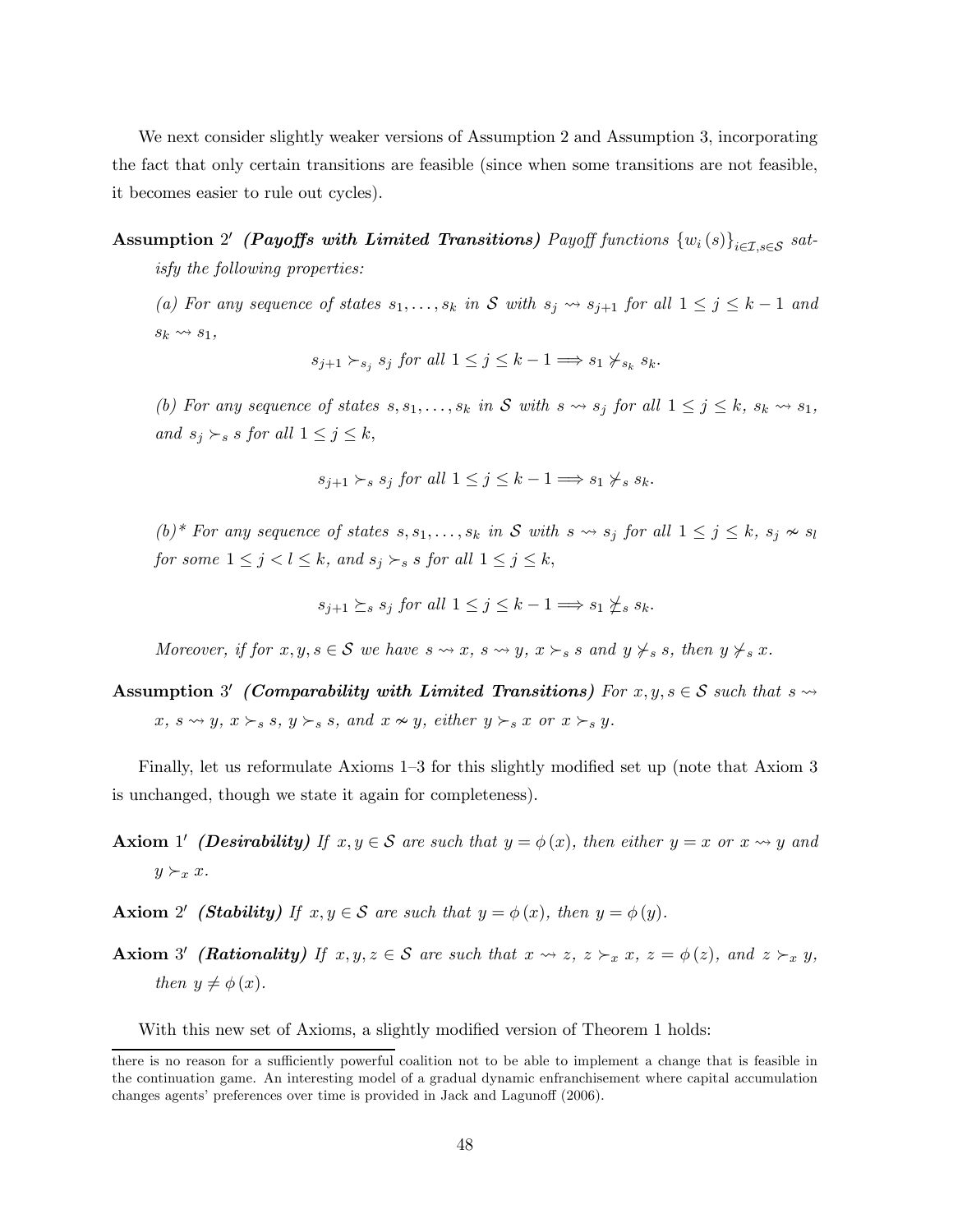We next consider slightly weaker versions of Assumption 2 and Assumption 3, incorporating the fact that only certain transitions are feasible (since when some transitions are not feasible, it becomes easier to rule out cycles).

**Assumption** $2'$ ***(Payoffs with Limited Transitions)*** *Payoff functions* $\{w_i(s)\}_{i \in \mathcal{I}, s \in \mathcal{S}}$ *satisfy the following properties:*

*(a) For any sequence of states* $s_1, \ldots, s_k$ *in* $\mathcal{S}$ *with* $s_j \rightsquigarrow s_{j+1}$ *for all* $1 \leq j \leq k-1$ *and* $s_k \rightsquigarrow s_1$,

$$s_{j+1} \succ_{s_j} s_j \text{ for all } 1 \leq j \leq k-1 \Longrightarrow s_1 \not\succ_{s_k} s_k.$$

*(b) For any sequence of states* $s, s_1, \ldots, s_k$ *in* $\mathcal{S}$ *with* $s \rightsquigarrow s_j$ *for all* $1 \leq j \leq k$, $s_k \rightsquigarrow s_1$, *and* $s_j \succ_s s$ *for all* $1 \leq j \leq k$,

$$s_{j+1} \succ_s s_j \text{ for all } 1 \leq j \leq k-1 \Longrightarrow s_1 \not\succ_s s_k.$$

*(b)\* For any sequence of states* $s, s_1, \ldots, s_k$ *in* $\mathcal{S}$ *with* $s \rightsquigarrow s_j$ *for all* $1 \leq j \leq k$, $s_j \not\sim s_l$ *for some* $1 \leq j < l \leq k$, *and* $s_j \succ_s s$ *for all* $1 \leq j \leq k$,

$$s_{j+1} \succeq_s s_j \text{ for all } 1 \leq j \leq k-1 \Longrightarrow s_1 \not\succeq_s s_k.$$

*Moreover, if for* $x, y, s \in \mathcal{S}$ *we have* $s \rightsquigarrow x$, $s \rightsquigarrow y$, $x \succ_s s$ *and* $y \not\succ_s s$, *then* $y \not\succ_s x$.

**Assumption** $3'$ ***(Comparability with Limited Transitions)*** *For* $x, y, s \in \mathcal{S}$ *such that* $s \rightsquigarrow x$, $s \rightsquigarrow y$, $x \succ_s s$, $y \succ_s s$, *and* $x \not\sim y$, *either* $y \succ_s x$ *or* $x \succ_s y$.

Finally, let us reformulate Axioms 1–3 for this slightly modified set up (note that Axiom 3 is unchanged, though we state it again for completeness).

**Axiom** $1'$ ***(Desirability)*** *If* $x, y \in \mathcal{S}$ *are such that* $y = \phi(x)$, *then either* $y = x$ *or* $x \rightsquigarrow y$ *and* $y \succ_x x$.

**Axiom** $2'$ ***(Stability)*** *If* $x, y \in \mathcal{S}$ *are such that* $y = \phi(x)$, *then* $y = \phi(y)$.

**Axiom** $3'$ ***(Rationality)*** *If* $x, y, z \in \mathcal{S}$ *are such that* $x \rightsquigarrow z$, $z \succ_x x$, $z = \phi(z)$, *and* $z \succ_x y$, *then* $y \neq \phi(x)$.

With this new set of Axioms, a slightly modified version of Theorem 1 holds:

---

there is no reason for a sufficiently powerful coalition not to be able to implement a change that is feasible in the continuation game. An interesting model of a gradual dynamic enfranchisement where capital accumulation changes agents' preferences over time is provided in Jack and Lagunoff (2006).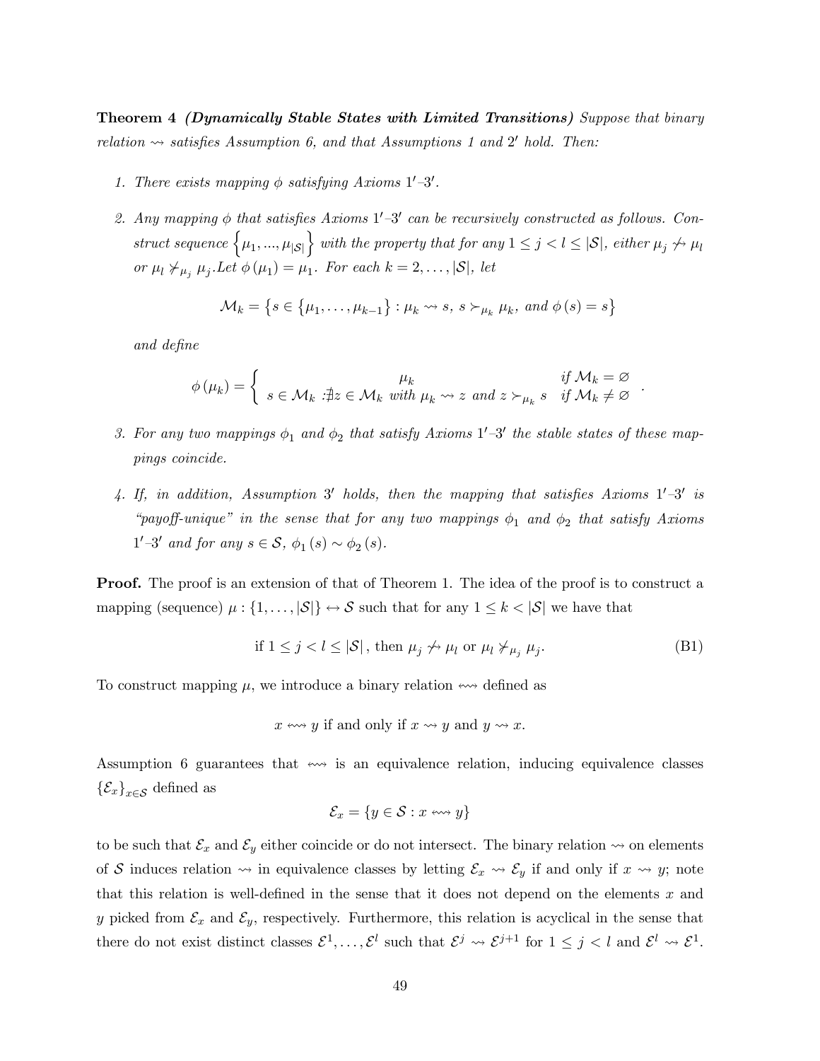**Theorem 4** ***(Dynamically Stable States with Limited Transitions)*** *Suppose that binary relation $\rightsquigarrow$ satisfies Assumption 6, and that Assumptions 1 and $2'$ hold. Then:*

1. *There exists mapping $\phi$ satisfying Axioms $1'$–$3'$.*

2. *Any mapping $\phi$ that satisfies Axioms $1'$–$3'$ can be recursively constructed as follows. Construct sequence $\left\{\mu_1, ..., \mu_{|\mathcal{S}|}\right\}$ with the property that for any $1 \leq j < l \leq |\mathcal{S}|$, either $\mu_j \not\rightsquigarrow \mu_l$ or $\mu_l \not\succ_{\mu_j} \mu_j$. Let $\phi(\mu_1) = \mu_1$. For each $k = 2, \ldots, |\mathcal{S}|$, let*

$$\mathcal{M}_k = \left\{s \in \{\mu_1, \ldots, \mu_{k-1}\} : \mu_k \rightsquigarrow s,\ s \succ_{\mu_k} \mu_k,\ \text{and } \phi(s) = s\right\}$$

*and define*

$$\phi(\mu_k) = \begin{cases} \mu_k & \text{if } \mathcal{M}_k = \varnothing \\ s \in \mathcal{M}_k : \nexists z \in \mathcal{M}_k \text{ with } \mu_k \rightsquigarrow z \text{ and } z \succ_{\mu_k} s & \text{if } \mathcal{M}_k \neq \varnothing \end{cases}.$$

3. *For any two mappings $\phi_1$ and $\phi_2$ that satisfy Axioms $1'$–$3'$ the stable states of these mappings coincide.*

4. *If, in addition, Assumption $3'$ holds, then the mapping that satisfies Axioms $1'$–$3'$ is "payoff-unique" in the sense that for any two mappings $\phi_1$ and $\phi_2$ that satisfy Axioms $1'$–$3'$ and for any $s \in \mathcal{S}$, $\phi_1(s) \sim \phi_2(s)$.*

**Proof.** The proof is an extension of that of Theorem 1. The idea of the proof is to construct a mapping (sequence) $\mu : \{1, \ldots, |\mathcal{S}|\} \leftrightarrow \mathcal{S}$ such that for any $1 \leq k < |\mathcal{S}|$ we have that

$$\text{if } 1 \leq j < l \leq |\mathcal{S}|, \text{ then } \mu_j \not\rightsquigarrow \mu_l \text{ or } \mu_l \not\succ_{\mu_j} \mu_j. \tag{B1}$$

To construct mapping $\mu$, we introduce a binary relation $\leftrightsquigarrow$ defined as

$$x \leftrightsquigarrow y \text{ if and only if } x \rightsquigarrow y \text{ and } y \rightsquigarrow x.$$

Assumption 6 guarantees that $\leftrightsquigarrow$ is an equivalence relation, inducing equivalence classes $\{\mathcal{E}_x\}_{x \in \mathcal{S}}$ defined as

$$\mathcal{E}_x = \{y \in \mathcal{S} : x \leftrightsquigarrow y\}$$

to be such that $\mathcal{E}_x$ and $\mathcal{E}_y$ either coincide or do not intersect. The binary relation $\rightsquigarrow$ on elements of $\mathcal{S}$ induces relation $\rightsquigarrow$ in equivalence classes by letting $\mathcal{E}_x \rightsquigarrow \mathcal{E}_y$ if and only if $x \rightsquigarrow y$; note that this relation is well-defined in the sense that it does not depend on the elements $x$ and $y$ picked from $\mathcal{E}_x$ and $\mathcal{E}_y$, respectively. Furthermore, this relation is acyclical in the sense that there do not exist distinct classes $\mathcal{E}^1, \ldots, \mathcal{E}^l$ such that $\mathcal{E}^j \rightsquigarrow \mathcal{E}^{j+1}$ for $1 \leq j < l$ and $\mathcal{E}^l \rightsquigarrow \mathcal{E}^1$.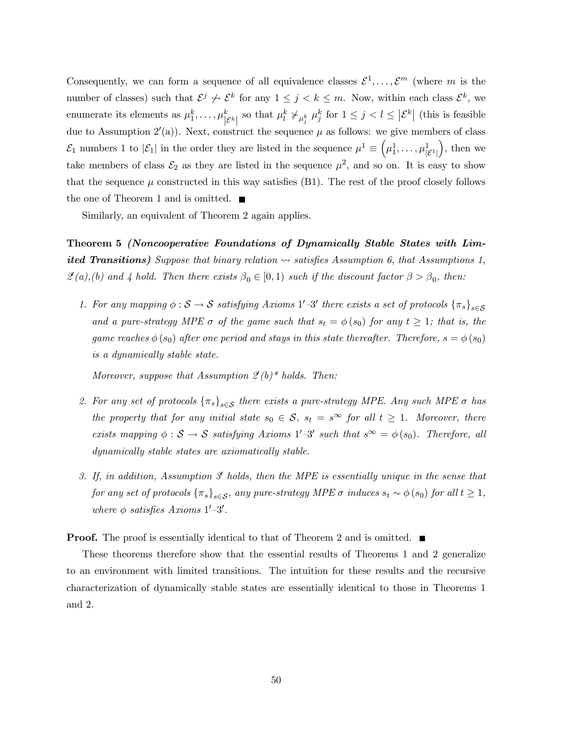Consequently, we can form a sequence of all equivalence classes $\mathcal{E}^1, \ldots, \mathcal{E}^m$ (where $m$ is the number of classes) such that $\mathcal{E}^j \not\rightsquigarrow \mathcal{E}^k$ for any $1 \leq j < k \leq m$. Now, within each class $\mathcal{E}^k$, we enumerate its elements as $\mu_1^k, \ldots, \mu_{|\mathcal{E}^k|}^k$ so that $\mu_l^k \not\succ_{\mu_j^k} \mu_j^k$ for $1 \leq j < l \leq |\mathcal{E}^k|$ (this is feasible due to Assumption 2′(a)). Next, construct the sequence $\mu$ as follows: we give members of class $\mathcal{E}_1$ numbers 1 to $|\mathcal{E}_1|$ in the order they are listed in the sequence $\mu^1 \equiv \left(\mu_1^1, \ldots, \mu_{|\mathcal{E}^1|}^1\right)$, then we take members of class $\mathcal{E}_2$ as they are listed in the sequence $\mu^2$, and so on. It is easy to show that the sequence $\mu$ constructed in this way satisfies (B1). The rest of the proof closely follows the one of Theorem 1 and is omitted. ■

Similarly, an equivalent of Theorem 2 again applies.

**Theorem 5** ***(Noncooperative Foundations of Dynamically Stable States with Limited Transitions)*** *Suppose that binary relation $\rightsquigarrow$ satisfies Assumption 6, that Assumptions 1, 2′(a),(b) and 4 hold. Then there exists $\beta_0 \in [0, 1)$ such if the discount factor $\beta > \beta_0$, then:*

1. *For any mapping $\phi : \mathcal{S} \rightarrow \mathcal{S}$ satisfying Axioms 1′–3′ there exists a set of protocols $\{\pi_s\}_{s \in \mathcal{S}}$ and a pure-strategy MPE $\sigma$ of the game such that $s_t = \phi(s_0)$ for any $t \geq 1$; that is, the game reaches $\phi(s_0)$ after one period and stays in this state thereafter. Therefore, $s = \phi(s_0)$ is a dynamically stable state.*

   *Moreover, suppose that Assumption 2′(b)\* holds. Then:*

2. *For any set of protocols $\{\pi_s\}_{s \in \mathcal{S}}$ there exists a pure-strategy MPE. Any such MPE $\sigma$ has the property that for any initial state $s_0 \in \mathcal{S}$, $s_t = s^\infty$ for all $t \geq 1$. Moreover, there exists mapping $\phi : \mathcal{S} \rightarrow \mathcal{S}$ satisfying Axioms 1′–3′ such that $s^\infty = \phi(s_0)$. Therefore, all dynamically stable states are axiomatically stable.*

3. *If, in addition, Assumption 3′ holds, then the MPE is essentially unique in the sense that for any set of protocols $\{\pi_s\}_{s \in \mathcal{S}}$, any pure-strategy MPE $\sigma$ induces $s_t \sim \phi(s_0)$ for all $t \geq 1$, where $\phi$ satisfies Axioms 1′–3′.*

**Proof.** The proof is essentially identical to that of Theorem 2 and is omitted. ■

These theorems therefore show that the essential results of Theorems 1 and 2 generalize to an environment with limited transitions. The intuition for these results and the recursive characterization of dynamically stable states are essentially identical to those in Theorems 1 and 2.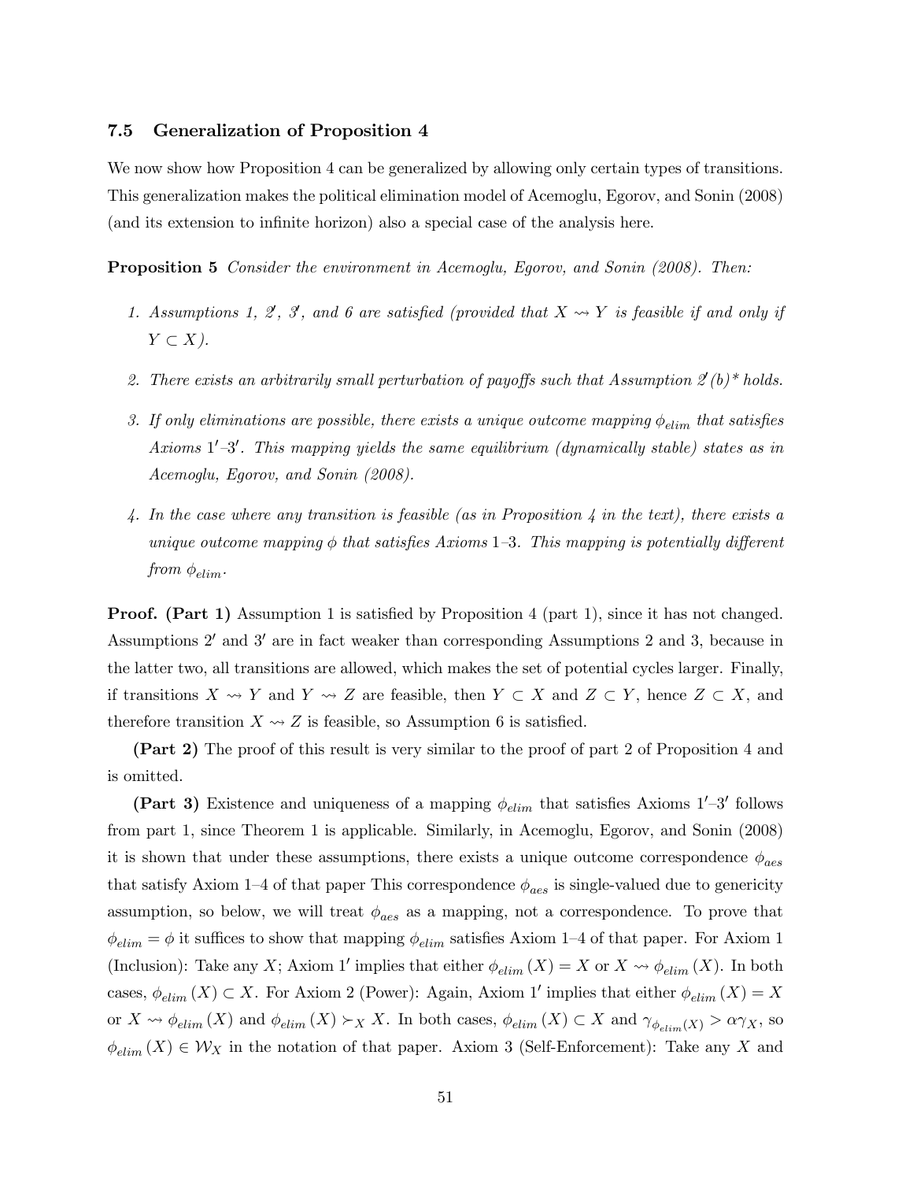### 7.5 Generalization of Proposition 4

We now show how Proposition 4 can be generalized by allowing only certain types of transitions. This generalization makes the political elimination model of Acemoglu, Egorov, and Sonin (2008) (and its extension to infinite horizon) also a special case of the analysis here.

**Proposition 5** *Consider the environment in Acemoglu, Egorov, and Sonin (2008). Then:*

1. *Assumptions 1, 2′, 3′, and 6 are satisfied (provided that $X \rightsquigarrow Y$ is feasible if and only if $Y \subset X$).*

2. *There exists an arbitrarily small perturbation of payoffs such that Assumption 2′(b)\* holds.*

3. *If only eliminations are possible, there exists a unique outcome mapping $\phi_{elim}$ that satisfies Axioms $1'$–$3'$. This mapping yields the same equilibrium (dynamically stable) states as in Acemoglu, Egorov, and Sonin (2008).*

4. *In the case where any transition is feasible (as in Proposition 4 in the text), there exists a unique outcome mapping $\phi$ that satisfies Axioms 1–3. This mapping is potentially different from $\phi_{elim}$.*

**Proof. (Part 1)** Assumption 1 is satisfied by Proposition 4 (part 1), since it has not changed. Assumptions $2'$ and $3'$ are in fact weaker than corresponding Assumptions 2 and 3, because in the latter two, all transitions are allowed, which makes the set of potential cycles larger. Finally, if transitions $X \rightsquigarrow Y$ and $Y \rightsquigarrow Z$ are feasible, then $Y \subset X$ and $Z \subset Y$, hence $Z \subset X$, and therefore transition $X \rightsquigarrow Z$ is feasible, so Assumption 6 is satisfied.

**(Part 2)** The proof of this result is very similar to the proof of part 2 of Proposition 4 and is omitted.

**(Part 3)** Existence and uniqueness of a mapping $\phi_{elim}$ that satisfies Axioms $1'$–$3'$ follows from part 1, since Theorem 1 is applicable. Similarly, in Acemoglu, Egorov, and Sonin (2008) it is shown that under these assumptions, there exists a unique outcome correspondence $\phi_{aes}$ that satisfy Axiom 1–4 of that paper This correspondence $\phi_{aes}$ is single-valued due to genericity assumption, so below, we will treat $\phi_{aes}$ as a mapping, not a correspondence. To prove that $\phi_{elim} = \phi$ it suffices to show that mapping $\phi_{elim}$ satisfies Axiom 1–4 of that paper. For Axiom 1 (Inclusion): Take any $X$; Axiom $1'$ implies that either $\phi_{elim}(X) = X$ or $X \rightsquigarrow \phi_{elim}(X)$. In both cases, $\phi_{elim}(X) \subset X$. For Axiom 2 (Power): Again, Axiom $1'$ implies that either $\phi_{elim}(X) = X$ or $X \rightsquigarrow \phi_{elim}(X)$ and $\phi_{elim}(X) \succ_X X$. In both cases, $\phi_{elim}(X) \subset X$ and $\gamma_{\phi_{elim}(X)} > \alpha \gamma_X$, so $\phi_{elim}(X) \in \mathcal{W}_X$ in the notation of that paper. Axiom 3 (Self-Enforcement): Take any $X$ and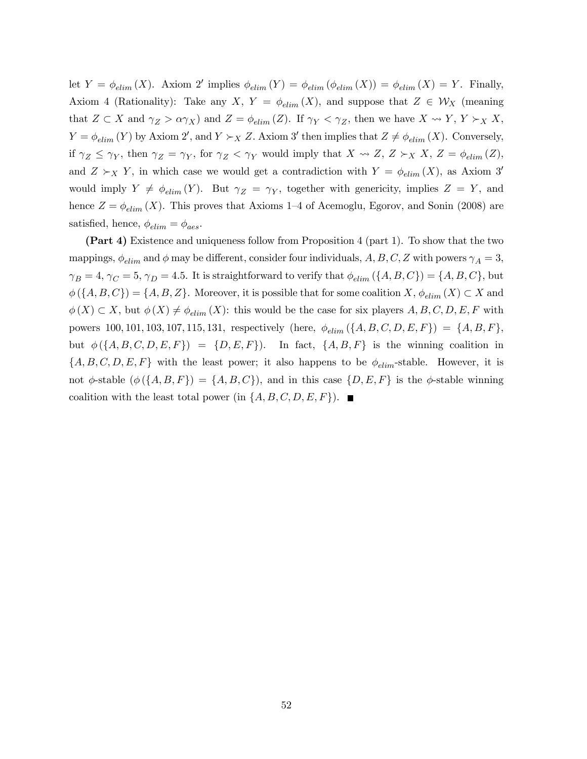let $Y = \phi_{elim}(X)$. Axiom 2$'$ implies $\phi_{elim}(Y) = \phi_{elim}(\phi_{elim}(X)) = \phi_{elim}(X) = Y$. Finally, Axiom 4 (Rationality): Take any $X$, $Y = \phi_{elim}(X)$, and suppose that $Z \in \mathcal{W}_X$ (meaning that $Z \subset X$ and $\gamma_Z > \alpha\gamma_X$) and $Z = \phi_{elim}(Z)$. If $\gamma_Y < \gamma_Z$, then we have $X \rightsquigarrow Y$, $Y \succ_X X$, $Y = \phi_{elim}(Y)$ by Axiom 2$'$, and $Y \succ_X Z$. Axiom 3$'$ then implies that $Z \neq \phi_{elim}(X)$. Conversely, if $\gamma_Z \leq \gamma_Y$, then $\gamma_Z = \gamma_Y$, for $\gamma_Z < \gamma_Y$ would imply that $X \rightsquigarrow Z$, $Z \succ_X X$, $Z = \phi_{elim}(Z)$, and $Z \succ_X Y$, in which case we would get a contradiction with $Y = \phi_{elim}(X)$, as Axiom 3$'$ would imply $Y \neq \phi_{elim}(Y)$. But $\gamma_Z = \gamma_Y$, together with genericity, implies $Z = Y$, and hence $Z = \phi_{elim}(X)$. This proves that Axioms 1–4 of Acemoglu, Egorov, and Sonin (2008) are satisfied, hence, $\phi_{elim} = \phi_{aes}$.

**(Part 4)** Existence and uniqueness follow from Proposition 4 (part 1). To show that the two mappings, $\phi_{elim}$ and $\phi$ may be different, consider four individuals, $A, B, C, Z$ with powers $\gamma_A = 3$, $\gamma_B = 4$, $\gamma_C = 5$, $\gamma_D = 4.5$. It is straightforward to verify that $\phi_{elim}(\{A, B, C\}) = \{A, B, C\}$, but $\phi(\{A, B, C\}) = \{A, B, Z\}$. Moreover, it is possible that for some coalition $X$, $\phi_{elim}(X) \subset X$ and $\phi(X) \subset X$, but $\phi(X) \neq \phi_{elim}(X)$: this would be the case for six players $A, B, C, D, E, F$ with powers $100, 101, 103, 107, 115, 131$, respectively (here, $\phi_{elim}(\{A, B, C, D, E, F\}) = \{A, B, F\}$, but $\phi(\{A, B, C, D, E, F\}) = \{D, E, F\}$). In fact, $\{A, B, F\}$ is the winning coalition in $\{A, B, C, D, E, F\}$ with the least power; it also happens to be $\phi_{elim}$-stable. However, it is not $\phi$-stable ($\phi(\{A, B, F\}) = \{A, B, C\}$), and in this case $\{D, E, F\}$ is the $\phi$-stable winning coalition with the least total power (in $\{A, B, C, D, E, F\}$). ■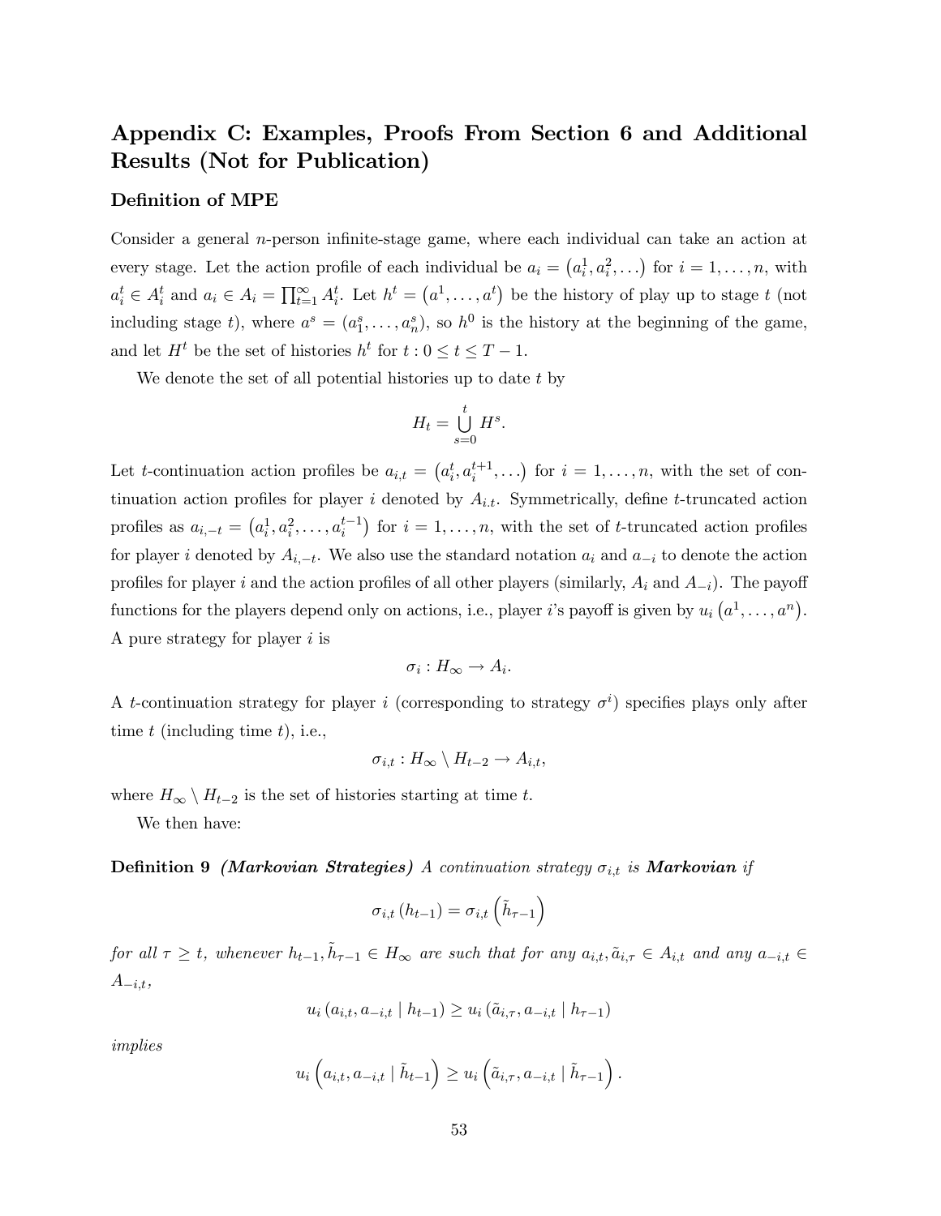## Appendix C: Examples, Proofs From Section 6 and Additional Results (Not for Publication)

### Definition of MPE

Consider a general $n$-person infinite-stage game, where each individual can take an action at every stage. Let the action profile of each individual be $a_i = \left(a_i^1, a_i^2, \ldots\right)$ for $i = 1, \ldots, n$, with $a_i^t \in A_i^t$ and $a_i \in A_i = \prod_{t=1}^{\infty} A_i^t$. Let $h^t = \left(a^1, \ldots, a^t\right)$ be the history of play up to stage $t$ (not including stage $t$), where $a^s = (a_1^s, \ldots, a_n^s)$, so $h^0$ is the history at the beginning of the game, and let $H^t$ be the set of histories $h^t$ for $t : 0 \leq t \leq T-1$.

We denote the set of all potential histories up to date $t$ by

$$H_t = \bigcup_{s=0}^{t} H^s.$$

Let $t$-continuation action profiles be $a_{i,t} = \left(a_i^t, a_i^{t+1}, \ldots\right)$ for $i = 1, \ldots, n$, with the set of continuation action profiles for player $i$ denoted by $A_{i,t}$. Symmetrically, define $t$-truncated action profiles as $a_{i,-t} = \left(a_i^1, a_i^2, \ldots, a_i^{t-1}\right)$ for $i = 1, \ldots, n$, with the set of $t$-truncated action profiles for player $i$ denoted by $A_{i,-t}$. We also use the standard notation $a_i$ and $a_{-i}$ to denote the action profiles for player $i$ and the action profiles of all other players (similarly, $A_i$ and $A_{-i}$). The payoff functions for the players depend only on actions, i.e., player $i$'s payoff is given by $u_i\left(a^1, \ldots, a^n\right)$. A pure strategy for player $i$ is

$$\sigma_i : H_\infty \to A_i.$$

A $t$-continuation strategy for player $i$ (corresponding to strategy $\sigma^i$) specifies plays only after time $t$ (including time $t$), i.e.,

$$\sigma_{i,t} : H_\infty \setminus H_{t-2} \to A_{i,t},$$

where $H_\infty \setminus H_{t-2}$ is the set of histories starting at time $t$.

We then have:

**Definition 9** ***(Markovian Strategies)*** *A continuation strategy $\sigma_{i,t}$ is **Markovian** if*

$$\sigma_{i,t}\left(h_{t-1}\right) = \sigma_{i,t}\left(\tilde{h}_{\tau-1}\right)$$

*for all $\tau \geq t$, whenever $h_{t-1}, \tilde{h}_{\tau-1} \in H_\infty$ are such that for any $a_{i,t}, \tilde{a}_{i,\tau} \in A_{i,t}$ and any $a_{-i,t} \in A_{-i,t}$,*

$$u_i\left(a_{i,t}, a_{-i,t} \mid h_{t-1}\right) \geq u_i\left(\tilde{a}_{i,\tau}, a_{-i,t} \mid h_{\tau-1}\right)$$

*implies*

$$u_i\left(a_{i,t}, a_{-i,t} \mid \tilde{h}_{t-1}\right) \geq u_i\left(\tilde{a}_{i,\tau}, a_{-i,t} \mid \tilde{h}_{\tau-1}\right).$$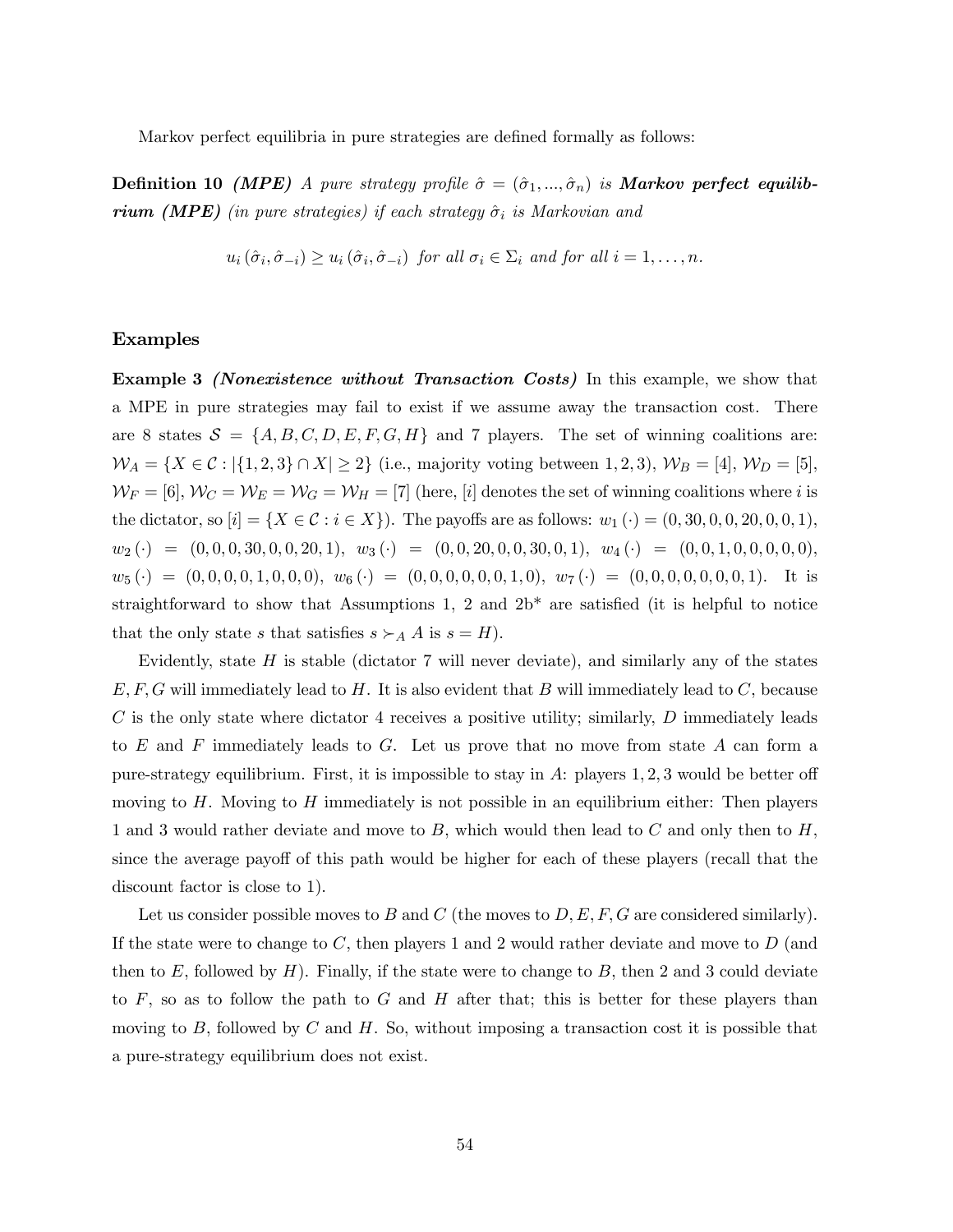Markov perfect equilibria in pure strategies are defined formally as follows:

**Definition 10** ***(MPE)*** *A pure strategy profile $\hat{\sigma} = (\hat{\sigma}_1, ..., \hat{\sigma}_n)$ is* ***Markov perfect equilibrium (MPE)*** *(in pure strategies) if each strategy $\hat{\sigma}_i$ is Markovian and*

$$u_i(\hat{\sigma}_i, \hat{\sigma}_{-i}) \geq u_i(\hat{\sigma}_i, \hat{\sigma}_{-i}) \text{ for all } \sigma_i \in \Sigma_i \text{ and for all } i = 1, \ldots, n.$$

### Examples

**Example 3** ***(Nonexistence without Transaction Costs)*** In this example, we show that a MPE in pure strategies may fail to exist if we assume away the transaction cost. There are 8 states $\mathcal{S} = \{A, B, C, D, E, F, G, H\}$ and 7 players. The set of winning coalitions are: $\mathcal{W}_A = \{X \in \mathcal{C} : |\{1, 2, 3\} \cap X| \geq 2\}$ (i.e., majority voting between $1, 2, 3$), $\mathcal{W}_B = [4]$, $\mathcal{W}_D = [5]$, $\mathcal{W}_F = [6]$, $\mathcal{W}_C = \mathcal{W}_E = \mathcal{W}_G = \mathcal{W}_H = [7]$ (here, $[i]$ denotes the set of winning coalitions where $i$ is the dictator, so $[i] = \{X \in \mathcal{C} : i \in X\}$). The payoffs are as follows: $w_1(\cdot) = (0, 30, 0, 0, 20, 0, 0, 1)$, $w_2(\cdot) = (0, 0, 0, 30, 0, 0, 20, 1)$, $w_3(\cdot) = (0, 0, 20, 0, 0, 30, 0, 1)$, $w_4(\cdot) = (0, 0, 1, 0, 0, 0, 0, 0)$, $w_5(\cdot) = (0, 0, 0, 0, 1, 0, 0, 0)$, $w_6(\cdot) = (0, 0, 0, 0, 0, 0, 1, 0)$, $w_7(\cdot) = (0, 0, 0, 0, 0, 0, 0, 1)$. It is straightforward to show that Assumptions 1, 2 and 2b* are satisfied (it is helpful to notice that the only state $s$ that satisfies $s \succ_A A$ is $s = H$).

Evidently, state $H$ is stable (dictator 7 will never deviate), and similarly any of the states $E, F, G$ will immediately lead to $H$. It is also evident that $B$ will immediately lead to $C$, because $C$ is the only state where dictator 4 receives a positive utility; similarly, $D$ immediately leads to $E$ and $F$ immediately leads to $G$. Let us prove that no move from state $A$ can form a pure-strategy equilibrium. First, it is impossible to stay in $A$: players $1, 2, 3$ would be better off moving to $H$. Moving to $H$ immediately is not possible in an equilibrium either: Then players 1 and 3 would rather deviate and move to $B$, which would then lead to $C$ and only then to $H$, since the average payoff of this path would be higher for each of these players (recall that the discount factor is close to 1).

Let us consider possible moves to $B$ and $C$ (the moves to $D, E, F, G$ are considered similarly). If the state were to change to $C$, then players 1 and 2 would rather deviate and move to $D$ (and then to $E$, followed by $H$). Finally, if the state were to change to $B$, then 2 and 3 could deviate to $F$, so as to follow the path to $G$ and $H$ after that; this is better for these players than moving to $B$, followed by $C$ and $H$. So, without imposing a transaction cost it is possible that a pure-strategy equilibrium does not exist.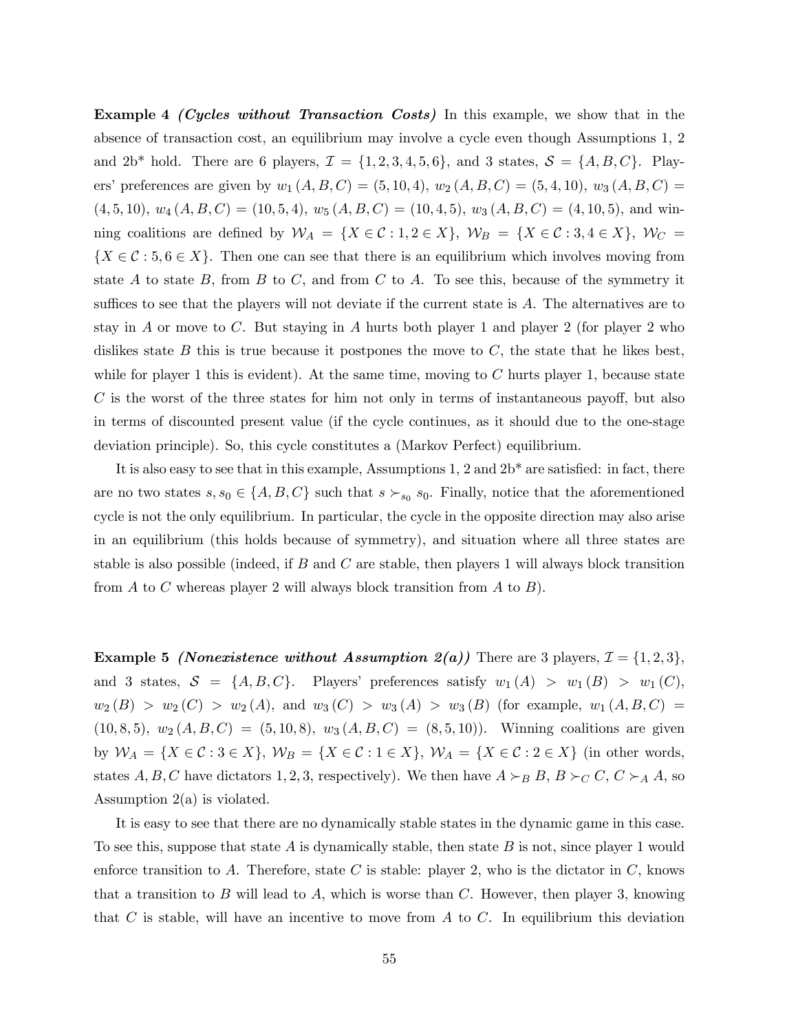**Example 4** ***(Cycles without Transaction Costs)*** In this example, we show that in the absence of transaction cost, an equilibrium may involve a cycle even though Assumptions 1, 2 and 2b* hold. There are 6 players, $\mathcal{I} = \{1, 2, 3, 4, 5, 6\}$, and 3 states, $\mathcal{S} = \{A, B, C\}$. Players' preferences are given by $w_1(A, B, C) = (5, 10, 4)$, $w_2(A, B, C) = (5, 4, 10)$, $w_3(A, B, C) = (4, 5, 10)$, $w_4(A, B, C) = (10, 5, 4)$, $w_5(A, B, C) = (10, 4, 5)$, $w_3(A, B, C) = (4, 10, 5)$, and winning coalitions are defined by $\mathcal{W}_A = \{X \in \mathcal{C} : 1, 2 \in X\}$, $\mathcal{W}_B = \{X \in \mathcal{C} : 3, 4 \in X\}$, $\mathcal{W}_C = \{X \in \mathcal{C} : 5, 6 \in X\}$. Then one can see that there is an equilibrium which involves moving from state $A$ to state $B$, from $B$ to $C$, and from $C$ to $A$. To see this, because of the symmetry it suffices to see that the players will not deviate if the current state is $A$. The alternatives are to stay in $A$ or move to $C$. But staying in $A$ hurts both player 1 and player 2 (for player 2 who dislikes state $B$ this is true because it postpones the move to $C$, the state that he likes best, while for player 1 this is evident). At the same time, moving to $C$ hurts player 1, because state $C$ is the worst of the three states for him not only in terms of instantaneous payoff, but also in terms of discounted present value (if the cycle continues, as it should due to the one-stage deviation principle). So, this cycle constitutes a (Markov Perfect) equilibrium.

It is also easy to see that in this example, Assumptions 1, 2 and 2b* are satisfied: in fact, there are no two states $s, s_0 \in \{A, B, C\}$ such that $s \succ_{s_0} s_0$. Finally, notice that the aforementioned cycle is not the only equilibrium. In particular, the cycle in the opposite direction may also arise in an equilibrium (this holds because of symmetry), and situation where all three states are stable is also possible (indeed, if $B$ and $C$ are stable, then players 1 will always block transition from $A$ to $C$ whereas player 2 will always block transition from $A$ to $B$).

**Example 5** ***(Nonexistence without Assumption 2(a))*** There are 3 players, $\mathcal{I} = \{1, 2, 3\}$, and 3 states, $\mathcal{S} = \{A, B, C\}$. Players' preferences satisfy $w_1(A) > w_1(B) > w_1(C)$, $w_2(B) > w_2(C) > w_2(A)$, and $w_3(C) > w_3(A) > w_3(B)$ (for example, $w_1(A, B, C) = (10, 8, 5)$, $w_2(A, B, C) = (5, 10, 8)$, $w_3(A, B, C) = (8, 5, 10)$). Winning coalitions are given by $\mathcal{W}_A = \{X \in \mathcal{C} : 3 \in X\}$, $\mathcal{W}_B = \{X \in \mathcal{C} : 1 \in X\}$, $\mathcal{W}_A = \{X \in \mathcal{C} : 2 \in X\}$ (in other words, states $A, B, C$ have dictators $1, 2, 3$, respectively). We then have $A \succ_B B$, $B \succ_C C$, $C \succ_A A$, so Assumption 2(a) is violated.

It is easy to see that there are no dynamically stable states in the dynamic game in this case. To see this, suppose that state $A$ is dynamically stable, then state $B$ is not, since player 1 would enforce transition to $A$. Therefore, state $C$ is stable: player 2, who is the dictator in $C$, knows that a transition to $B$ will lead to $A$, which is worse than $C$. However, then player 3, knowing that $C$ is stable, will have an incentive to move from $A$ to $C$. In equilibrium this deviation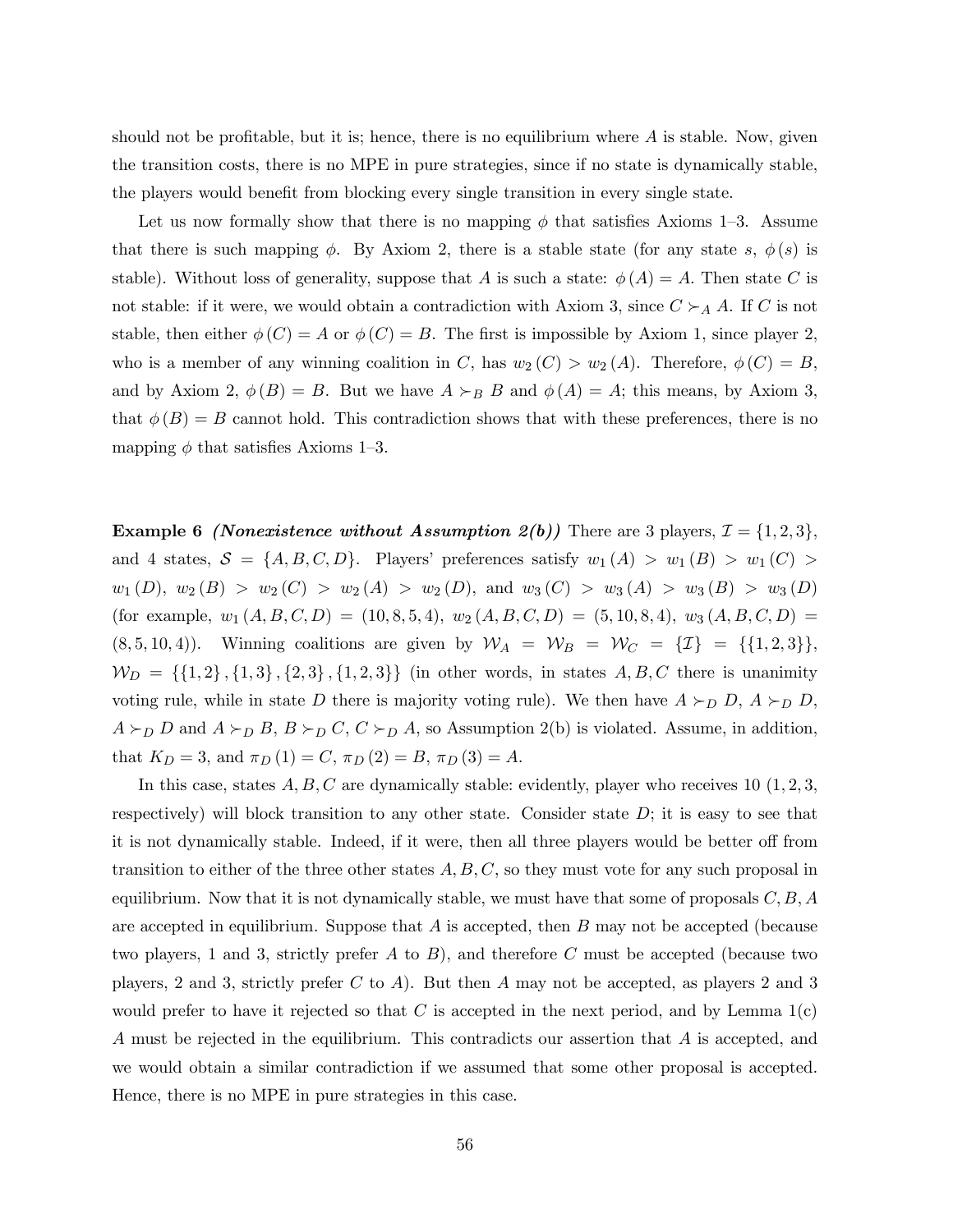should not be profitable, but it is; hence, there is no equilibrium where $A$ is stable. Now, given the transition costs, there is no MPE in pure strategies, since if no state is dynamically stable, the players would benefit from blocking every single transition in every single state.

Let us now formally show that there is no mapping $\phi$ that satisfies Axioms 1–3. Assume that there is such mapping $\phi$. By Axiom 2, there is a stable state (for any state $s$, $\phi(s)$ is stable). Without loss of generality, suppose that $A$ is such a state: $\phi(A) = A$. Then state $C$ is not stable: if it were, we would obtain a contradiction with Axiom 3, since $C \succ_A A$. If $C$ is not stable, then either $\phi(C) = A$ or $\phi(C) = B$. The first is impossible by Axiom 1, since player 2, who is a member of any winning coalition in $C$, has $w_2(C) > w_2(A)$. Therefore, $\phi(C) = B$, and by Axiom 2, $\phi(B) = B$. But we have $A \succ_B B$ and $\phi(A) = A$; this means, by Axiom 3, that $\phi(B) = B$ cannot hold. This contradiction shows that with these preferences, there is no mapping $\phi$ that satisfies Axioms 1–3.

**Example 6** ***(Nonexistence without Assumption 2(b))*** There are 3 players, $\mathcal{I} = \{1, 2, 3\}$, and 4 states, $\mathcal{S} = \{A, B, C, D\}$. Players' preferences satisfy $w_1(A) > w_1(B) > w_1(C) > w_1(D)$, $w_2(B) > w_2(C) > w_2(A) > w_2(D)$, and $w_3(C) > w_3(A) > w_3(B) > w_3(D)$ (for example, $w_1(A, B, C, D) = (10, 8, 5, 4)$, $w_2(A, B, C, D) = (5, 10, 8, 4)$, $w_3(A, B, C, D) = (8, 5, 10, 4)$). Winning coalitions are given by $\mathcal{W}_A = \mathcal{W}_B = \mathcal{W}_C = \{\mathcal{I}\} = \{\{1, 2, 3\}\}$, $\mathcal{W}_D = \{\{1, 2\}, \{1, 3\}, \{2, 3\}, \{1, 2, 3\}\}$ (in other words, in states $A, B, C$ there is unanimity voting rule, while in state $D$ there is majority voting rule). We then have $A \succ_D D$, $A \succ_D D$, $A \succ_D D$ and $A \succ_D B$, $B \succ_D C$, $C \succ_D A$, so Assumption 2(b) is violated. Assume, in addition, that $K_D = 3$, and $\pi_D(1) = C$, $\pi_D(2) = B$, $\pi_D(3) = A$.

In this case, states $A, B, C$ are dynamically stable: evidently, player who receives 10 (1, 2, 3, respectively) will block transition to any other state. Consider state $D$; it is easy to see that it is not dynamically stable. Indeed, if it were, then all three players would be better off from transition to either of the three other states $A, B, C$, so they must vote for any such proposal in equilibrium. Now that it is not dynamically stable, we must have that some of proposals $C, B, A$ are accepted in equilibrium. Suppose that $A$ is accepted, then $B$ may not be accepted (because two players, 1 and 3, strictly prefer $A$ to $B$), and therefore $C$ must be accepted (because two players, 2 and 3, strictly prefer $C$ to $A$). But then $A$ may not be accepted, as players 2 and 3 would prefer to have it rejected so that $C$ is accepted in the next period, and by Lemma 1(c) $A$ must be rejected in the equilibrium. This contradicts our assertion that $A$ is accepted, and we would obtain a similar contradiction if we assumed that some other proposal is accepted. Hence, there is no MPE in pure strategies in this case.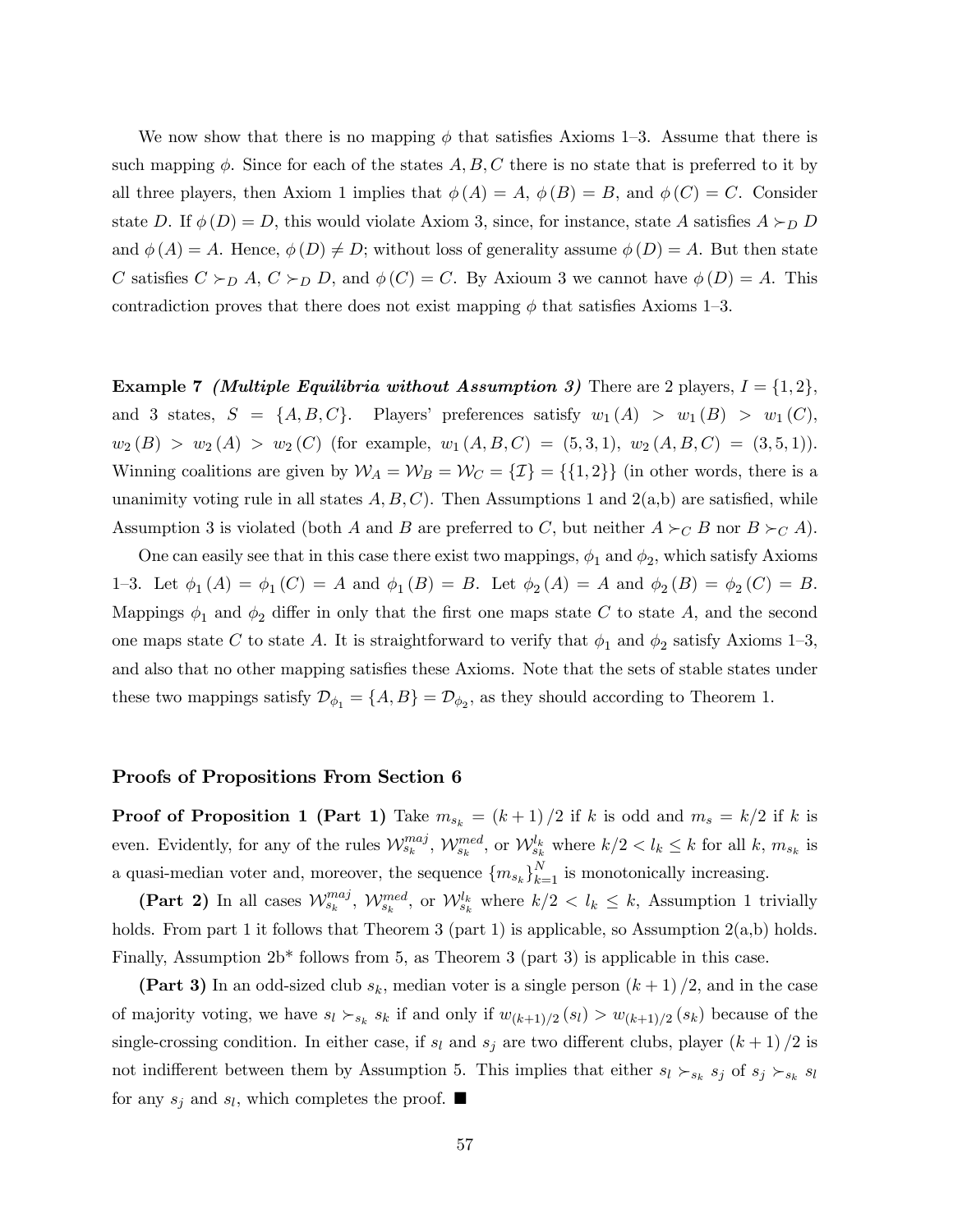We now show that there is no mapping $\phi$ that satisfies Axioms 1–3. Assume that there is such mapping $\phi$. Since for each of the states $A, B, C$ there is no state that is preferred to it by all three players, then Axiom 1 implies that $\phi(A) = A$, $\phi(B) = B$, and $\phi(C) = C$. Consider state $D$. If $\phi(D) = D$, this would violate Axiom 3, since, for instance, state $A$ satisfies $A \succ_D D$ and $\phi(A) = A$. Hence, $\phi(D) \neq D$; without loss of generality assume $\phi(D) = A$. But then state $C$ satisfies $C \succ_D A$, $C \succ_D D$, and $\phi(C) = C$. By Axioum 3 we cannot have $\phi(D) = A$. This contradiction proves that there does not exist mapping $\phi$ that satisfies Axioms 1–3.

**Example 7** ***(Multiple Equilibria without Assumption 3)*** There are 2 players, $I = \{1, 2\}$, and 3 states, $S = \{A, B, C\}$. Players' preferences satisfy $w_1(A) > w_1(B) > w_1(C)$, $w_2(B) > w_2(A) > w_2(C)$ (for example, $w_1(A, B, C) = (5, 3, 1)$, $w_2(A, B, C) = (3, 5, 1)$). Winning coalitions are given by $\mathcal{W}_A = \mathcal{W}_B = \mathcal{W}_C = \{\mathcal{I}\} = \{\{1, 2\}\}$ (in other words, there is a unanimity voting rule in all states $A, B, C$). Then Assumptions 1 and 2(a,b) are satisfied, while Assumption 3 is violated (both $A$ and $B$ are preferred to $C$, but neither $A \succ_C B$ nor $B \succ_C A$).

One can easily see that in this case there exist two mappings, $\phi_1$ and $\phi_2$, which satisfy Axioms 1–3. Let $\phi_1(A) = \phi_1(C) = A$ and $\phi_1(B) = B$. Let $\phi_2(A) = A$ and $\phi_2(B) = \phi_2(C) = B$. Mappings $\phi_1$ and $\phi_2$ differ in only that the first one maps state $C$ to state $A$, and the second one maps state $C$ to state $A$. It is straightforward to verify that $\phi_1$ and $\phi_2$ satisfy Axioms 1–3, and also that no other mapping satisfies these Axioms. Note that the sets of stable states under these two mappings satisfy $\mathcal{D}_{\phi_1} = \{A, B\} = \mathcal{D}_{\phi_2}$, as they should according to Theorem 1.

### Proofs of Propositions From Section 6

**Proof of Proposition 1 (Part 1)** Take $m_{s_k} = (k+1)/2$ if $k$ is odd and $m_s = k/2$ if $k$ is even. Evidently, for any of the rules $\mathcal{W}^{maj}_{s_k}$, $\mathcal{W}^{med}_{s_k}$, or $\mathcal{W}^{l_k}_{s_k}$ where $k/2 < l_k \leq k$ for all $k$, $m_{s_k}$ is a quasi-median voter and, moreover, the sequence $\{m_{s_k}\}_{k=1}^{N}$ is monotonically increasing.

**(Part 2)** In all cases $\mathcal{W}^{maj}_{s_k}$, $\mathcal{W}^{med}_{s_k}$, or $\mathcal{W}^{l_k}_{s_k}$ where $k/2 < l_k \leq k$, Assumption 1 trivially holds. From part 1 it follows that Theorem 3 (part 1) is applicable, so Assumption 2(a,b) holds. Finally, Assumption 2b* follows from 5, as Theorem 3 (part 3) is applicable in this case.

**(Part 3)** In an odd-sized club $s_k$, median voter is a single person $(k+1)/2$, and in the case of majority voting, we have $s_l \succ_{s_k} s_k$ if and only if $w_{(k+1)/2}(s_l) > w_{(k+1)/2}(s_k)$ because of the single-crossing condition. In either case, if $s_l$ and $s_j$ are two different clubs, player $(k+1)/2$ is not indifferent between them by Assumption 5. This implies that either $s_l \succ_{s_k} s_j$ of $s_j \succ_{s_k} s_l$ for any $s_j$ and $s_l$, which completes the proof. ■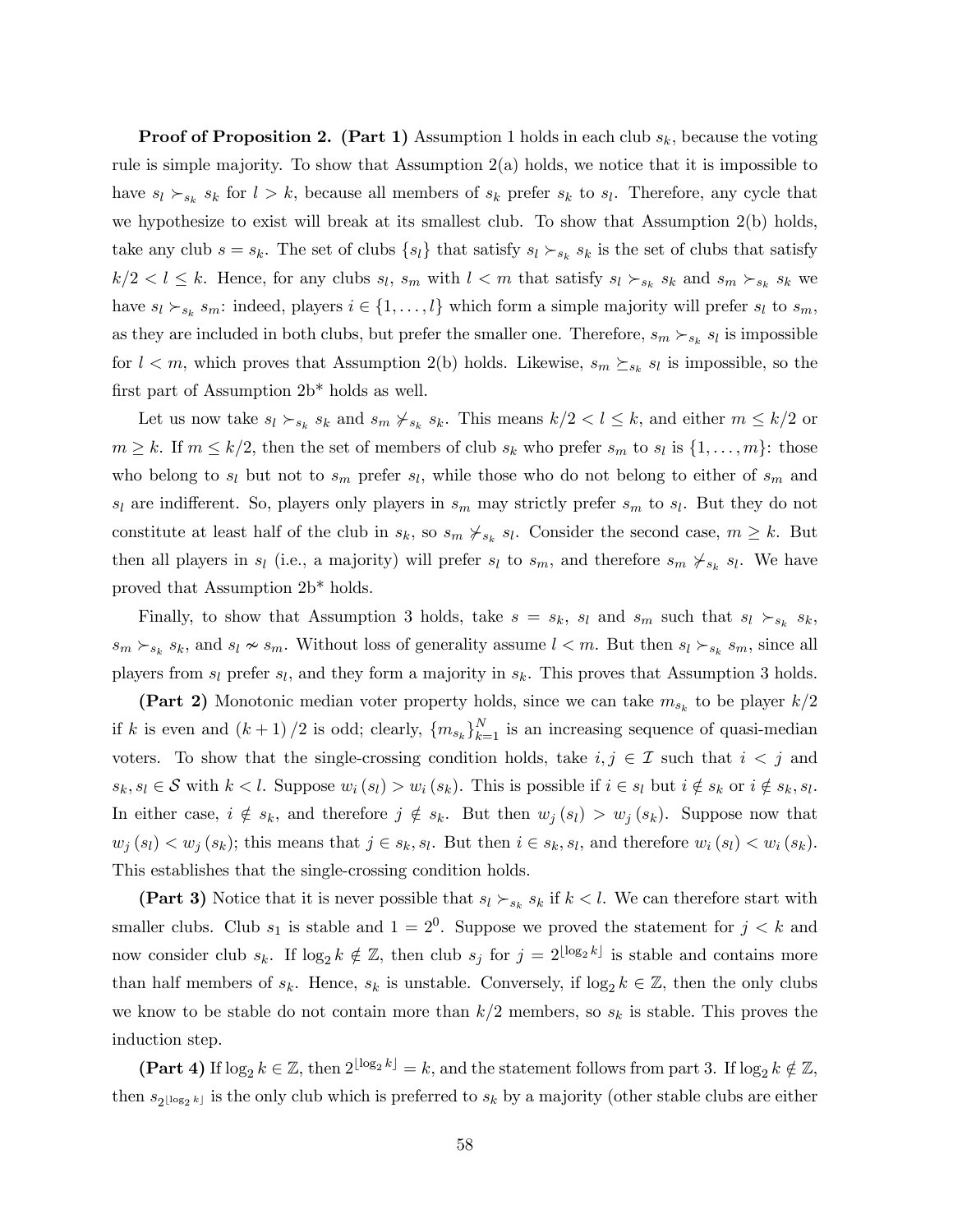**Proof of Proposition 2.** **(Part 1)** Assumption 1 holds in each club $s_k$, because the voting rule is simple majority. To show that Assumption 2(a) holds, we notice that it is impossible to have $s_l \succ_{s_k} s_k$ for $l > k$, because all members of $s_k$ prefer $s_k$ to $s_l$. Therefore, any cycle that we hypothesize to exist will break at its smallest club. To show that Assumption 2(b) holds, take any club $s = s_k$. The set of clubs $\{s_l\}$ that satisfy $s_l \succ_{s_k} s_k$ is the set of clubs that satisfy $k/2 < l \leq k$. Hence, for any clubs $s_l$, $s_m$ with $l < m$ that satisfy $s_l \succ_{s_k} s_k$ and $s_m \succ_{s_k} s_k$ we have $s_l \succ_{s_k} s_m$: indeed, players $i \in \{1, \ldots, l\}$ which form a simple majority will prefer $s_l$ to $s_m$, as they are included in both clubs, but prefer the smaller one. Therefore, $s_m \succ_{s_k} s_l$ is impossible for $l < m$, which proves that Assumption 2(b) holds. Likewise, $s_m \succeq_{s_k} s_l$ is impossible, so the first part of Assumption 2b* holds as well.

Let us now take $s_l \succ_{s_k} s_k$ and $s_m \not\succ_{s_k} s_k$. This means $k/2 < l \leq k$, and either $m \leq k/2$ or $m \geq k$. If $m \leq k/2$, then the set of members of club $s_k$ who prefer $s_m$ to $s_l$ is $\{1, \ldots, m\}$: those who belong to $s_l$ but not to $s_m$ prefer $s_l$, while those who do not belong to either of $s_m$ and $s_l$ are indifferent. So, players only players in $s_m$ may strictly prefer $s_m$ to $s_l$. But they do not constitute at least half of the club in $s_k$, so $s_m \not\succ_{s_k} s_l$. Consider the second case, $m \geq k$. But then all players in $s_l$ (i.e., a majority) will prefer $s_l$ to $s_m$, and therefore $s_m \not\succ_{s_k} s_l$. We have proved that Assumption 2b* holds.

Finally, to show that Assumption 3 holds, take $s = s_k$, $s_l$ and $s_m$ such that $s_l \succ_{s_k} s_k$, $s_m \succ_{s_k} s_k$, and $s_l \nsim s_m$. Without loss of generality assume $l < m$. But then $s_l \succ_{s_k} s_m$, since all players from $s_l$ prefer $s_l$, and they form a majority in $s_k$. This proves that Assumption 3 holds.

**(Part 2)** Monotonic median voter property holds, since we can take $m_{s_k}$ to be player $k/2$ if $k$ is even and $(k+1)/2$ is odd; clearly, $\{m_{s_k}\}_{k=1}^{N}$ is an increasing sequence of quasi-median voters. To show that the single-crossing condition holds, take $i, j \in \mathcal{I}$ such that $i < j$ and $s_k, s_l \in \mathcal{S}$ with $k < l$. Suppose $w_i(s_l) > w_i(s_k)$. This is possible if $i \in s_l$ but $i \notin s_k$ or $i \notin s_k, s_l$. In either case, $i \notin s_k$, and therefore $j \notin s_k$. But then $w_j(s_l) > w_j(s_k)$. Suppose now that $w_j(s_l) < w_j(s_k)$; this means that $j \in s_k, s_l$. But then $i \in s_k, s_l$, and therefore $w_i(s_l) < w_i(s_k)$. This establishes that the single-crossing condition holds.

**(Part 3)** Notice that it is never possible that $s_l \succ_{s_k} s_k$ if $k < l$. We can therefore start with smaller clubs. Club $s_1$ is stable and $1 = 2^0$. Suppose we proved the statement for $j < k$ and now consider club $s_k$. If $\log_2 k \notin \mathbb{Z}$, then club $s_j$ for $j = 2^{\lfloor \log_2 k \rfloor}$ is stable and contains more than half members of $s_k$. Hence, $s_k$ is unstable. Conversely, if $\log_2 k \in \mathbb{Z}$, then the only clubs we know to be stable do not contain more than $k/2$ members, so $s_k$ is stable. This proves the induction step.

**(Part 4)** If $\log_2 k \in \mathbb{Z}$, then $2^{\lfloor \log_2 k \rfloor} = k$, and the statement follows from part 3. If $\log_2 k \notin \mathbb{Z}$, then $s_{2^{\lfloor \log_2 k \rfloor}}$ is the only club which is preferred to $s_k$ by a majority (other stable clubs are either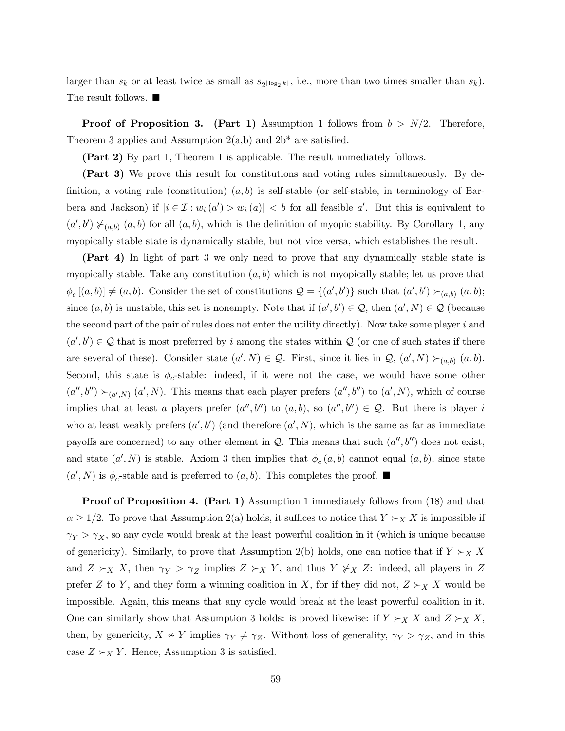larger than $s_k$ or at least twice as small as $s_{2^{\lfloor \log_2 k \rfloor}}$, i.e., more than two times smaller than $s_k$). The result follows. ■

**Proof of Proposition 3. (Part 1)** Assumption 1 follows from $b > N/2$. Therefore, Theorem 3 applies and Assumption 2(a,b) and 2b* are satisfied.

**(Part 2)** By part 1, Theorem 1 is applicable. The result immediately follows.

**(Part 3)** We prove this result for constitutions and voting rules simultaneously. By definition, a voting rule (constitution) $(a, b)$ is self-stable (or self-stable, in terminology of Barbera and Jackson) if $|i \in \mathcal{I} : w_i(a') > w_i(a)| < b$ for all feasible $a'$. But this is equivalent to $(a', b') \not\succ_{(a,b)} (a, b)$ for all $(a, b)$, which is the definition of myopic stability. By Corollary 1, any myopically stable state is dynamically stable, but not vice versa, which establishes the result.

**(Part 4)** In light of part 3 we only need to prove that any dynamically stable state is myopically stable. Take any constitution $(a, b)$ which is not myopically stable; let us prove that $\phi_c[(a, b)] \neq (a, b)$. Consider the set of constitutions $\mathcal{Q} = \{(a', b')\}$ such that $(a', b') \succ_{(a,b)} (a, b)$; since $(a, b)$ is unstable, this set is nonempty. Note that if $(a', b') \in \mathcal{Q}$, then $(a', N) \in \mathcal{Q}$ (because the second part of the pair of rules does not enter the utility directly). Now take some player $i$ and $(a', b') \in \mathcal{Q}$ that is most preferred by $i$ among the states within $\mathcal{Q}$ (or one of such states if there are several of these). Consider state $(a', N) \in \mathcal{Q}$. First, since it lies in $\mathcal{Q}$, $(a', N) \succ_{(a,b)} (a, b)$. Second, this state is $\phi_c$-stable: indeed, if it were not the case, we would have some other $(a'', b'') \succ_{(a',N)} (a', N)$. This means that each player prefers $(a'', b'')$ to $(a', N)$, which of course implies that at least $a$ players prefer $(a'', b'')$ to $(a, b)$, so $(a'', b'') \in \mathcal{Q}$. But there is player $i$ who at least weakly prefers $(a', b')$ (and therefore $(a', N)$, which is the same as far as immediate payoffs are concerned) to any other element in $\mathcal{Q}$. This means that such $(a'', b'')$ does not exist, and state $(a', N)$ is stable. Axiom 3 then implies that $\phi_c(a, b)$ cannot equal $(a, b)$, since state $(a', N)$ is $\phi_c$-stable and is preferred to $(a, b)$. This completes the proof. ■

**Proof of Proposition 4. (Part 1)** Assumption 1 immediately follows from (18) and that $\alpha \geq 1/2$. To prove that Assumption 2(a) holds, it suffices to notice that $Y \succ_X X$ is impossible if $\gamma_Y > \gamma_X$, so any cycle would break at the least powerful coalition in it (which is unique because of genericity). Similarly, to prove that Assumption 2(b) holds, one can notice that if $Y \succ_X X$ and $Z \succ_X X$, then $\gamma_Y > \gamma_Z$ implies $Z \succ_X Y$, and thus $Y \not\succ_X Z$: indeed, all players in $Z$ prefer $Z$ to $Y$, and they form a winning coalition in $X$, for if they did not, $Z \succ_X X$ would be impossible. Again, this means that any cycle would break at the least powerful coalition in it. One can similarly show that Assumption 3 holds: is proved likewise: if $Y \succ_X X$ and $Z \succ_X X$, then, by genericity, $X \nsim Y$ implies $\gamma_Y \neq \gamma_Z$. Without loss of generality, $\gamma_Y > \gamma_Z$, and in this case $Z \succ_X Y$. Hence, Assumption 3 is satisfied.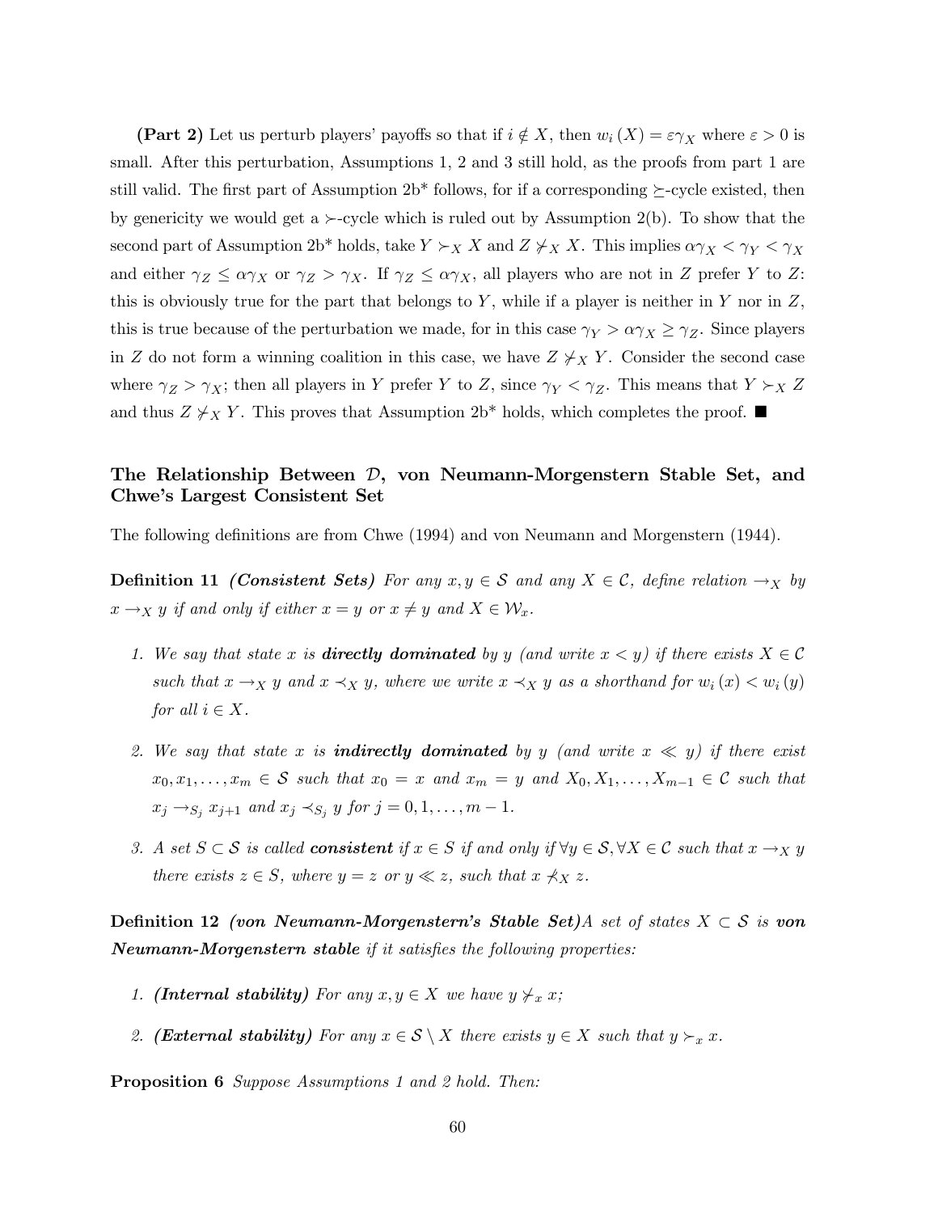**(Part 2)** Let us perturb players' payoffs so that if $i \notin X$, then $w_i(X) = \varepsilon \gamma_X$ where $\varepsilon > 0$ is small. After this perturbation, Assumptions 1, 2 and 3 still hold, as the proofs from part 1 are still valid. The first part of Assumption 2b* follows, for if a corresponding $\succeq$-cycle existed, then by genericity we would get a $\succ$-cycle which is ruled out by Assumption 2(b). To show that the second part of Assumption 2b* holds, take $Y \succ_X X$ and $Z \not\succ_X X$. This implies $\alpha\gamma_X < \gamma_Y < \gamma_X$ and either $\gamma_Z \leq \alpha\gamma_X$ or $\gamma_Z > \gamma_X$. If $\gamma_Z \leq \alpha\gamma_X$, all players who are not in $Z$ prefer $Y$ to $Z$: this is obviously true for the part that belongs to $Y$, while if a player is neither in $Y$ nor in $Z$, this is true because of the perturbation we made, for in this case $\gamma_Y > \alpha\gamma_X \geq \gamma_Z$. Since players in $Z$ do not form a winning coalition in this case, we have $Z \not\succ_X Y$. Consider the second case where $\gamma_Z > \gamma_X$; then all players in $Y$ prefer $Y$ to $Z$, since $\gamma_Y < \gamma_Z$. This means that $Y \succ_X Z$ and thus $Z \not\succ_X Y$. This proves that Assumption 2b* holds, which completes the proof. ■

## The Relationship Between $\mathcal{D}$, von Neumann-Morgenstern Stable Set, and Chwe's Largest Consistent Set

The following definitions are from Chwe (1994) and von Neumann and Morgenstern (1944).

**Definition 11** ***(Consistent Sets)*** *For any $x, y \in \mathcal{S}$ and any $X \in \mathcal{C}$, define relation $\rightarrow_X$ by $x \rightarrow_X y$ if and only if either $x = y$ or $x \neq y$ and $X \in \mathcal{W}_x$.*

1. *We say that state $x$ is **directly dominated** by $y$ (and write $x < y$) if there exists $X \in \mathcal{C}$ such that $x \rightarrow_X y$ and $x \prec_X y$, where we write $x \prec_X y$ as a shorthand for $w_i(x) < w_i(y)$ for all $i \in X$.*
2. *We say that state $x$ is **indirectly dominated** by $y$ (and write $x \ll y$) if there exist $x_0, x_1, \ldots, x_m \in \mathcal{S}$ such that $x_0 = x$ and $x_m = y$ and $X_0, X_1, \ldots, X_{m-1} \in \mathcal{C}$ such that $x_j \rightarrow_{S_j} x_{j+1}$ and $x_j \prec_{S_j} y$ for $j = 0, 1, \ldots, m-1$.*
3. *A set $S \subset \mathcal{S}$ is called **consistent** if $x \in S$ if and only if $\forall y \in \mathcal{S}, \forall X \in \mathcal{C}$ such that $x \rightarrow_X y$ there exists $z \in S$, where $y = z$ or $y \ll z$, such that $x \not\prec_X z$.*

**Definition 12** ***(von Neumann-Morgenstern's Stable Set)*** *A set of states $X \subset \mathcal{S}$ is **von Neumann-Morgenstern stable** if it satisfies the following properties:*

1. ***(Internal stability)*** *For any $x, y \in X$ we have $y \not\succ_x x$;*
2. ***(External stability)*** *For any $x \in \mathcal{S} \setminus X$ there exists $y \in X$ such that $y \succ_x x$.*

**Proposition 6** *Suppose Assumptions 1 and 2 hold. Then:*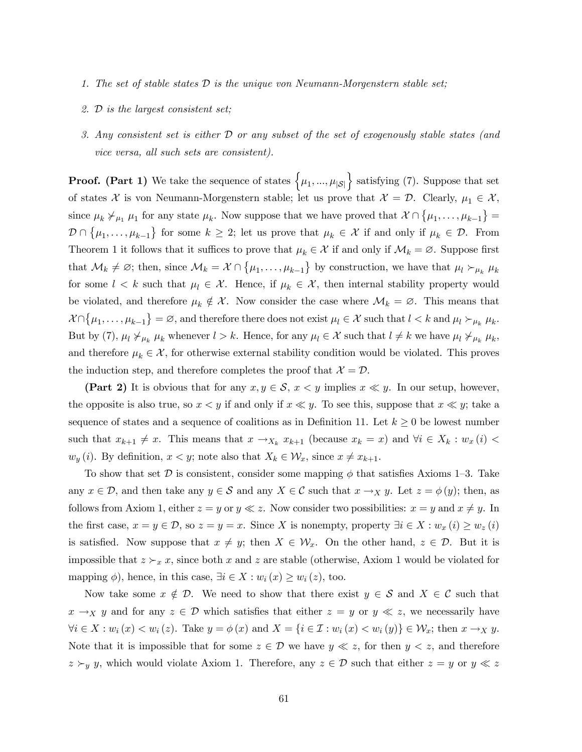1. *The set of stable states $\mathcal{D}$ is the unique von Neumann-Morgenstern stable set;*

2. *$\mathcal{D}$ is the largest consistent set;*

3. *Any consistent set is either $\mathcal{D}$ or any subset of the set of exogenously stable states (and vice versa, all such sets are consistent).*

**Proof. (Part 1)** We take the sequence of states $\left\{\mu_1, ..., \mu_{|\mathcal{S}|}\right\}$ satisfying (7). Suppose that set of states $\mathcal{X}$ is von Neumann-Morgenstern stable; let us prove that $\mathcal{X} = \mathcal{D}$. Clearly, $\mu_1 \in \mathcal{X}$, since $\mu_k \not\succ_{\mu_1} \mu_1$ for any state $\mu_k$. Now suppose that we have proved that $\mathcal{X} \cap \left\{\mu_1, \ldots, \mu_{k-1}\right\} = \mathcal{D} \cap \left\{\mu_1, \ldots, \mu_{k-1}\right\}$ for some $k \geq 2$; let us prove that $\mu_k \in \mathcal{X}$ if and only if $\mu_k \in \mathcal{D}$. From Theorem 1 it follows that it suffices to prove that $\mu_k \in \mathcal{X}$ if and only if $\mathcal{M}_k = \varnothing$. Suppose first that $\mathcal{M}_k \neq \varnothing$; then, since $\mathcal{M}_k = \mathcal{X} \cap \left\{\mu_1, \ldots, \mu_{k-1}\right\}$ by construction, we have that $\mu_l \succ_{\mu_k} \mu_k$ for some $l < k$ such that $\mu_l \in \mathcal{X}$. Hence, if $\mu_k \in \mathcal{X}$, then internal stability property would be violated, and therefore $\mu_k \notin \mathcal{X}$. Now consider the case where $\mathcal{M}_k = \varnothing$. This means that $\mathcal{X} \cap \left\{\mu_1, \ldots, \mu_{k-1}\right\} = \varnothing$, and therefore there does not exist $\mu_l \in \mathcal{X}$ such that $l < k$ and $\mu_l \succ_{\mu_k} \mu_k$. But by (7), $\mu_l \not\succ_{\mu_k} \mu_k$ whenever $l > k$. Hence, for any $\mu_l \in \mathcal{X}$ such that $l \neq k$ we have $\mu_l \not\succ_{\mu_k} \mu_k$, and therefore $\mu_k \in \mathcal{X}$, for otherwise external stability condition would be violated. This proves the induction step, and therefore completes the proof that $\mathcal{X} = \mathcal{D}$.

**(Part 2)** It is obvious that for any $x, y \in \mathcal{S}$, $x < y$ implies $x \ll y$. In our setup, however, the opposite is also true, so $x < y$ if and only if $x \ll y$. To see this, suppose that $x \ll y$; take a sequence of states and a sequence of coalitions as in Definition 11. Let $k \geq 0$ be lowest number such that $x_{k+1} \neq x$. This means that $x \rightarrow_{X_k} x_{k+1}$ (because $x_k = x$) and $\forall i \in X_k : w_x(i) < w_y(i)$. By definition, $x < y$; note also that $X_k \in \mathcal{W}_x$, since $x \neq x_{k+1}$.

To show that set $\mathcal{D}$ is consistent, consider some mapping $\phi$ that satisfies Axioms 1–3. Take any $x \in \mathcal{D}$, and then take any $y \in \mathcal{S}$ and any $X \in \mathcal{C}$ such that $x \rightarrow_X y$. Let $z = \phi(y)$; then, as follows from Axiom 1, either $z = y$ or $y \ll z$. Now consider two possibilities: $x = y$ and $x \neq y$. In the first case, $x = y \in \mathcal{D}$, so $z = y = x$. Since $X$ is nonempty, property $\exists i \in X : w_x(i) \geq w_z(i)$ is satisfied. Now suppose that $x \neq y$; then $X \in \mathcal{W}_x$. On the other hand, $z \in \mathcal{D}$. But it is impossible that $z \succ_x x$, since both $x$ and $z$ are stable (otherwise, Axiom 1 would be violated for mapping $\phi$), hence, in this case, $\exists i \in X : w_i(x) \geq w_i(z)$, too.

Now take some $x \notin \mathcal{D}$. We need to show that there exist $y \in \mathcal{S}$ and $X \in \mathcal{C}$ such that $x \rightarrow_X y$ and for any $z \in \mathcal{D}$ which satisfies that either $z = y$ or $y \ll z$, we necessarily have $\forall i \in X : w_i(x) < w_i(z)$. Take $y = \phi(x)$ and $X = \{i \in \mathcal{I} : w_i(x) < w_i(y)\} \in \mathcal{W}_x$; then $x \rightarrow_X y$. Note that it is impossible that for some $z \in \mathcal{D}$ we have $y \ll z$, for then $y < z$, and therefore $z \succ_y y$, which would violate Axiom 1. Therefore, any $z \in \mathcal{D}$ such that either $z = y$ or $y \ll z$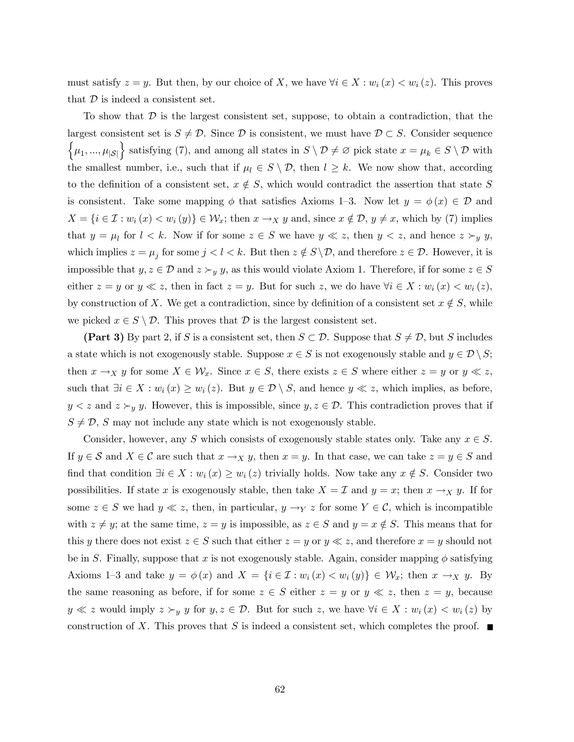must satisfy $z = y$. But then, by our choice of $X$, we have $\forall i \in X : w_i(x) < w_i(z)$. This proves that $\mathcal{D}$ is indeed a consistent set.

To show that $\mathcal{D}$ is the largest consistent set, suppose, to obtain a contradiction, that the largest consistent set is $S \neq \mathcal{D}$. Since $\mathcal{D}$ is consistent, we must have $\mathcal{D} \subset S$. Consider sequence $\left\{\mu_1, ..., \mu_{|\mathcal{S}|}\right\}$ satisfying (7), and among all states in $S \setminus \mathcal{D} \neq \varnothing$ pick state $x = \mu_k \in S \setminus \mathcal{D}$ with the smallest number, i.e., such that if $\mu_l \in S \setminus \mathcal{D}$, then $l \geq k$. We now show that, according to the definition of a consistent set, $x \notin S$, which would contradict the assertion that state $S$ is consistent. Take some mapping $\phi$ that satisfies Axioms 1–3. Now let $y = \phi(x) \in \mathcal{D}$ and $X = \{i \in \mathcal{I} : w_i(x) < w_i(y)\} \in \mathcal{W}_x$; then $x \rightarrow_X y$ and, since $x \notin \mathcal{D}$, $y \neq x$, which by (7) implies that $y = \mu_l$ for $l < k$. Now if for some $z \in S$ we have $y \ll z$, then $y < z$, and hence $z \succ_y y$, which implies $z = \mu_j$ for some $j < l < k$. But then $z \notin S \setminus \mathcal{D}$, and therefore $z \in \mathcal{D}$. However, it is impossible that $y, z \in \mathcal{D}$ and $z \succ_y y$, as this would violate Axiom 1. Therefore, if for some $z \in S$ either $z = y$ or $y \ll z$, then in fact $z = y$. But for such $z$, we do have $\forall i \in X : w_i(x) < w_i(z)$, by construction of $X$. We get a contradiction, since by definition of a consistent set $x \notin S$, while we picked $x \in S \setminus \mathcal{D}$. This proves that $\mathcal{D}$ is the largest consistent set.

**(Part 3)** By part 2, if $S$ is a consistent set, then $S \subset \mathcal{D}$. Suppose that $S \neq \mathcal{D}$, but $S$ includes a state which is not exogenously stable. Suppose $x \in S$ is not exogenously stable and $y \in \mathcal{D} \setminus S$; then $x \rightarrow_X y$ for some $X \in \mathcal{W}_x$. Since $x \in S$, there exists $z \in S$ where either $z = y$ or $y \ll z$, such that $\exists i \in X : w_i(x) \geq w_i(z)$. But $y \in \mathcal{D} \setminus S$, and hence $y \ll z$, which implies, as before, $y < z$ and $z \succ_y y$. However, this is impossible, since $y, z \in \mathcal{D}$. This contradiction proves that if $S \neq \mathcal{D}$, $S$ may not include any state which is not exogenously stable.

Consider, however, any $S$ which consists of exogenously stable states only. Take any $x \in S$. If $y \in \mathcal{S}$ and $X \in \mathcal{C}$ are such that $x \rightarrow_X y$, then $x = y$. In that case, we can take $z = y \in S$ and find that condition $\exists i \in X : w_i(x) \geq w_i(z)$ trivially holds. Now take any $x \notin S$. Consider two possibilities. If state $x$ is exogenously stable, then take $X = \mathcal{I}$ and $y = x$; then $x \rightarrow_X y$. If for some $z \in S$ we had $y \ll z$, then, in particular, $y \rightarrow_Y z$ for some $Y \in \mathcal{C}$, which is incompatible with $z \neq y$; at the same time, $z = y$ is impossible, as $z \in S$ and $y = x \notin S$. This means that for this $y$ there does not exist $z \in S$ such that either $z = y$ or $y \ll z$, and therefore $x = y$ should not be in $S$. Finally, suppose that $x$ is not exogenously stable. Again, consider mapping $\phi$ satisfying Axioms 1–3 and take $y = \phi(x)$ and $X = \{i \in \mathcal{I} : w_i(x) < w_i(y)\} \in \mathcal{W}_x$; then $x \rightarrow_X y$. By the same reasoning as before, if for some $z \in S$ either $z = y$ or $y \ll z$, then $z = y$, because $y \ll z$ would imply $z \succ_y y$ for $y, z \in \mathcal{D}$. But for such $z$, we have $\forall i \in X : w_i(x) < w_i(z)$ by construction of $X$. This proves that $S$ is indeed a consistent set, which completes the proof. ■